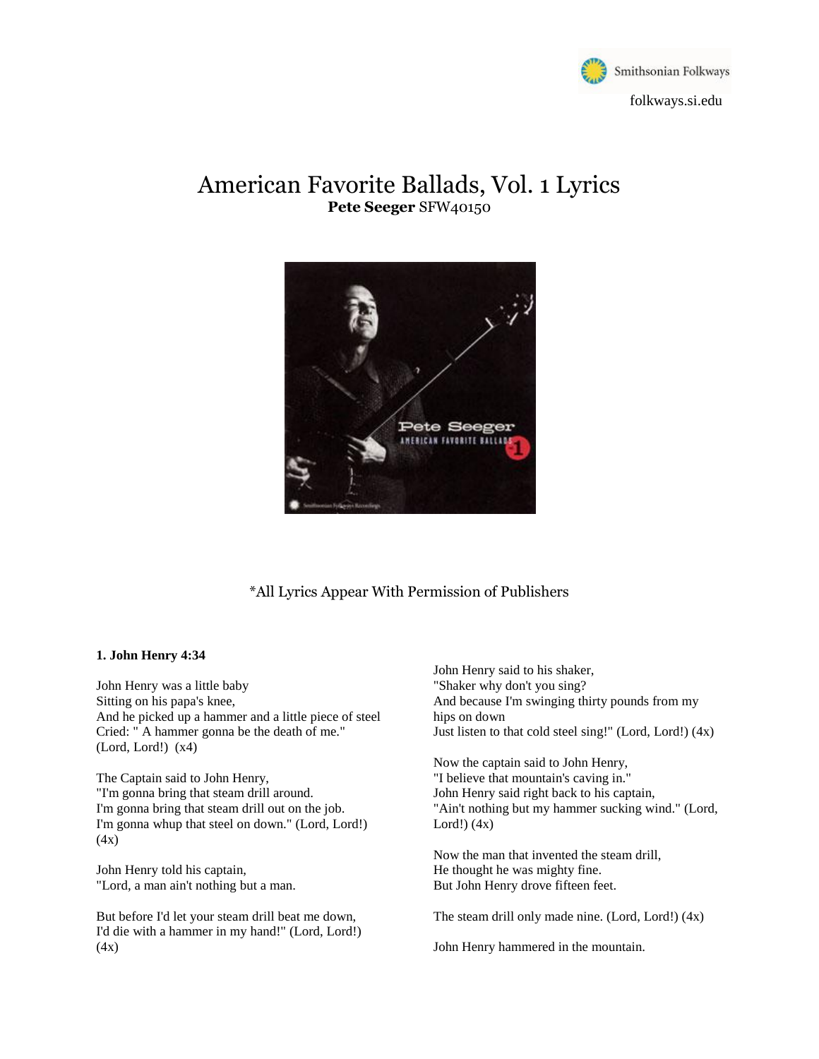Smithsonian Folkways

folkways.si.edu

# American Favorite Ballads, Vol. 1 Lyrics

**Pete Seeger** SFW40150

*All Lyrics Appear With Permission of Publishers

### 1. John Henry 4:34

John Henry was a little baby
Sitting on his papa's knee,
And he picked up a hammer and a little piece of steel
Cried: " A hammer gonna be the death of me."
(Lord, Lord!) (x4)

The Captain said to John Henry,
"I'm gonna bring that steam drill around.
I'm gonna bring that steam drill out on the job.
I'm gonna whup that steel on down." (Lord, Lord!) (4x)

John Henry told his captain,
"Lord, a man ain't nothing but a man.

But before I'd let your steam drill beat me down,
I'd die with a hammer in my hand!" (Lord, Lord!) (4x)

John Henry said to his shaker,
"Shaker why don't you sing?
And because I'm swinging thirty pounds from my hips on down
Just listen to that cold steel sing!" (Lord, Lord!) (4x)

Now the captain said to John Henry,
"I believe that mountain's caving in."
John Henry said right back to his captain,
"Ain't nothing but my hammer sucking wind." (Lord, Lord!) (4x)

Now the man that invented the steam drill,
He thought he was mighty fine.
But John Henry drove fifteen feet.

The steam drill only made nine. (Lord, Lord!) (4x)

John Henry hammered in the mountain.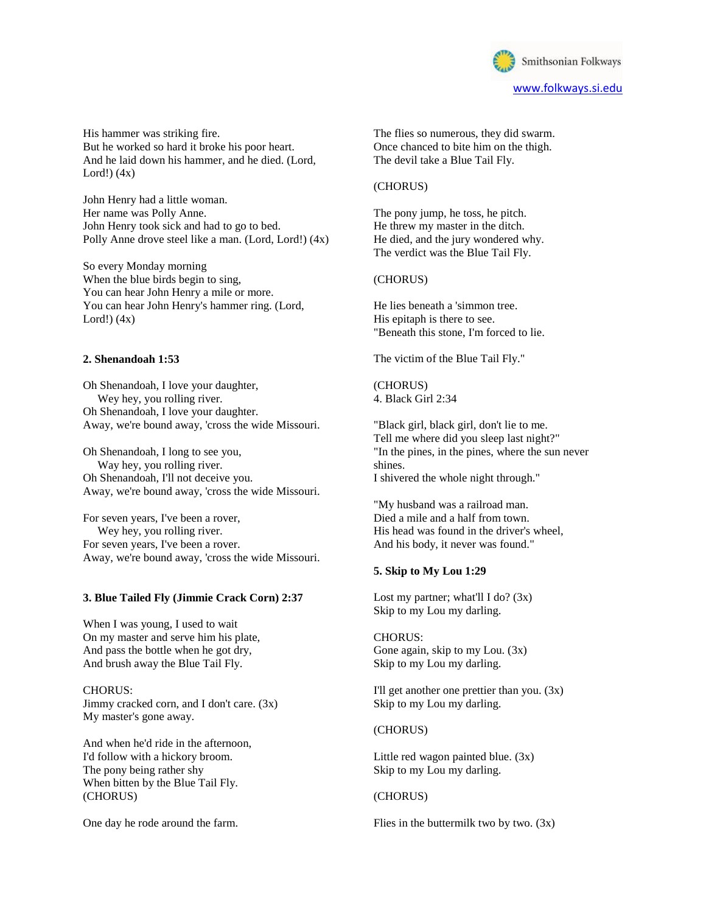His hammer was striking fire.
But he worked so hard it broke his poor heart.
And he laid down his hammer, and he died. (Lord, Lord!) (4x)

John Henry had a little woman.
Her name was Polly Anne.
John Henry took sick and had to go to bed.
Polly Anne drove steel like a man. (Lord, Lord!) (4x)

So every Monday morning
When the blue birds begin to sing,
You can hear John Henry a mile or more.
You can hear John Henry's hammer ring. (Lord, Lord!) (4x)

**2. Shenandoah 1:53**

Oh Shenandoah, I love your daughter,
  Wey hey, you rolling river.
Oh Shenandoah, I love your daughter.
Away, we're bound away, 'cross the wide Missouri.

Oh Shenandoah, I long to see you,
  Way hey, you rolling river.
Oh Shenandoah, I'll not deceive you.
Away, we're bound away, 'cross the wide Missouri.

For seven years, I've been a rover,
  Wey hey, you rolling river.
For seven years, I've been a rover.
Away, we're bound away, 'cross the wide Missouri.

**3. Blue Tailed Fly (Jimmie Crack Corn) 2:37**

When I was young, I used to wait
On my master and serve him his plate,
And pass the bottle when he got dry,
And brush away the Blue Tail Fly.

CHORUS:
Jimmy cracked corn, and I don't care. (3x)
My master's gone away.

And when he'd ride in the afternoon,
I'd follow with a hickory broom.
The pony being rather shy
When bitten by the Blue Tail Fly.
(CHORUS)

One day he rode around the farm.
The flies so numerous, they did swarm.
Once chanced to bite him on the thigh.
The devil take a Blue Tail Fly.

(CHORUS)

The pony jump, he toss, he pitch.
He threw my master in the ditch.
He died, and the jury wondered why.
The verdict was the Blue Tail Fly.

(CHORUS)

He lies beneath a 'simmon tree.
His epitaph is there to see.
"Beneath this stone, I'm forced to lie.

The victim of the Blue Tail Fly."

(CHORUS)
4. Black Girl 2:34

"Black girl, black girl, don't lie to me.
Tell me where did you sleep last night?"
"In the pines, in the pines, where the sun never shines.
I shivered the whole night through."

"My husband was a railroad man.
Died a mile and a half from town.
His head was found in the driver's wheel,
And his body, it never was found."

**5. Skip to My Lou 1:29**

Lost my partner; what'll I do? (3x)
Skip to my Lou my darling.

CHORUS:
Gone again, skip to my Lou. (3x)
Skip to my Lou my darling.

I'll get another one prettier than you. (3x)
Skip to my Lou my darling.

(CHORUS)

Little red wagon painted blue. (3x)
Skip to my Lou my darling.

(CHORUS)

Flies in the buttermilk two by two. (3x)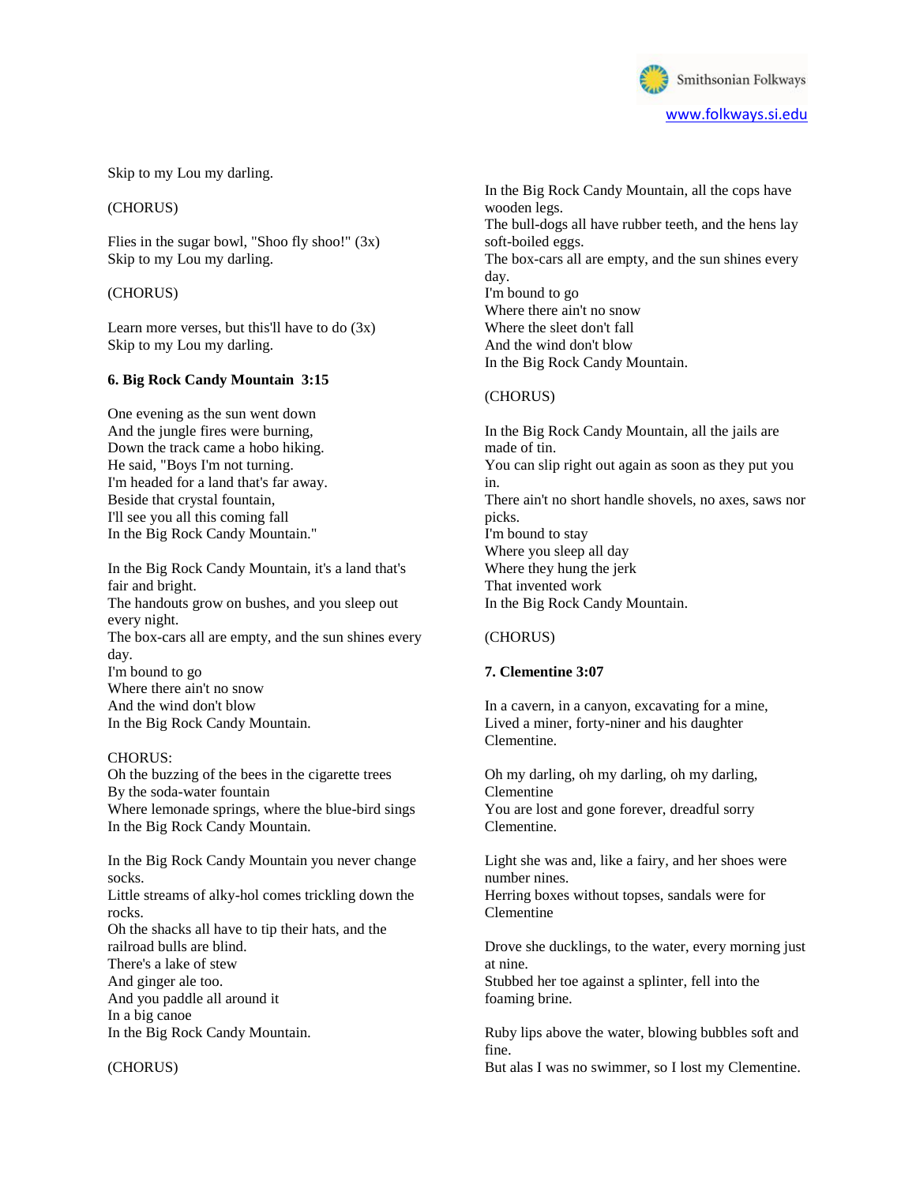Skip to my Lou my darling.

(CHORUS)

Flies in the sugar bowl, "Shoo fly shoo!" (3x)
Skip to my Lou my darling.

(CHORUS)

Learn more verses, but this'll have to do (3x)
Skip to my Lou my darling.

**6. Big Rock Candy Mountain 3:15**

One evening as the sun went down
And the jungle fires were burning,
Down the track came a hobo hiking.
He said, "Boys I'm not turning.
I'm headed for a land that's far away.
Beside that crystal fountain,
I'll see you all this coming fall
In the Big Rock Candy Mountain."

In the Big Rock Candy Mountain, it's a land that's fair and bright.
The handouts grow on bushes, and you sleep out every night.
The box-cars all are empty, and the sun shines every day.
I'm bound to go
Where there ain't no snow
And the wind don't blow
In the Big Rock Candy Mountain.

CHORUS:
Oh the buzzing of the bees in the cigarette trees
By the soda-water fountain
Where lemonade springs, where the blue-bird sings
In the Big Rock Candy Mountain.

In the Big Rock Candy Mountain you never change socks.
Little streams of alky-hol comes trickling down the rocks.
Oh the shacks all have to tip their hats, and the railroad bulls are blind.
There's a lake of stew
And ginger ale too.
And you paddle all around it
In a big canoe
In the Big Rock Candy Mountain.

(CHORUS)

In the Big Rock Candy Mountain, all the cops have wooden legs.
The bull-dogs all have rubber teeth, and the hens lay soft-boiled eggs.
The box-cars all are empty, and the sun shines every day.
I'm bound to go
Where there ain't no snow
Where the sleet don't fall
And the wind don't blow
In the Big Rock Candy Mountain.

(CHORUS)

In the Big Rock Candy Mountain, all the jails are made of tin.
You can slip right out again as soon as they put you in.
There ain't no short handle shovels, no axes, saws nor picks.
I'm bound to stay
Where you sleep all day
Where they hung the jerk
That invented work
In the Big Rock Candy Mountain.

(CHORUS)

**7. Clementine 3:07**

In a cavern, in a canyon, excavating for a mine,
Lived a miner, forty-niner and his daughter Clementine.

Oh my darling, oh my darling, oh my darling, Clementine
You are lost and gone forever, dreadful sorry Clementine.

Light she was and, like a fairy, and her shoes were number nines.
Herring boxes without topses, sandals were for Clementine

Drove she ducklings, to the water, every morning just at nine.
Stubbed her toe against a splinter, fell into the foaming brine.

Ruby lips above the water, blowing bubbles soft and fine.
But alas I was no swimmer, so I lost my Clementine.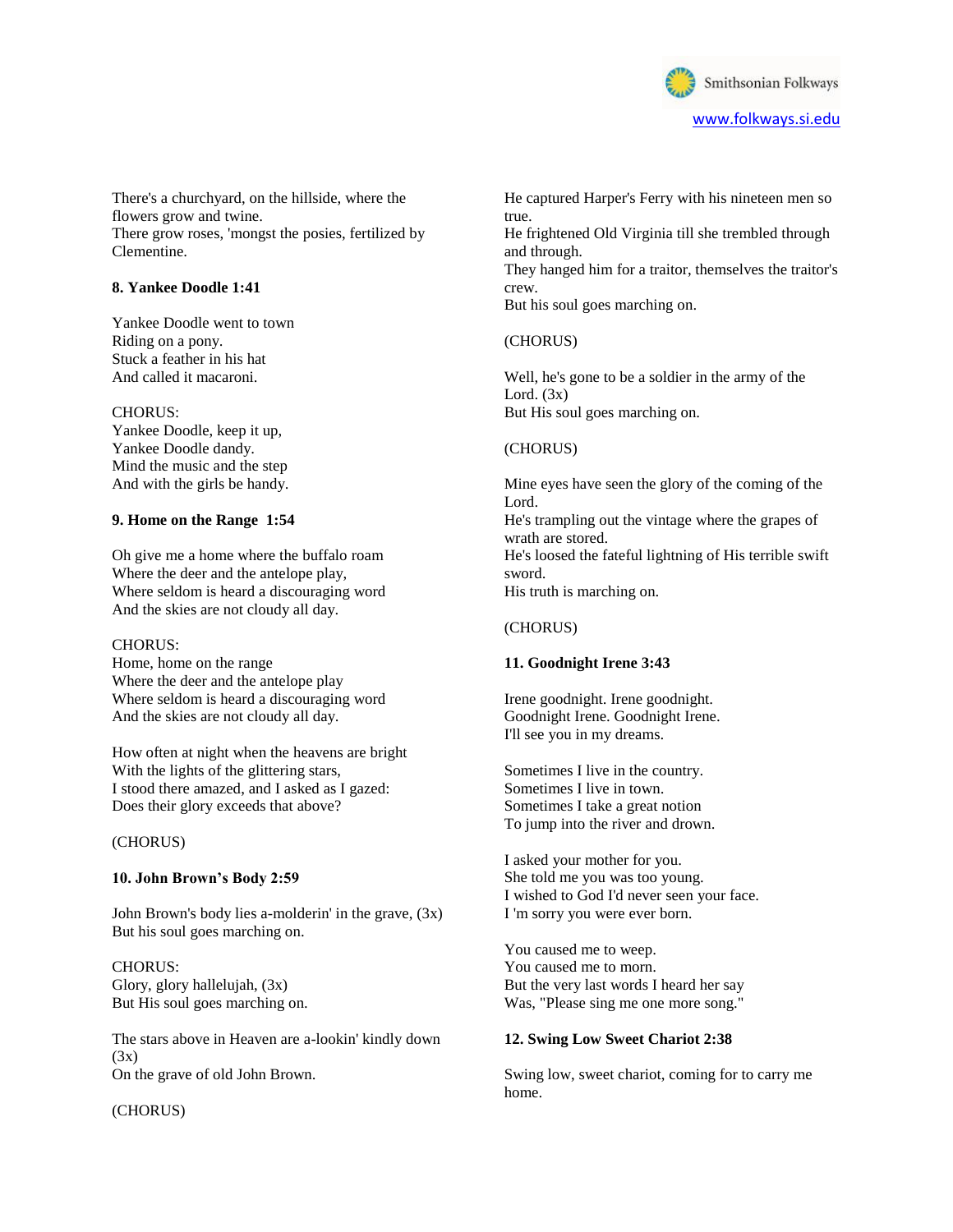There's a churchyard, on the hillside, where the flowers grow and twine.
There grow roses, 'mongst the posies, fertilized by Clementine.

**8. Yankee Doodle 1:41**

Yankee Doodle went to town
Riding on a pony.
Stuck a feather in his hat
And called it macaroni.

CHORUS:
Yankee Doodle, keep it up,
Yankee Doodle dandy.
Mind the music and the step
And with the girls be handy.

**9. Home on the Range 1:54**

Oh give me a home where the buffalo roam
Where the deer and the antelope play,
Where seldom is heard a discouraging word
And the skies are not cloudy all day.

CHORUS:
Home, home on the range
Where the deer and the antelope play
Where seldom is heard a discouraging word
And the skies are not cloudy all day.

How often at night when the heavens are bright
With the lights of the glittering stars,
I stood there amazed, and I asked as I gazed:
Does their glory exceeds that above?

(CHORUS)

**10. John Brown's Body 2:59**

John Brown's body lies a-molderin' in the grave, (3x)
But his soul goes marching on.

CHORUS:
Glory, glory hallelujah, (3x)
But His soul goes marching on.

The stars above in Heaven are a-lookin' kindly down (3x)
On the grave of old John Brown.

(CHORUS)

He captured Harper's Ferry with his nineteen men so true.
He frightened Old Virginia till she trembled through and through.
They hanged him for a traitor, themselves the traitor's crew.
But his soul goes marching on.

(CHORUS)

Well, he's gone to be a soldier in the army of the Lord. (3x)
But His soul goes marching on.

(CHORUS)

Mine eyes have seen the glory of the coming of the Lord.
He's trampling out the vintage where the grapes of wrath are stored.
He's loosed the fateful lightning of His terrible swift sword.
His truth is marching on.

(CHORUS)

**11. Goodnight Irene 3:43**

Irene goodnight. Irene goodnight.
Goodnight Irene. Goodnight Irene.
I'll see you in my dreams.

Sometimes I live in the country.
Sometimes I live in town.
Sometimes I take a great notion
To jump into the river and drown.

I asked your mother for you.
She told me you was too young.
I wished to God I'd never seen your face.
I 'm sorry you were ever born.

You caused me to weep.
You caused me to morn.
But the very last words I heard her say
Was, "Please sing me one more song."

**12. Swing Low Sweet Chariot 2:38**

Swing low, sweet chariot, coming for to carry me home.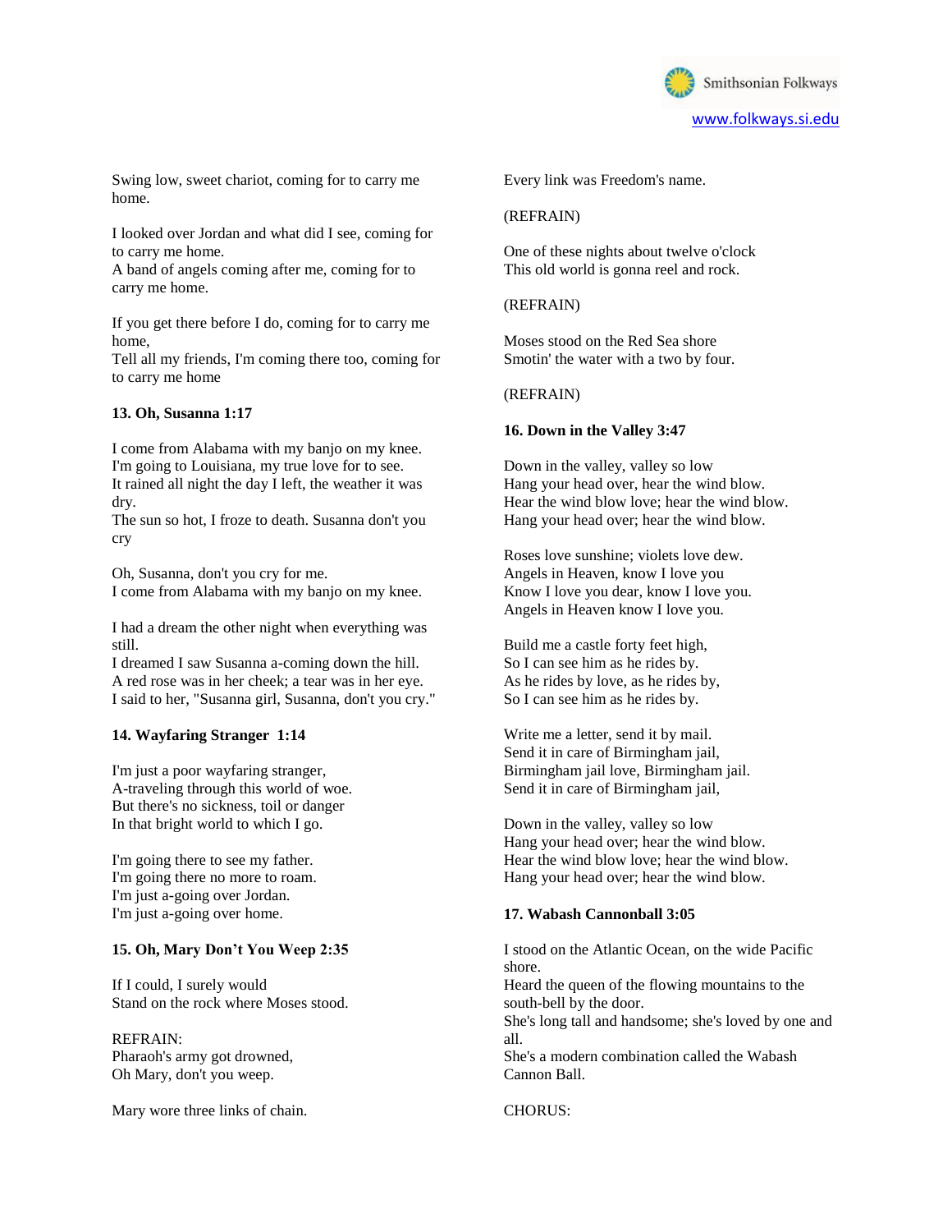Swing low, sweet chariot, coming for to carry me home.

I looked over Jordan and what did I see, coming for to carry me home.
A band of angels coming after me, coming for to carry me home.

If you get there before I do, coming for to carry me home,
Tell all my friends, I'm coming there too, coming for to carry me home

**13. Oh, Susanna 1:17**

I come from Alabama with my banjo on my knee.
I'm going to Louisiana, my true love for to see.
It rained all night the day I left, the weather it was dry.
The sun so hot, I froze to death. Susanna don't you cry

Oh, Susanna, don't you cry for me.
I come from Alabama with my banjo on my knee.

I had a dream the other night when everything was still.
I dreamed I saw Susanna a-coming down the hill.
A red rose was in her cheek; a tear was in her eye.
I said to her, "Susanna girl, Susanna, don't you cry."

**14. Wayfaring Stranger 1:14**

I'm just a poor wayfaring stranger,
A-traveling through this world of woe.
But there's no sickness, toil or danger
In that bright world to which I go.

I'm going there to see my father.
I'm going there no more to roam.
I'm just a-going over Jordan.
I'm just a-going over home.

**15. Oh, Mary Don't You Weep 2:35**

If I could, I surely would
Stand on the rock where Moses stood.

REFRAIN:
Pharaoh's army got drowned,
Oh Mary, don't you weep.

Mary wore three links of chain.
Every link was Freedom's name.

(REFRAIN)

One of these nights about twelve o'clock
This old world is gonna reel and rock.

(REFRAIN)

Moses stood on the Red Sea shore
Smotin' the water with a two by four.

(REFRAIN)

**16. Down in the Valley 3:47**

Down in the valley, valley so low
Hang your head over, hear the wind blow.
Hear the wind blow love; hear the wind blow.
Hang your head over; hear the wind blow.

Roses love sunshine; violets love dew.
Angels in Heaven, know I love you
Know I love you dear, know I love you.
Angels in Heaven know I love you.

Build me a castle forty feet high,
So I can see him as he rides by.
As he rides by love, as he rides by,
So I can see him as he rides by.

Write me a letter, send it by mail.
Send it in care of Birmingham jail,
Birmingham jail love, Birmingham jail.
Send it in care of Birmingham jail,

Down in the valley, valley so low
Hang your head over; hear the wind blow.
Hear the wind blow love; hear the wind blow.
Hang your head over; hear the wind blow.

**17. Wabash Cannonball 3:05**

I stood on the Atlantic Ocean, on the wide Pacific shore.
Heard the queen of the flowing mountains to the south-bell by the door.
She's long tall and handsome; she's loved by one and all.
She's a modern combination called the Wabash Cannon Ball.

CHORUS: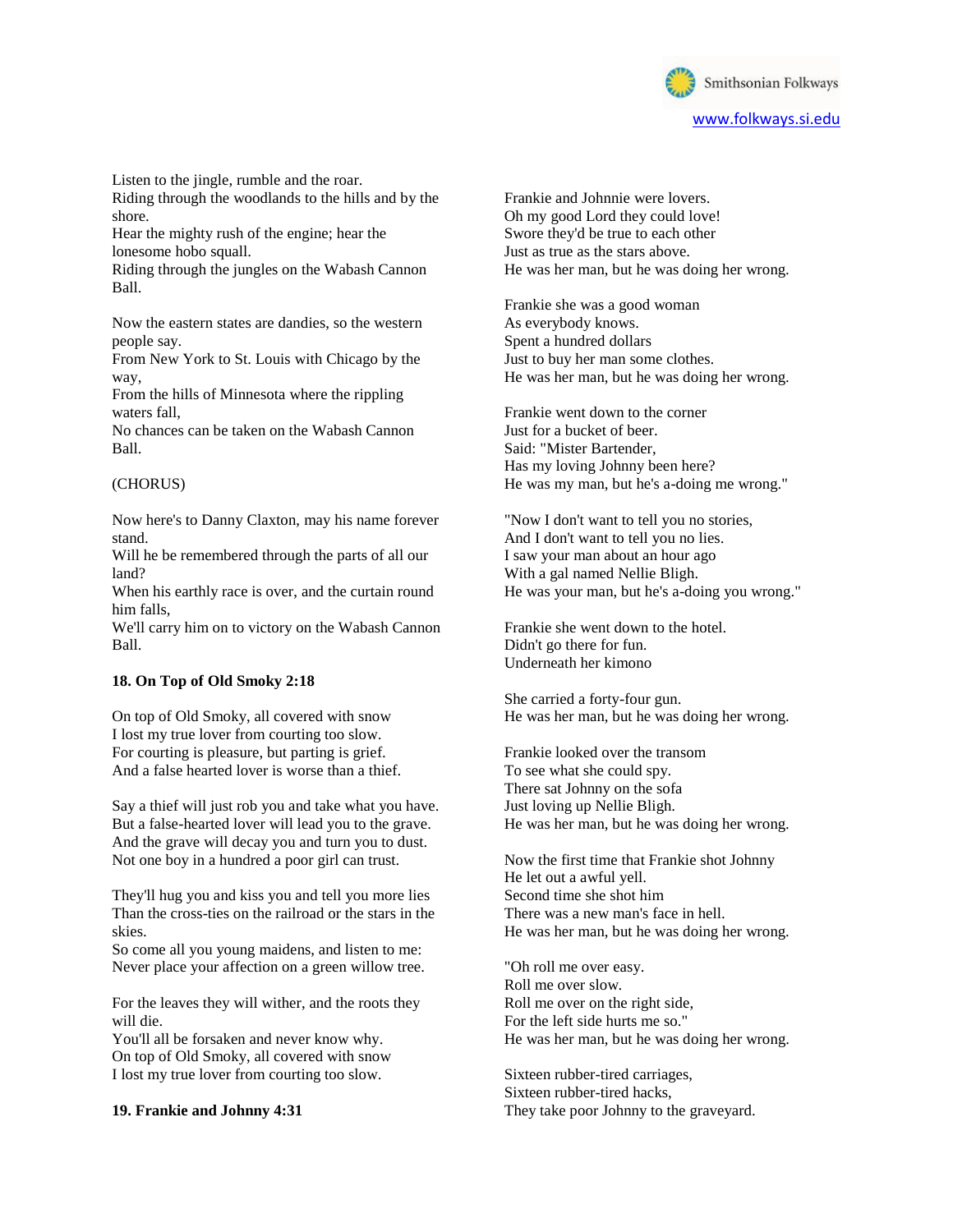Listen to the jingle, rumble and the roar.
Riding through the woodlands to the hills and by the shore.
Hear the mighty rush of the engine; hear the lonesome hobo squall.
Riding through the jungles on the Wabash Cannon Ball.

Now the eastern states are dandies, so the western people say.
From New York to St. Louis with Chicago by the way,
From the hills of Minnesota where the rippling waters fall,
No chances can be taken on the Wabash Cannon Ball.

(CHORUS)

Now here's to Danny Claxton, may his name forever stand.
Will he be remembered through the parts of all our land?
When his earthly race is over, and the curtain round him falls,
We'll carry him on to victory on the Wabash Cannon Ball.

**18. On Top of Old Smoky 2:18**

On top of Old Smoky, all covered with snow
I lost my true lover from courting too slow.
For courting is pleasure, but parting is grief.
And a false hearted lover is worse than a thief.

Say a thief will just rob you and take what you have.
But a false-hearted lover will lead you to the grave.
And the grave will decay you and turn you to dust.
Not one boy in a hundred a poor girl can trust.

They'll hug you and kiss you and tell you more lies
Than the cross-ties on the railroad or the stars in the skies.
So come all you young maidens, and listen to me:
Never place your affection on a green willow tree.

For the leaves they will wither, and the roots they will die.
You'll all be forsaken and never know why.
On top of Old Smoky, all covered with snow
I lost my true lover from courting too slow.

**19. Frankie and Johnny 4:31**

Frankie and Johnnie were lovers.
Oh my good Lord they could love!
Swore they'd be true to each other
Just as true as the stars above.
He was her man, but he was doing her wrong.

Frankie she was a good woman
As everybody knows.
Spent a hundred dollars
Just to buy her man some clothes.
He was her man, but he was doing her wrong.

Frankie went down to the corner
Just for a bucket of beer.
Said: "Mister Bartender,
Has my loving Johnny been here?
He was my man, but he's a-doing me wrong."

"Now I don't want to tell you no stories,
And I don't want to tell you no lies.
I saw your man about an hour ago
With a gal named Nellie Bligh.
He was your man, but he's a-doing you wrong."

Frankie she went down to the hotel.
Didn't go there for fun.
Underneath her kimono

She carried a forty-four gun.
He was her man, but he was doing her wrong.

Frankie looked over the transom
To see what she could spy.
There sat Johnny on the sofa
Just loving up Nellie Bligh.
He was her man, but he was doing her wrong.

Now the first time that Frankie shot Johnny
He let out a awful yell.
Second time she shot him
There was a new man's face in hell.
He was her man, but he was doing her wrong.

"Oh roll me over easy.
Roll me over slow.
Roll me over on the right side,
For the left side hurts me so."
He was her man, but he was doing her wrong.

Sixteen rubber-tired carriages,
Sixteen rubber-tired hacks,
They take poor Johnny to the graveyard.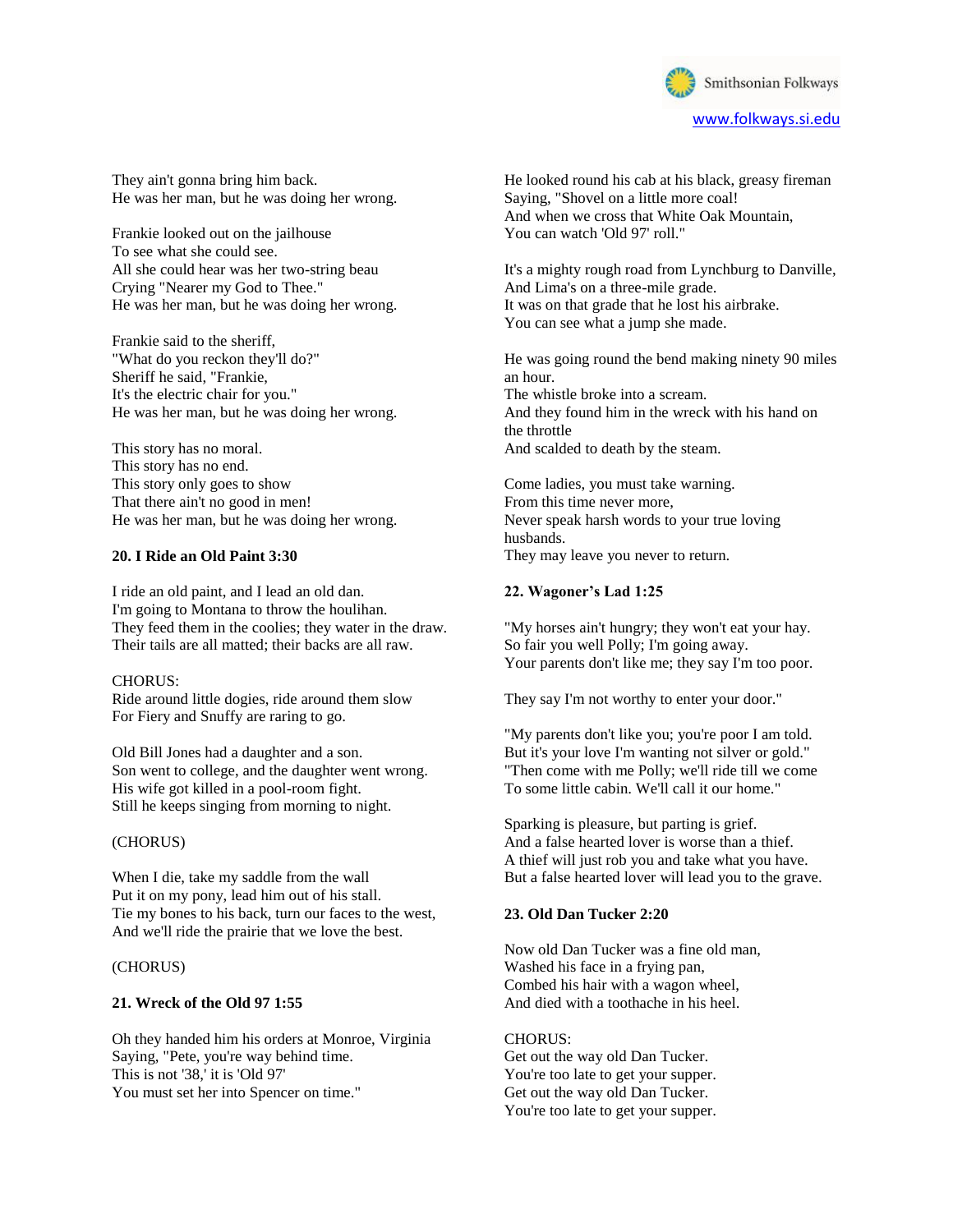They ain't gonna bring him back.
He was her man, but he was doing her wrong.

Frankie looked out on the jailhouse
To see what she could see.
All she could hear was her two-string beau
Crying "Nearer my God to Thee."
He was her man, but he was doing her wrong.

Frankie said to the sheriff,
"What do you reckon they'll do?"
Sheriff he said, "Frankie,
It's the electric chair for you."
He was her man, but he was doing her wrong.

This story has no moral.
This story has no end.
This story only goes to show
That there ain't no good in men!
He was her man, but he was doing her wrong.

**20. I Ride an Old Paint 3:30**

I ride an old paint, and I lead an old dan.
I'm going to Montana to throw the houlihan.
They feed them in the coolies; they water in the draw.
Their tails are all matted; their backs are all raw.

CHORUS:
Ride around little dogies, ride around them slow
For Fiery and Snuffy are raring to go.

Old Bill Jones had a daughter and a son.
Son went to college, and the daughter went wrong.
His wife got killed in a pool-room fight.
Still he keeps singing from morning to night.

(CHORUS)

When I die, take my saddle from the wall
Put it on my pony, lead him out of his stall.
Tie my bones to his back, turn our faces to the west,
And we'll ride the prairie that we love the best.

(CHORUS)

**21. Wreck of the Old 97 1:55**

Oh they handed him his orders at Monroe, Virginia
Saying, "Pete, you're way behind time.
This is not '38,' it is 'Old 97'
You must set her into Spencer on time."

He looked round his cab at his black, greasy fireman
Saying, "Shovel on a little more coal!
And when we cross that White Oak Mountain,
You can watch 'Old 97' roll."

It's a mighty rough road from Lynchburg to Danville,
And Lima's on a three-mile grade.
It was on that grade that he lost his airbrake.
You can see what a jump she made.

He was going round the bend making ninety 90 miles an hour.
The whistle broke into a scream.
And they found him in the wreck with his hand on the throttle
And scalded to death by the steam.

Come ladies, you must take warning.
From this time never more,
Never speak harsh words to your true loving husbands.
They may leave you never to return.

**22. Wagoner's Lad 1:25**

"My horses ain't hungry; they won't eat your hay.
So fair you well Polly; I'm going away.
Your parents don't like me; they say I'm too poor.

They say I'm not worthy to enter your door."

"My parents don't like you; you're poor I am told.
But it's your love I'm wanting not silver or gold."
"Then come with me Polly; we'll ride till we come
To some little cabin. We'll call it our home."

Sparking is pleasure, but parting is grief.
And a false hearted lover is worse than a thief.
A thief will just rob you and take what you have.
But a false hearted lover will lead you to the grave.

**23. Old Dan Tucker 2:20**

Now old Dan Tucker was a fine old man,
Washed his face in a frying pan,
Combed his hair with a wagon wheel,
And died with a toothache in his heel.

CHORUS:
Get out the way old Dan Tucker.
You're too late to get your supper.
Get out the way old Dan Tucker.
You're too late to get your supper.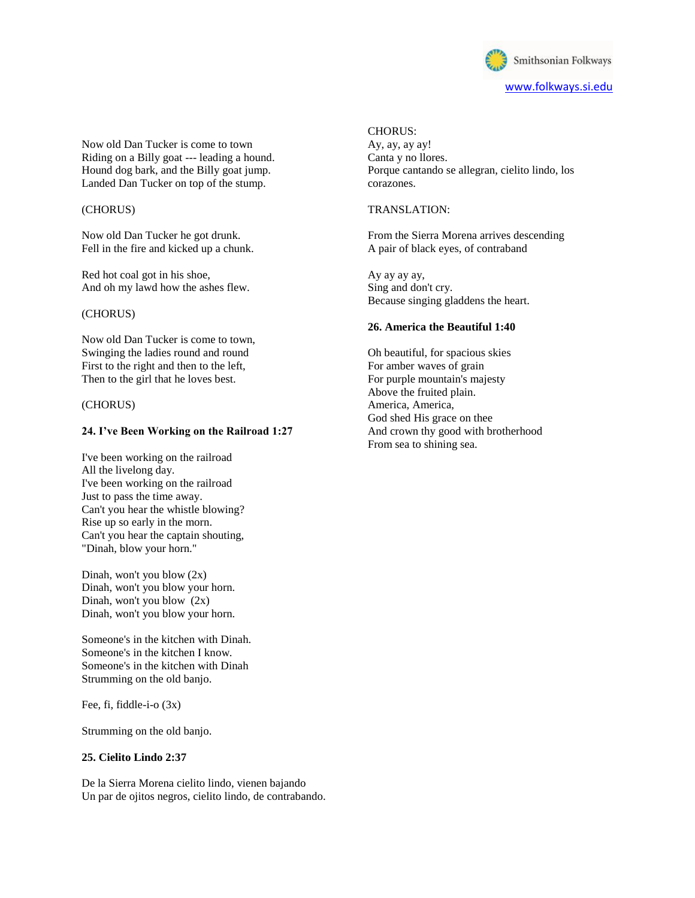Now old Dan Tucker is come to town
Riding on a Billy goat --- leading a hound.
Hound dog bark, and the Billy goat jump.
Landed Dan Tucker on top of the stump.

(CHORUS)

Now old Dan Tucker he got drunk.
Fell in the fire and kicked up a chunk.

Red hot coal got in his shoe,
And oh my lawd how the ashes flew.

(CHORUS)

Now old Dan Tucker is come to town,
Swinging the ladies round and round
First to the right and then to the left,
Then to the girl that he loves best.

(CHORUS)

**24. I've Been Working on the Railroad 1:27**

I've been working on the railroad
All the livelong day.
I've been working on the railroad
Just to pass the time away.
Can't you hear the whistle blowing?
Rise up so early in the morn.
Can't you hear the captain shouting,
"Dinah, blow your horn."

Dinah, won't you blow (2x)
Dinah, won't you blow your horn.
Dinah, won't you blow (2x)
Dinah, won't you blow your horn.

Someone's in the kitchen with Dinah.
Someone's in the kitchen I know.
Someone's in the kitchen with Dinah
Strumming on the old banjo.

Fee, fi, fiddle-i-o (3x)

Strumming on the old banjo.

**25. Cielito Lindo 2:37**

De la Sierra Morena cielito lindo, vienen bajando
Un par de ojitos negros, cielito lindo, de contrabando.

CHORUS:
Ay, ay, ay ay!
Canta y no llores.
Porque cantando se allegran, cielito lindo, los corazones.

TRANSLATION:

From the Sierra Morena arrives descending
A pair of black eyes, of contraband

Ay ay ay ay,
Sing and don't cry.
Because singing gladdens the heart.

**26. America the Beautiful 1:40**

Oh beautiful, for spacious skies
For amber waves of grain
For purple mountain's majesty
Above the fruited plain.
America, America,
God shed His grace on thee
And crown thy good with brotherhood
From sea to shining sea.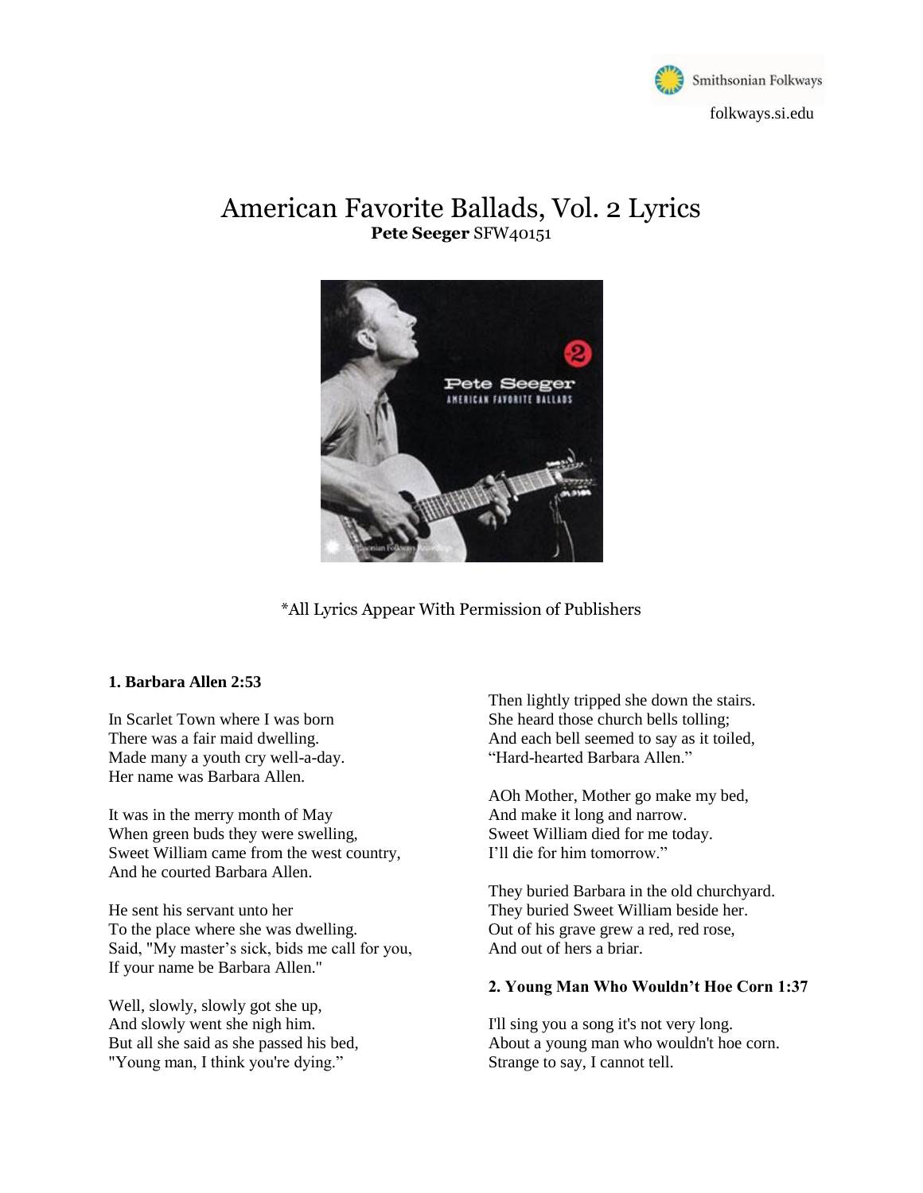Smithsonian Folkways
folkways.si.edu

# American Favorite Ballads, Vol. 2 Lyrics

**Pete Seeger** SFW40151

*All Lyrics Appear With Permission of Publishers

### 1. Barbara Allen 2:53

In Scarlet Town where I was born
There was a fair maid dwelling.
Made many a youth cry well-a-day.
Her name was Barbara Allen.

It was in the merry month of May
When green buds they were swelling,
Sweet William came from the west country,
And he courted Barbara Allen.

He sent his servant unto her
To the place where she was dwelling.
Said, "My master's sick, bids me call for you,
If your name be Barbara Allen."

Well, slowly, slowly got she up,
And slowly went she nigh him.
But all she said as she passed his bed,
"Young man, I think you're dying."

Then lightly tripped she down the stairs.
She heard those church bells tolling;
And each bell seemed to say as it toiled,
"Hard-hearted Barbara Allen."

AOh Mother, Mother go make my bed,
And make it long and narrow.
Sweet William died for me today.
I'll die for him tomorrow."

They buried Barbara in the old churchyard.
They buried Sweet William beside her.
Out of his grave grew a red, red rose,
And out of hers a briar.

### 2. Young Man Who Wouldn't Hoe Corn 1:37

I'll sing you a song it's not very long.
About a young man who wouldn't hoe corn.
Strange to say, I cannot tell.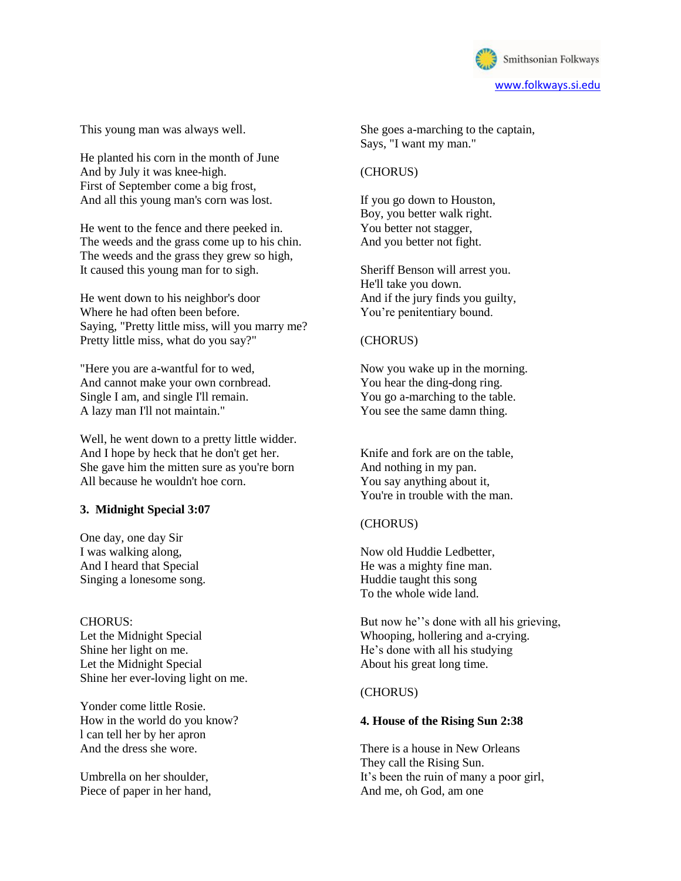This young man was always well.

He planted his corn in the month of June
And by July it was knee-high.
First of September come a big frost,
And all this young man's corn was lost.

He went to the fence and there peeked in.
The weeds and the grass come up to his chin.
The weeds and the grass they grew so high,
It caused this young man for to sigh.

He went down to his neighbor's door
Where he had often been before.
Saying, "Pretty little miss, will you marry me?
Pretty little miss, what do you say?"

"Here you are a-wantful for to wed,
And cannot make your own cornbread.
Single I am, and single I'll remain.
A lazy man I'll not maintain."

Well, he went down to a pretty little widder.
And I hope by heck that he don't get her.
She gave him the mitten sure as you're born
All because he wouldn't hoe corn.

**3. Midnight Special 3:07**

One day, one day Sir
I was walking along,
And I heard that Special
Singing a lonesome song.

CHORUS:
Let the Midnight Special
Shine her light on me.
Let the Midnight Special
Shine her ever-loving light on me.

Yonder come little Rosie.
How in the world do you know?
l can tell her by her apron
And the dress she wore.

Umbrella on her shoulder,
Piece of paper in her hand,
She goes a-marching to the captain,
Says, "I want my man."

(CHORUS)

If you go down to Houston,
Boy, you better walk right.
You better not stagger,
And you better not fight.

Sheriff Benson will arrest you.
He'll take you down.
And if the jury finds you guilty,
You’re penitentiary bound.

(CHORUS)

Now you wake up in the morning.
You hear the ding-dong ring.
You go a-marching to the table.
You see the same damn thing.

Knife and fork are on the table,
And nothing in my pan.
You say anything about it,
You're in trouble with the man.

(CHORUS)

Now old Huddie Ledbetter,
He was a mighty fine man.
Huddie taught this song
To the whole wide land.

But now he’’s done with all his grieving,
Whooping, hollering and a-crying.
He’s done with all his studying
About his great long time.

(CHORUS)

**4. House of the Rising Sun 2:38**

There is a house in New Orleans
They call the Rising Sun.
It’s been the ruin of many a poor girl,
And me, oh God, am one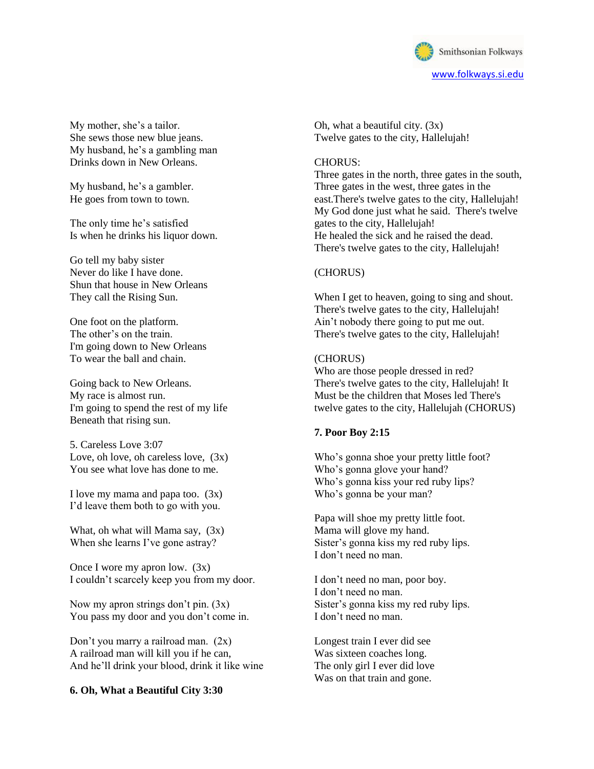My mother, she's a tailor.
She sews those new blue jeans.
My husband, he's a gambling man
Drinks down in New Orleans.

My husband, he's a gambler.
He goes from town to town.

The only time he's satisfied
Is when he drinks his liquor down.

Go tell my baby sister
Never do like I have done.
Shun that house in New Orleans
They call the Rising Sun.

One foot on the platform.
The other's on the train.
I'm going down to New Orleans
To wear the ball and chain.

Going back to New Orleans.
My race is almost run.
I'm going to spend the rest of my life
Beneath that rising sun.

5. Careless Love 3:07
Love, oh love, oh careless love, (3x)
You see what love has done to me.

I love my mama and papa too. (3x)
I'd leave them both to go with you.

What, oh what will Mama say, (3x)
When she learns I've gone astray?

Once I wore my apron low. (3x)
I couldn't scarcely keep you from my door.

Now my apron strings don't pin. (3x)
You pass my door and you don't come in.

Don't you marry a railroad man. (2x)
A railroad man will kill you if he can,
And he'll drink your blood, drink it like wine

**6. Oh, What a Beautiful City 3:30**

Oh, what a beautiful city. (3x)
Twelve gates to the city, Hallelujah!

CHORUS:
Three gates in the north, three gates in the south,
Three gates in the west, three gates in the east.There's twelve gates to the city, Hallelujah!
My God done just what he said. There's twelve gates to the city, Hallelujah!
He healed the sick and he raised the dead.
There's twelve gates to the city, Hallelujah!

(CHORUS)

When I get to heaven, going to sing and shout.
There's twelve gates to the city, Hallelujah!
Ain't nobody there going to put me out.
There's twelve gates to the city, Hallelujah!

(CHORUS)
Who are those people dressed in red?
There's twelve gates to the city, Hallelujah! It Must be the children that Moses led There's twelve gates to the city, Hallelujah (CHORUS)

**7. Poor Boy 2:15**

Who's gonna shoe your pretty little foot?
Who's gonna glove your hand?
Who's gonna kiss your red ruby lips?
Who's gonna be your man?

Papa will shoe my pretty little foot.
Mama will glove my hand.
Sister's gonna kiss my red ruby lips.
I don't need no man.

I don't need no man, poor boy.
I don't need no man.
Sister's gonna kiss my red ruby lips.
I don't need no man.

Longest train I ever did see
Was sixteen coaches long.
The only girl I ever did love
Was on that train and gone.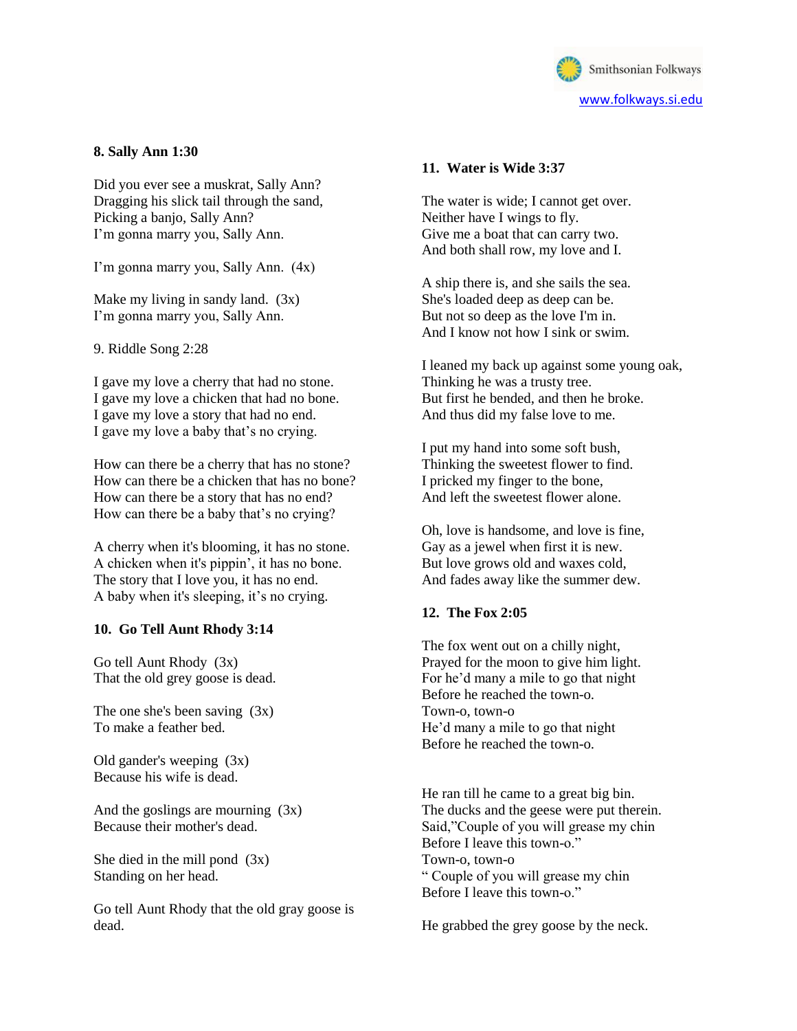**8. Sally Ann 1:30**

Did you ever see a muskrat, Sally Ann?
Dragging his slick tail through the sand,
Picking a banjo, Sally Ann?
I'm gonna marry you, Sally Ann.

I'm gonna marry you, Sally Ann. (4x)

Make my living in sandy land. (3x)
I'm gonna marry you, Sally Ann.

9. Riddle Song 2:28

I gave my love a cherry that had no stone.
I gave my love a chicken that had no bone.
I gave my love a story that had no end.
I gave my love a baby that's no crying.

How can there be a cherry that has no stone?
How can there be a chicken that has no bone?
How can there be a story that has no end?
How can there be a baby that's no crying?

A cherry when it's blooming, it has no stone.
A chicken when it's pippin', it has no bone.
The story that I love you, it has no end.
A baby when it's sleeping, it's no crying.

**10. Go Tell Aunt Rhody 3:14**

Go tell Aunt Rhody (3x)
That the old grey goose is dead.

The one she's been saving (3x)
To make a feather bed.

Old gander's weeping (3x)
Because his wife is dead.

And the goslings are mourning (3x)
Because their mother's dead.

She died in the mill pond (3x)
Standing on her head.

Go tell Aunt Rhody that the old gray goose is dead.

**11. Water is Wide 3:37**

The water is wide; I cannot get over.
Neither have I wings to fly.
Give me a boat that can carry two.
And both shall row, my love and I.

A ship there is, and she sails the sea.
She's loaded deep as deep can be.
But not so deep as the love I'm in.
And I know not how I sink or swim.

I leaned my back up against some young oak,
Thinking he was a trusty tree.
But first he bended, and then he broke.
And thus did my false love to me.

I put my hand into some soft bush,
Thinking the sweetest flower to find.
I pricked my finger to the bone,
And left the sweetest flower alone.

Oh, love is handsome, and love is fine,
Gay as a jewel when first it is new.
But love grows old and waxes cold,
And fades away like the summer dew.

**12. The Fox 2:05**

The fox went out on a chilly night,
Prayed for the moon to give him light.
For he'd many a mile to go that night
Before he reached the town-o.
Town-o, town-o
He'd many a mile to go that night
Before he reached the town-o.

He ran till he came to a great big bin.
The ducks and the geese were put therein.
Said,"Couple of you will grease my chin
Before I leave this town-o."
Town-o, town-o
" Couple of you will grease my chin
Before I leave this town-o."

He grabbed the grey goose by the neck.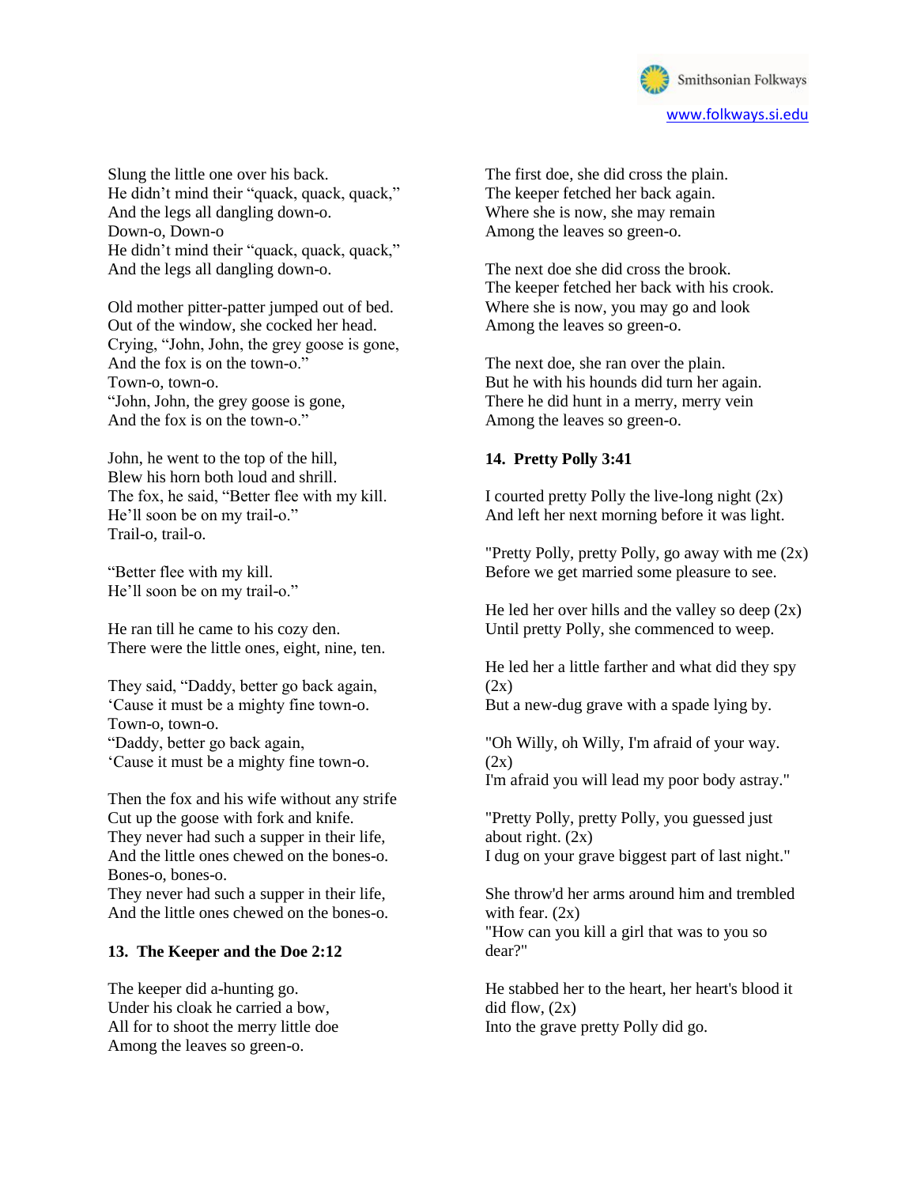Slung the little one over his back.
He didn't mind their "quack, quack, quack,"
And the legs all dangling down-o.
Down-o, Down-o
He didn't mind their "quack, quack, quack,"
And the legs all dangling down-o.

Old mother pitter-patter jumped out of bed.
Out of the window, she cocked her head.
Crying, "John, John, the grey goose is gone,
And the fox is on the town-o."
Town-o, town-o.
"John, John, the grey goose is gone,
And the fox is on the town-o."

John, he went to the top of the hill,
Blew his horn both loud and shrill.
The fox, he said, "Better flee with my kill.
He'll soon be on my trail-o."
Trail-o, trail-o.

"Better flee with my kill.
He'll soon be on my trail-o."

He ran till he came to his cozy den.
There were the little ones, eight, nine, ten.

They said, "Daddy, better go back again,
'Cause it must be a mighty fine town-o.
Town-o, town-o.
"Daddy, better go back again,
'Cause it must be a mighty fine town-o.

Then the fox and his wife without any strife
Cut up the goose with fork and knife.
They never had such a supper in their life,
And the little ones chewed on the bones-o.
Bones-o, bones-o.
They never had such a supper in their life,
And the little ones chewed on the bones-o.

**13. The Keeper and the Doe 2:12**

The keeper did a-hunting go.
Under his cloak he carried a bow,
All for to shoot the merry little doe
Among the leaves so green-o.

The first doe, she did cross the plain.
The keeper fetched her back again.
Where she is now, she may remain
Among the leaves so green-o.

The next doe she did cross the brook.
The keeper fetched her back with his crook.
Where she is now, you may go and look
Among the leaves so green-o.

The next doe, she ran over the plain.
But he with his hounds did turn her again.
There he did hunt in a merry, merry vein
Among the leaves so green-o.

**14. Pretty Polly 3:41**

I courted pretty Polly the live-long night (2x)
And left her next morning before it was light.

"Pretty Polly, pretty Polly, go away with me (2x)
Before we get married some pleasure to see.

He led her over hills and the valley so deep (2x)
Until pretty Polly, she commenced to weep.

He led her a little farther and what did they spy (2x)
But a new-dug grave with a spade lying by.

"Oh Willy, oh Willy, I'm afraid of your way. (2x)
I'm afraid you will lead my poor body astray."

"Pretty Polly, pretty Polly, you guessed just about right. (2x)
I dug on your grave biggest part of last night."

She throw'd her arms around him and trembled with fear. (2x)
"How can you kill a girl that was to you so dear?"

He stabbed her to the heart, her heart's blood it did flow, (2x)
Into the grave pretty Polly did go.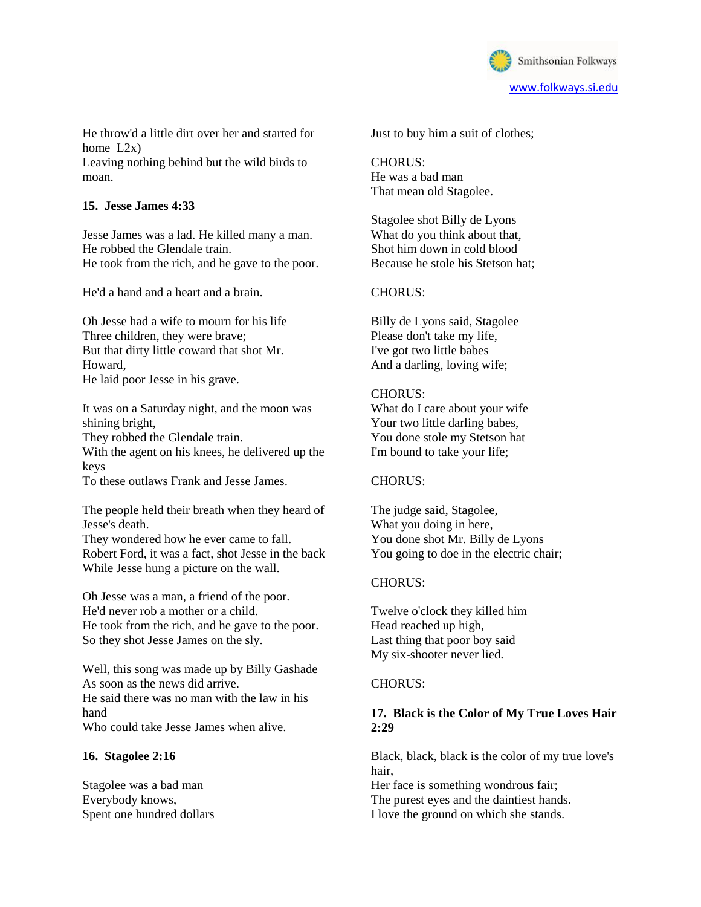He throw'd a little dirt over her and started for home L2x)
Leaving nothing behind but the wild birds to moan.

**15. Jesse James 4:33**

Jesse James was a lad. He killed many a man.
He robbed the Glendale train.
He took from the rich, and he gave to the poor.

He'd a hand and a heart and a brain.

Oh Jesse had a wife to mourn for his life
Three children, they were brave;
But that dirty little coward that shot Mr. Howard,
He laid poor Jesse in his grave.

It was on a Saturday night, and the moon was shining bright,
They robbed the Glendale train.
With the agent on his knees, he delivered up the keys
To these outlaws Frank and Jesse James.

The people held their breath when they heard of Jesse's death.
They wondered how he ever came to fall.
Robert Ford, it was a fact, shot Jesse in the back
While Jesse hung a picture on the wall.

Oh Jesse was a man, a friend of the poor.
He'd never rob a mother or a child.
He took from the rich, and he gave to the poor.
So they shot Jesse James on the sly.

Well, this song was made up by Billy Gashade
As soon as the news did arrive.
He said there was no man with the law in his hand
Who could take Jesse James when alive.

**16. Stagolee 2:16**

Stagolee was a bad man
Everybody knows,
Spent one hundred dollars
Just to buy him a suit of clothes;

CHORUS:
He was a bad man
That mean old Stagolee.

Stagolee shot Billy de Lyons
What do you think about that,
Shot him down in cold blood
Because he stole his Stetson hat;

CHORUS:

Billy de Lyons said, Stagolee
Please don't take my life,
I've got two little babes
And a darling, loving wife;

CHORUS:
What do I care about your wife
Your two little darling babes,
You done stole my Stetson hat
I'm bound to take your life;

CHORUS:

The judge said, Stagolee,
What you doing in here,
You done shot Mr. Billy de Lyons
You going to doe in the electric chair;

CHORUS:

Twelve o'clock they killed him
Head reached up high,
Last thing that poor boy said
My six-shooter never lied.

CHORUS:

**17. Black is the Color of My True Loves Hair 2:29**

Black, black, black is the color of my true love's hair,
Her face is something wondrous fair;
The purest eyes and the daintiest hands.
I love the ground on which she stands.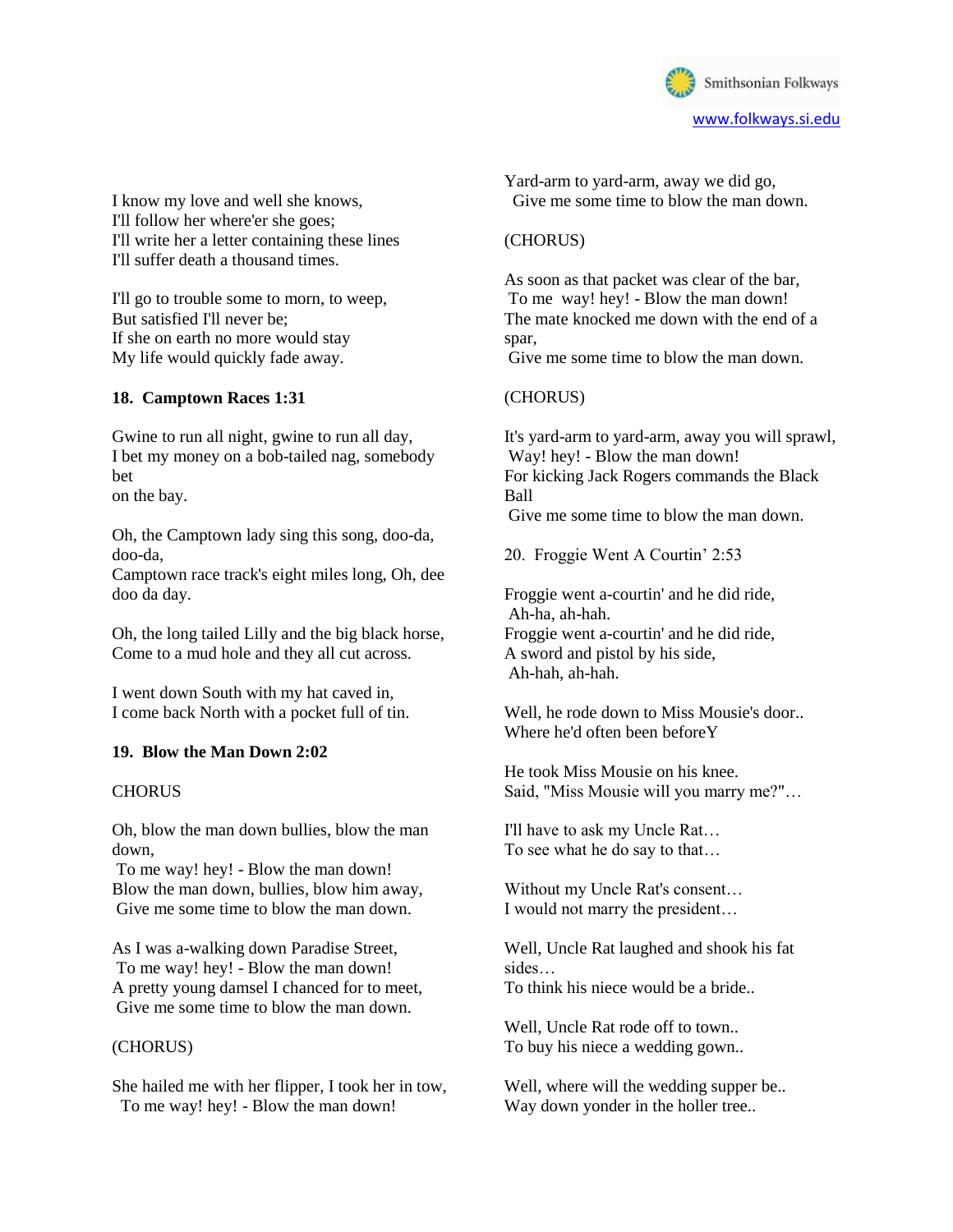I know my love and well she knows,
I'll follow her where'er she goes;
I'll write her a letter containing these lines
I'll suffer death a thousand times.

I'll go to trouble some to morn, to weep,
But satisfied I'll never be;
If she on earth no more would stay
My life would quickly fade away.

**18. Camptown Races 1:31**

Gwine to run all night, gwine to run all day,
I bet my money on a bob-tailed nag, somebody bet
on the bay.

Oh, the Camptown lady sing this song, doo-da, doo-da,
Camptown race track's eight miles long, Oh, dee doo da day.

Oh, the long tailed Lilly and the big black horse,
Come to a mud hole and they all cut across.

I went down South with my hat caved in,
I come back North with a pocket full of tin.

**19. Blow the Man Down 2:02**

CHORUS

Oh, blow the man down bullies, blow the man down,
To me way! hey! - Blow the man down!
Blow the man down, bullies, blow him away,
Give me some time to blow the man down.

As I was a-walking down Paradise Street,
To me way! hey! - Blow the man down!
A pretty young damsel I chanced for to meet,
Give me some time to blow the man down.

(CHORUS)

She hailed me with her flipper, I took her in tow,
To me way! hey! - Blow the man down!
Yard-arm to yard-arm, away we did go,
Give me some time to blow the man down.

(CHORUS)

As soon as that packet was clear of the bar,
To me way! hey! - Blow the man down!
The mate knocked me down with the end of a spar,
Give me some time to blow the man down.

(CHORUS)

It's yard-arm to yard-arm, away you will sprawl,
Way! hey! - Blow the man down!
For kicking Jack Rogers commands the Black Ball
Give me some time to blow the man down.

20. Froggie Went A Courtin' 2:53

Froggie went a-courtin' and he did ride,
Ah-ha, ah-hah.
Froggie went a-courtin' and he did ride,
A sword and pistol by his side,
Ah-hah, ah-hah.

Well, he rode down to Miss Mousie's door..
Where he'd often been beforeY

He took Miss Mousie on his knee.
Said, "Miss Mousie will you marry me?"…

I'll have to ask my Uncle Rat…
To see what he do say to that…

Without my Uncle Rat's consent…
I would not marry the president…

Well, Uncle Rat laughed and shook his fat sides…
To think his niece would be a bride..

Well, Uncle Rat rode off to town..
To buy his niece a wedding gown..

Well, where will the wedding supper be..
Way down yonder in the holler tree..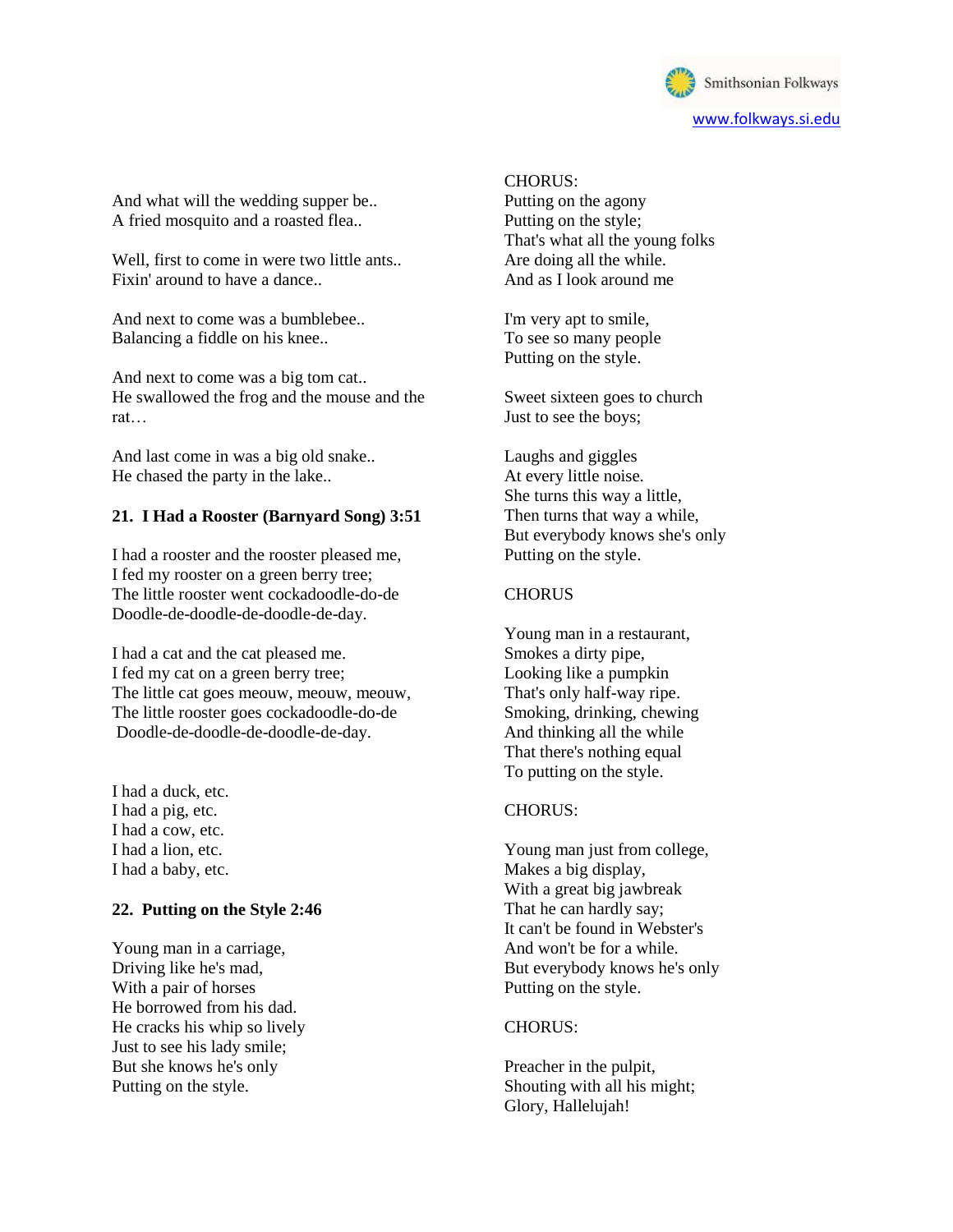And what will the wedding supper be..
A fried mosquito and a roasted flea..

Well, first to come in were two little ants..
Fixin' around to have a dance..

And next to come was a bumblebee..
Balancing a fiddle on his knee..

And next to come was a big tom cat..
He swallowed the frog and the mouse and the rat…

And last come in was a big old snake..
He chased the party in the lake..

**21. I Had a Rooster (Barnyard Song) 3:51**

I had a rooster and the rooster pleased me,
I fed my rooster on a green berry tree;
The little rooster went cockadoodle-do-de
Doodle-de-doodle-de-doodle-de-day.

I had a cat and the cat pleased me.
I fed my cat on a green berry tree;
The little cat goes meouw, meouw, meouw,
The little rooster goes cockadoodle-do-de
Doodle-de-doodle-de-doodle-de-day.

I had a duck, etc.
I had a pig, etc.
I had a cow, etc.
I had a lion, etc.
I had a baby, etc.

**22. Putting on the Style 2:46**

Young man in a carriage,
Driving like he's mad,
With a pair of horses
He borrowed from his dad.
He cracks his whip so lively
Just to see his lady smile;
But she knows he's only
Putting on the style.

CHORUS:
Putting on the agony
Putting on the style;
That's what all the young folks
Are doing all the while.
And as I look around me

I'm very apt to smile,
To see so many people
Putting on the style.

Sweet sixteen goes to church
Just to see the boys;

Laughs and giggles
At every little noise.
She turns this way a little,
Then turns that way a while,
But everybody knows she's only
Putting on the style.

CHORUS

Young man in a restaurant,
Smokes a dirty pipe,
Looking like a pumpkin
That's only half-way ripe.
Smoking, drinking, chewing
And thinking all the while
That there's nothing equal
To putting on the style.

CHORUS:

Young man just from college,
Makes a big display,
With a great big jawbreak
That he can hardly say;
It can't be found in Webster's
And won't be for a while.
But everybody knows he's only
Putting on the style.

CHORUS:

Preacher in the pulpit,
Shouting with all his might;
Glory, Hallelujah!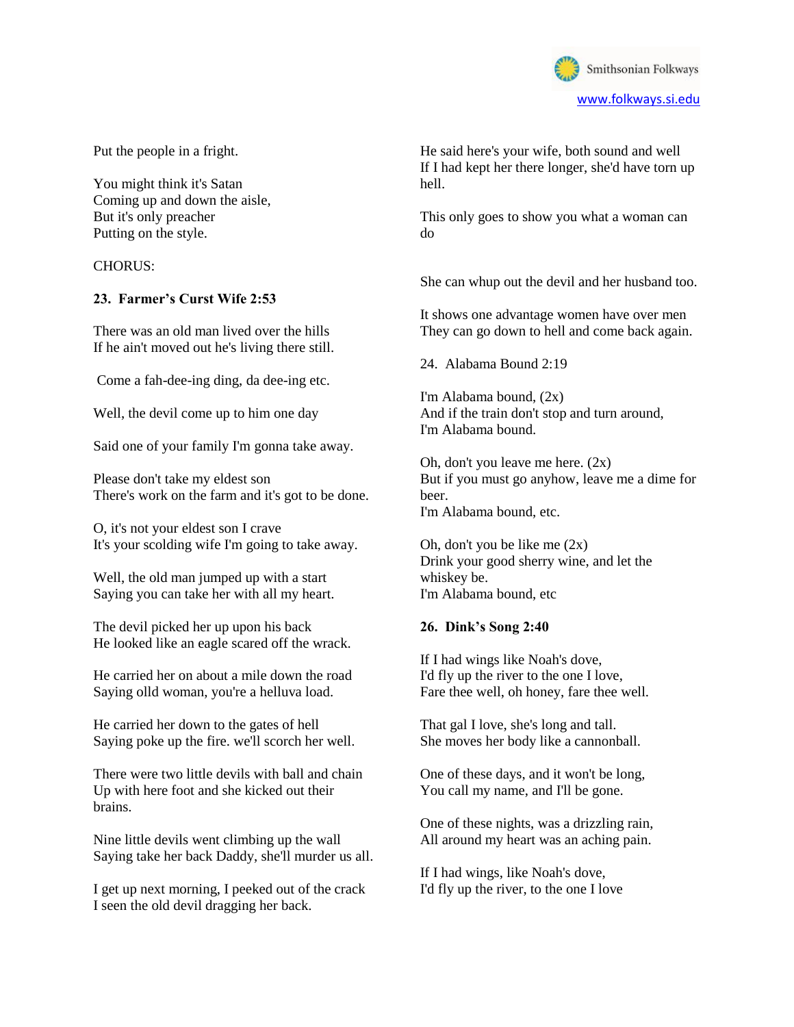Put the people in a fright.

You might think it's Satan
Coming up and down the aisle,
But it's only preacher
Putting on the style.

CHORUS:

**23. Farmer's Curst Wife 2:53**

There was an old man lived over the hills
If he ain't moved out he's living there still.

Come a fah-dee-ing ding, da dee-ing etc.

Well, the devil come up to him one day

Said one of your family I'm gonna take away.

Please don't take my eldest son
There's work on the farm and it's got to be done.

O, it's not your eldest son I crave
It's your scolding wife I'm going to take away.

Well, the old man jumped up with a start
Saying you can take her with all my heart.

The devil picked her up upon his back
He looked like an eagle scared off the wrack.

He carried her on about a mile down the road
Saying olld woman, you're a helluva load.

He carried her down to the gates of hell
Saying poke up the fire. we'll scorch her well.

There were two little devils with ball and chain
Up with here foot and she kicked out their brains.

Nine little devils went climbing up the wall
Saying take her back Daddy, she'll murder us all.

I get up next morning, I peeked out of the crack
I seen the old devil dragging her back.

He said here's your wife, both sound and well
If I had kept her there longer, she'd have torn up hell.

This only goes to show you what a woman can do

She can whup out the devil and her husband too.

It shows one advantage women have over men
They can go down to hell and come back again.

24. Alabama Bound 2:19

I'm Alabama bound, (2x)
And if the train don't stop and turn around,
I'm Alabama bound.

Oh, don't you leave me here. (2x)
But if you must go anyhow, leave me a dime for beer.
I'm Alabama bound, etc.

Oh, don't you be like me (2x)
Drink your good sherry wine, and let the whiskey be.
I'm Alabama bound, etc

**26. Dink's Song 2:40**

If I had wings like Noah's dove,
I'd fly up the river to the one I love,
Fare thee well, oh honey, fare thee well.

That gal I love, she's long and tall.
She moves her body like a cannonball.

One of these days, and it won't be long,
You call my name, and I'll be gone.

One of these nights, was a drizzling rain,
All around my heart was an aching pain.

If I had wings, like Noah's dove,
I'd fly up the river, to the one I love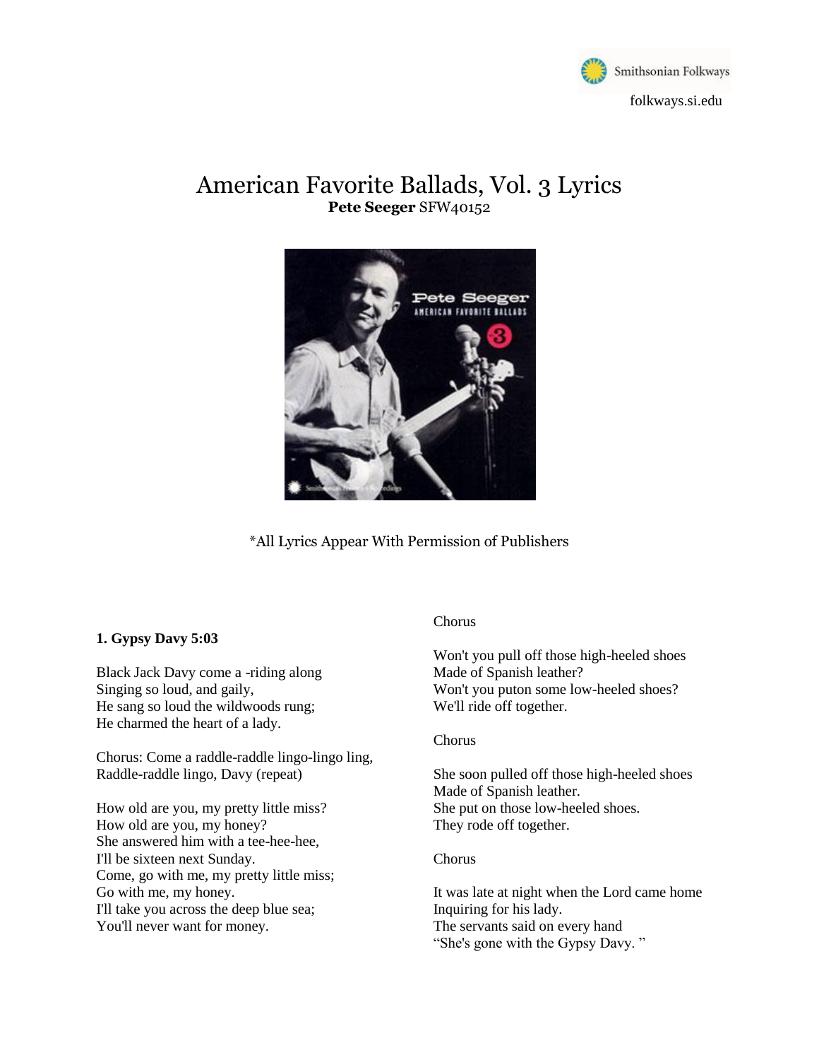# American Favorite Ballads, Vol. 3 Lyrics

**Pete Seeger** SFW40152

*All Lyrics Appear With Permission of Publishers

**1. Gypsy Davy 5:03**

Black Jack Davy come a -riding along
Singing so loud, and gaily,
He sang so loud the wildwoods rung;
He charmed the heart of a lady.

Chorus: Come a raddle-raddle lingo-lingo ling,
Raddle-raddle lingo, Davy (repeat)

How old are you, my pretty little miss?
How old are you, my honey?
She answered him with a tee-hee-hee,
I'll be sixteen next Sunday.
Come, go with me, my pretty little miss;
Go with me, my honey.
I'll take you across the deep blue sea;
You'll never want for money.

Chorus

Won't you pull off those high-heeled shoes
Made of Spanish leather?
Won't you puton some low-heeled shoes?
We'll ride off together.

Chorus

She soon pulled off those high-heeled shoes
Made of Spanish leather.
She put on those low-heeled shoes.
They rode off together.

Chorus

It was late at night when the Lord came home
Inquiring for his lady.
The servants said on every hand
"She's gone with the Gypsy Davy. "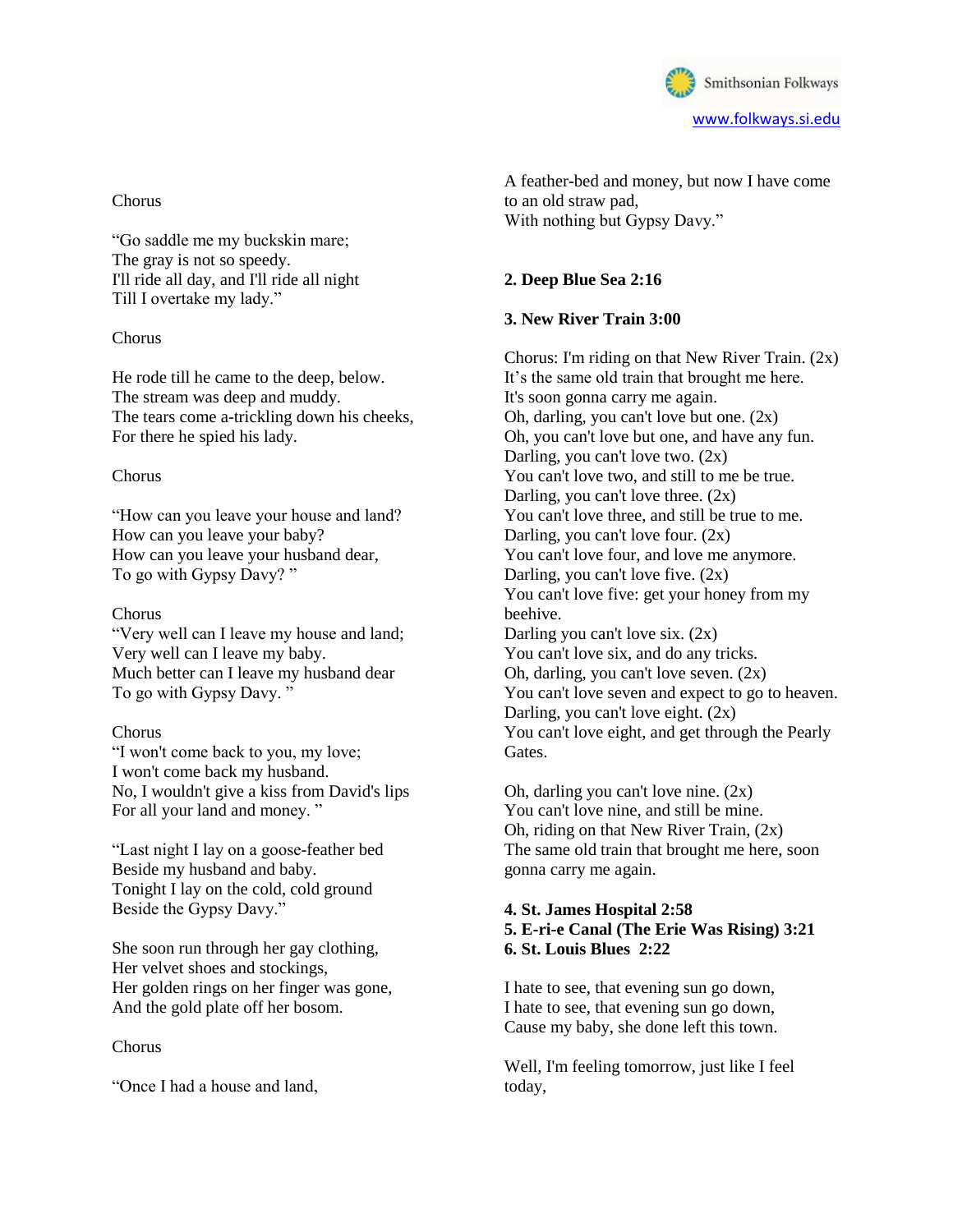Chorus

"Go saddle me my buckskin mare;
The gray is not so speedy.
I'll ride all day, and I'll ride all night
Till I overtake my lady."

Chorus

He rode till he came to the deep, below.
The stream was deep and muddy.
The tears come a-trickling down his cheeks,
For there he spied his lady.

Chorus

"How can you leave your house and land?
How can you leave your baby?
How can you leave your husband dear,
To go with Gypsy Davy? "

Chorus
"Very well can I leave my house and land;
Very well can I leave my baby.
Much better can I leave my husband dear
To go with Gypsy Davy. "

Chorus
"I won't come back to you, my love;
I won't come back my husband.
No, I wouldn't give a kiss from David's lips
For all your land and money. "

"Last night I lay on a goose-feather bed
Beside my husband and baby.
Tonight I lay on the cold, cold ground
Beside the Gypsy Davy."

She soon run through her gay clothing,
Her velvet shoes and stockings,
Her golden rings on her finger was gone,
And the gold plate off her bosom.

Chorus

"Once I had a house and land,
A feather-bed and money, but now I have come to an old straw pad,
With nothing but Gypsy Davy."

**2. Deep Blue Sea 2:16**

**3. New River Train 3:00**

Chorus: I'm riding on that New River Train. (2x)
It's the same old train that brought me here.
It's soon gonna carry me again.
Oh, darling, you can't love but one. (2x)
Oh, you can't love but one, and have any fun.
Darling, you can't love two. (2x)
You can't love two, and still to me be true.
Darling, you can't love three. (2x)
You can't love three, and still be true to me.
Darling, you can't love four. (2x)
You can't love four, and love me anymore.
Darling, you can't love five. (2x)
You can't love five: get your honey from my beehive.
Darling you can't love six. (2x)
You can't love six, and do any tricks.
Oh, darling, you can't love seven. (2x)
You can't love seven and expect to go to heaven.
Darling, you can't love eight. (2x)
You can't love eight, and get through the Pearly Gates.

Oh, darling you can't love nine. (2x)
You can't love nine, and still be mine.
Oh, riding on that New River Train, (2x)
The same old train that brought me here, soon gonna carry me again.

**4. St. James Hospital 2:58**
**5. E-ri-e Canal (The Erie Was Rising) 3:21**
**6. St. Louis Blues 2:22**

I hate to see, that evening sun go down,
I hate to see, that evening sun go down,
Cause my baby, she done left this town.

Well, I'm feeling tomorrow, just like I feel today,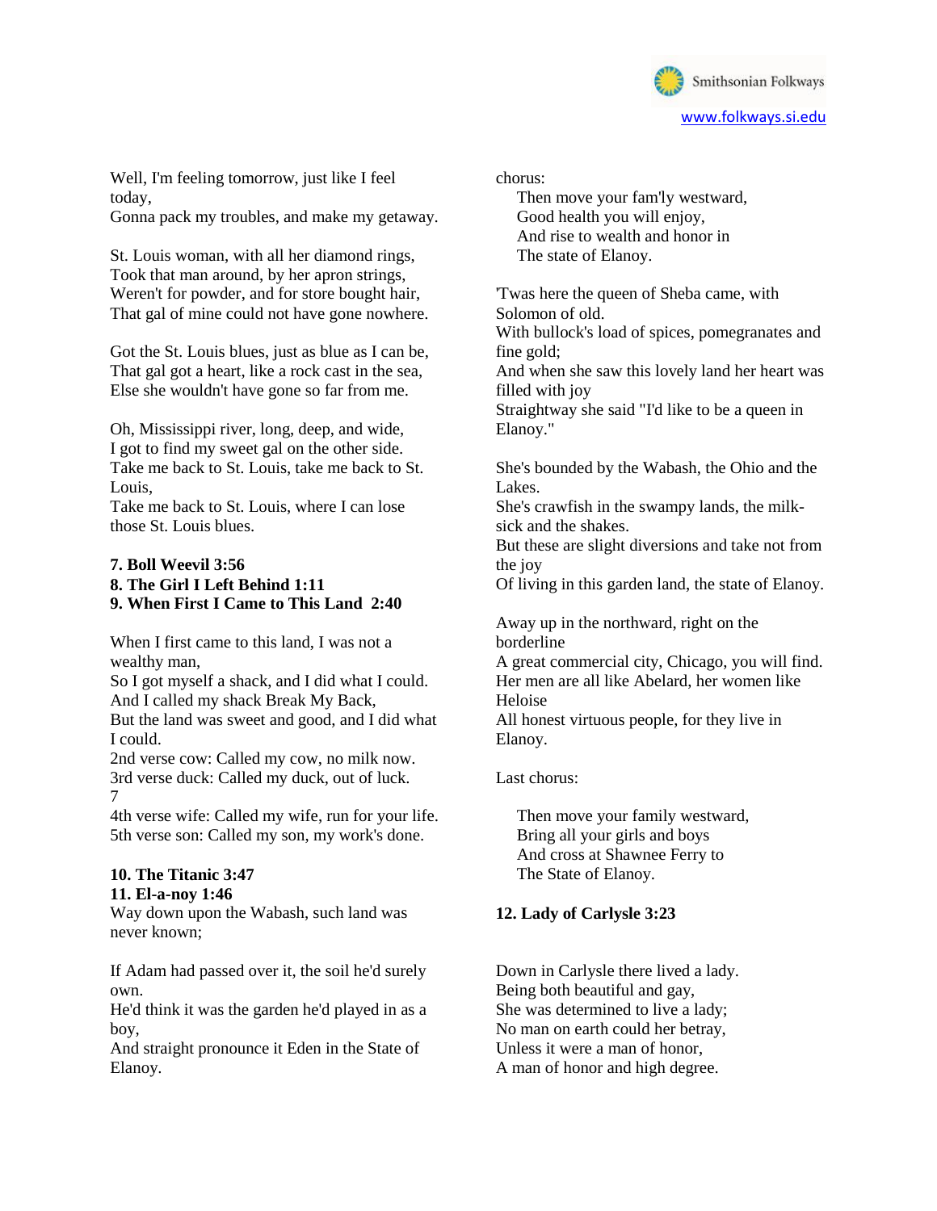Well, I'm feeling tomorrow, just like I feel today,
Gonna pack my troubles, and make my getaway.

St. Louis woman, with all her diamond rings,
Took that man around, by her apron strings,
Weren't for powder, and for store bought hair,
That gal of mine could not have gone nowhere.

Got the St. Louis blues, just as blue as I can be,
That gal got a heart, like a rock cast in the sea,
Else she wouldn't have gone so far from me.

Oh, Mississippi river, long, deep, and wide,
I got to find my sweet gal on the other side.
Take me back to St. Louis, take me back to St. Louis,
Take me back to St. Louis, where I can lose those St. Louis blues.

**7. Boll Weevil 3:56**
**8. The Girl I Left Behind 1:11**
**9. When First I Came to This Land 2:40**

When I first came to this land, I was not a wealthy man,
So I got myself a shack, and I did what I could.
And I called my shack Break My Back,
But the land was sweet and good, and I did what I could.
2nd verse cow: Called my cow, no milk now.
3rd verse duck: Called my duck, out of luck.
7
4th verse wife: Called my wife, run for your life.
5th verse son: Called my son, my work's done.

**10. The Titanic 3:47**
**11. El-a-noy 1:46**
Way down upon the Wabash, such land was never known;

If Adam had passed over it, the soil he'd surely own.
He'd think it was the garden he'd played in as a boy,
And straight pronounce it Eden in the State of Elanoy.

chorus:
Then move your fam'ly westward,
Good health you will enjoy,
And rise to wealth and honor in
The state of Elanoy.

'Twas here the queen of Sheba came, with Solomon of old.
With bullock's load of spices, pomegranates and fine gold;
And when she saw this lovely land her heart was filled with joy
Straightway she said "I'd like to be a queen in Elanoy."

She's bounded by the Wabash, the Ohio and the Lakes.
She's crawfish in the swampy lands, the milk-sick and the shakes.
But these are slight diversions and take not from the joy
Of living in this garden land, the state of Elanoy.

Away up in the northward, right on the borderline
A great commercial city, Chicago, you will find.
Her men are all like Abelard, her women like Heloise
All honest virtuous people, for they live in Elanoy.

Last chorus:

Then move your family westward,
Bring all your girls and boys
And cross at Shawnee Ferry to
The State of Elanoy.

**12. Lady of Carlysle 3:23**

Down in Carlysle there lived a lady.
Being both beautiful and gay,
She was determined to live a lady;
No man on earth could her betray,
Unless it were a man of honor,
A man of honor and high degree.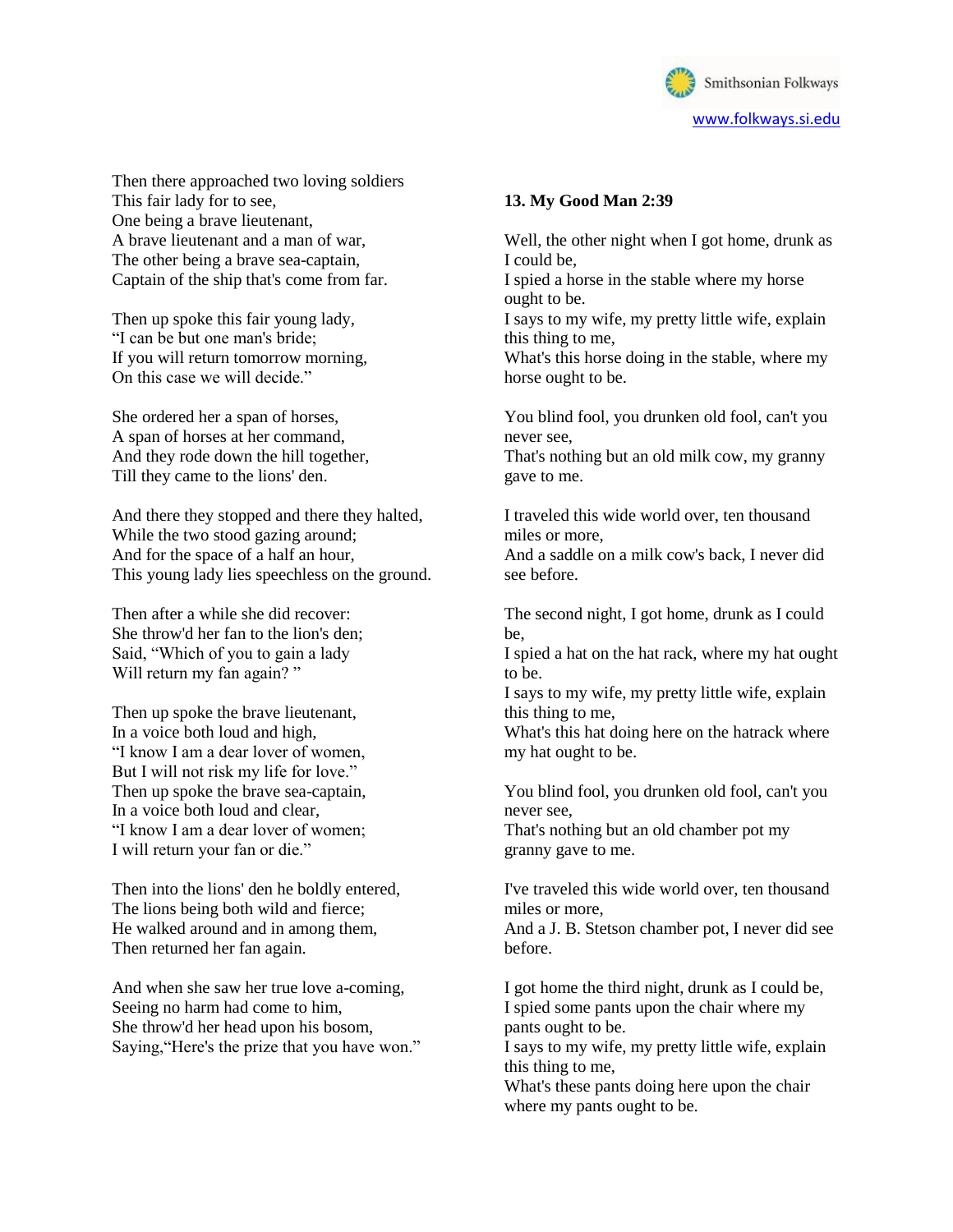Then there approached two loving soldiers
This fair lady for to see,
One being a brave lieutenant,
A brave lieutenant and a man of war,
The other being a brave sea-captain,
Captain of the ship that's come from far.

Then up spoke this fair young lady,
"I can be but one man's bride;
If you will return tomorrow morning,
On this case we will decide."

She ordered her a span of horses,
A span of horses at her command,
And they rode down the hill together,
Till they came to the lions' den.

And there they stopped and there they halted,
While the two stood gazing around;
And for the space of a half an hour,
This young lady lies speechless on the ground.

Then after a while she did recover:
She throw'd her fan to the lion's den;
Said, "Which of you to gain a lady
Will return my fan again? "

Then up spoke the brave lieutenant,
In a voice both loud and high,
"I know I am a dear lover of women,
But I will not risk my life for love."
Then up spoke the brave sea-captain,
In a voice both loud and clear,
"I know I am a dear lover of women;
I will return your fan or die."

Then into the lions' den he boldly entered,
The lions being both wild and fierce;
He walked around and in among them,
Then returned her fan again.

And when she saw her true love a-coming,
Seeing no harm had come to him,
She throw'd her head upon his bosom,
Saying,"Here's the prize that you have won."

**13. My Good Man 2:39**

Well, the other night when I got home, drunk as I could be,
I spied a horse in the stable where my horse ought to be.
I says to my wife, my pretty little wife, explain this thing to me,
What's this horse doing in the stable, where my horse ought to be.

You blind fool, you drunken old fool, can't you never see,
That's nothing but an old milk cow, my granny gave to me.

I traveled this wide world over, ten thousand miles or more,
And a saddle on a milk cow's back, I never did see before.

The second night, I got home, drunk as I could be,
I spied a hat on the hat rack, where my hat ought to be.
I says to my wife, my pretty little wife, explain this thing to me,
What's this hat doing here on the hatrack where my hat ought to be.

You blind fool, you drunken old fool, can't you never see,
That's nothing but an old chamber pot my granny gave to me.

I've traveled this wide world over, ten thousand miles or more,
And a J. B. Stetson chamber pot, I never did see before.

I got home the third night, drunk as I could be,
I spied some pants upon the chair where my pants ought to be.
I says to my wife, my pretty little wife, explain this thing to me,
What's these pants doing here upon the chair where my pants ought to be.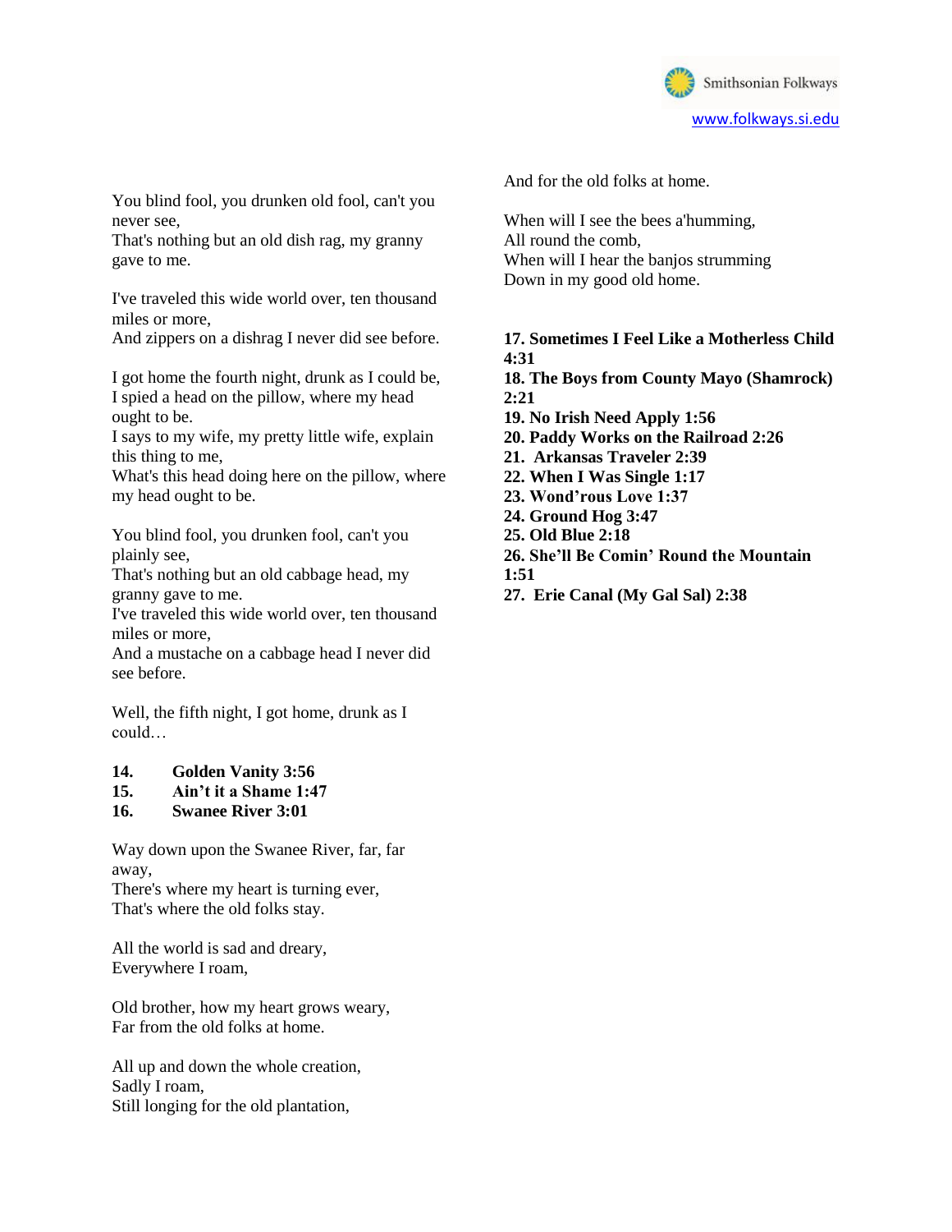You blind fool, you drunken old fool, can't you never see,
That's nothing but an old dish rag, my granny gave to me.

I've traveled this wide world over, ten thousand miles or more,
And zippers on a dishrag I never did see before.

I got home the fourth night, drunk as I could be,
I spied a head on the pillow, where my head ought to be.
I says to my wife, my pretty little wife, explain this thing to me,
What's this head doing here on the pillow, where my head ought to be.

You blind fool, you drunken fool, can't you plainly see,
That's nothing but an old cabbage head, my granny gave to me.
I've traveled this wide world over, ten thousand miles or more,
And a mustache on a cabbage head I never did see before.

Well, the fifth night, I got home, drunk as I could…

**14. Golden Vanity 3:56**
**15. Ain't it a Shame 1:47**
**16. Swanee River 3:01**

Way down upon the Swanee River, far, far away,
There's where my heart is turning ever,
That's where the old folks stay.

All the world is sad and dreary,
Everywhere I roam,

Old brother, how my heart grows weary,
Far from the old folks at home.

All up and down the whole creation,
Sadly I roam,
Still longing for the old plantation,
And for the old folks at home.

When will I see the bees a'humming,
All round the comb,
When will I hear the banjos strumming
Down in my good old home.

**17. Sometimes I Feel Like a Motherless Child 4:31**
**18. The Boys from County Mayo (Shamrock) 2:21**
**19. No Irish Need Apply 1:56**
**20. Paddy Works on the Railroad 2:26**
**21. Arkansas Traveler 2:39**
**22. When I Was Single 1:17**
**23. Wond'rous Love 1:37**
**24. Ground Hog 3:47**
**25. Old Blue 2:18**
**26. She'll Be Comin' Round the Mountain 1:51**
**27. Erie Canal (My Gal Sal) 2:38**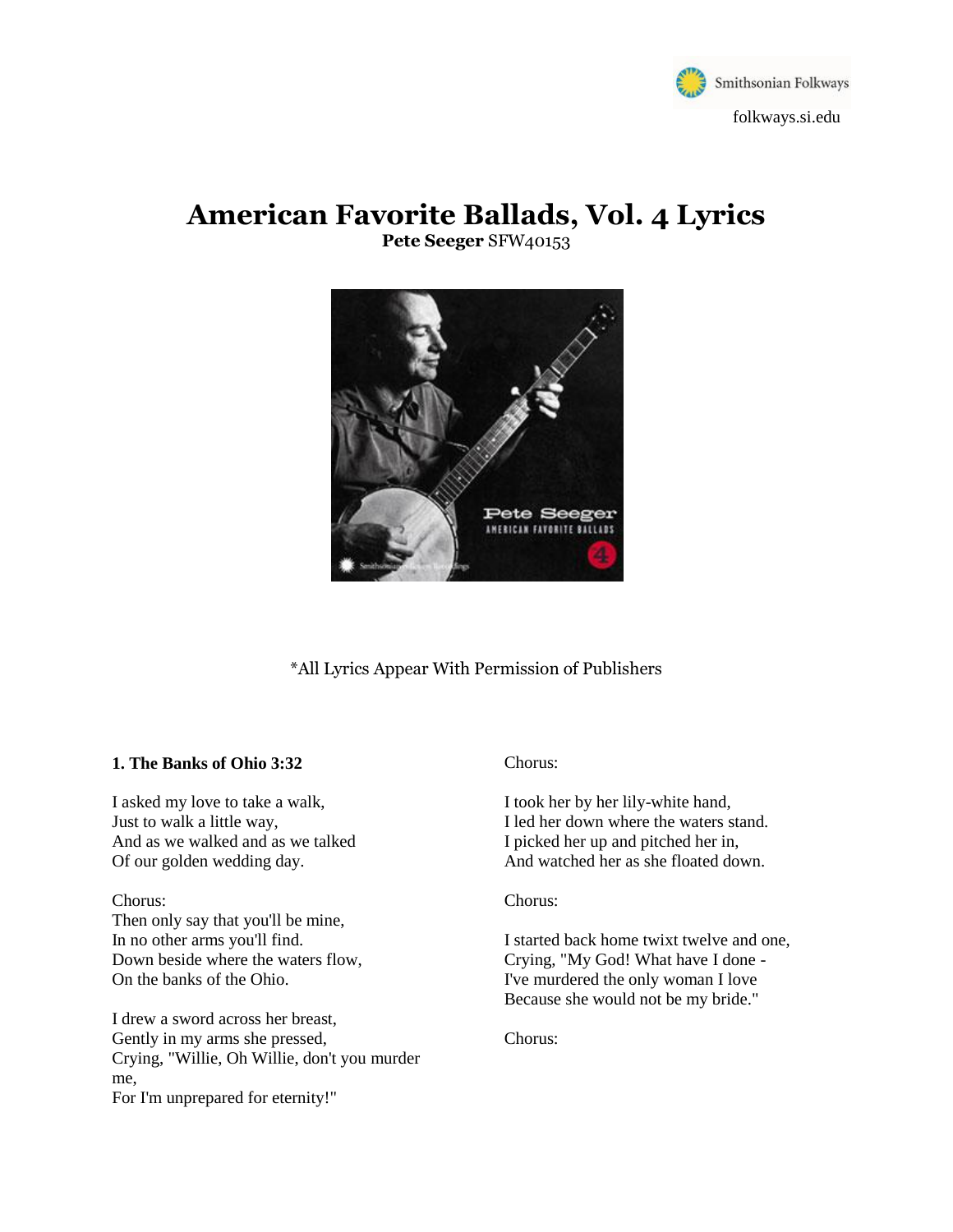Smithsonian Folkways

folkways.si.edu

# American Favorite Ballads, Vol. 4 Lyrics

**Pete Seeger** SFW40153

*All Lyrics Appear With Permission of Publishers

**1. The Banks of Ohio 3:32**

I asked my love to take a walk,
Just to walk a little way,
And as we walked and as we talked
Of our golden wedding day.

Chorus:
Then only say that you'll be mine,
In no other arms you'll find.
Down beside where the waters flow,
On the banks of the Ohio.

I drew a sword across her breast,
Gently in my arms she pressed,
Crying, "Willie, Oh Willie, don't you murder me,
For I'm unprepared for eternity!"

Chorus:

I took her by her lily-white hand,
I led her down where the waters stand.
I picked her up and pitched her in,
And watched her as she floated down.

Chorus:

I started back home twixt twelve and one,
Crying, "My God! What have I done -
I've murdered the only woman I love
Because she would not be my bride."

Chorus: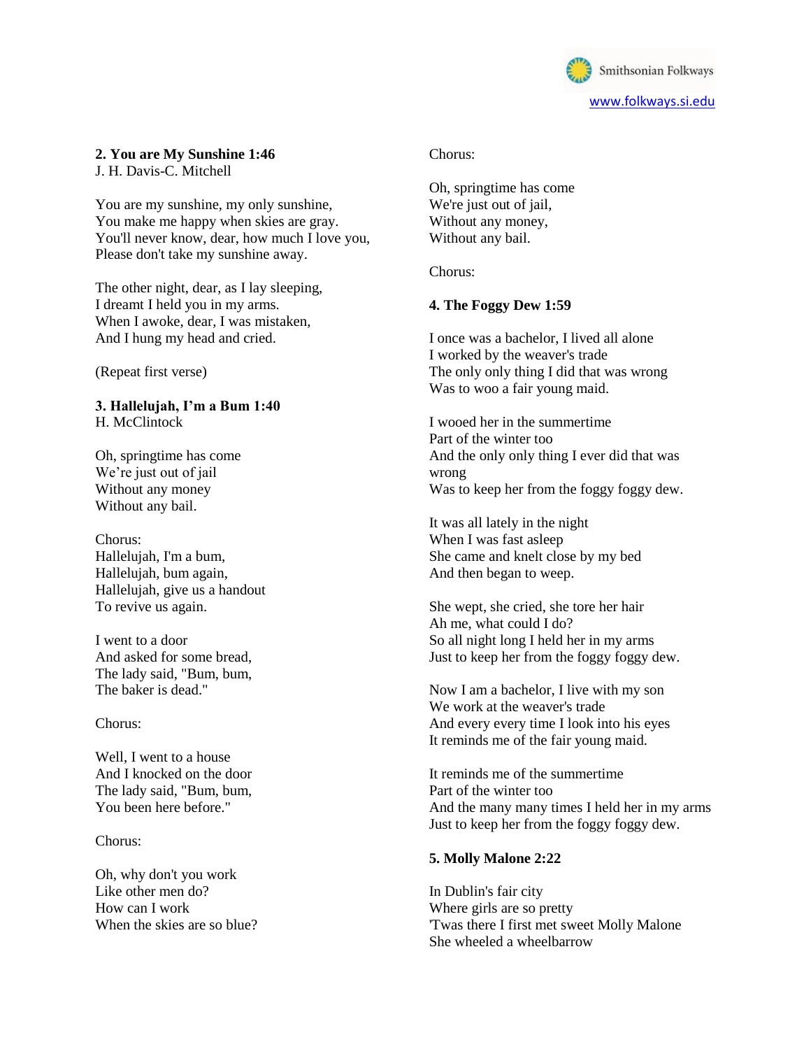**2. You are My Sunshine 1:46**
J. H. Davis-C. Mitchell

You are my sunshine, my only sunshine,
You make me happy when skies are gray.
You'll never know, dear, how much I love you,
Please don't take my sunshine away.

The other night, dear, as I lay sleeping,
I dreamt I held you in my arms.
When I awoke, dear, I was mistaken,
And I hung my head and cried.

(Repeat first verse)

**3. Hallelujah, I'm a Bum 1:40**
H. McClintock

Oh, springtime has come
We're just out of jail
Without any money
Without any bail.

Chorus:
Hallelujah, I'm a bum,
Hallelujah, bum again,
Hallelujah, give us a handout
To revive us again.

I went to a door
And asked for some bread,
The lady said, "Bum, bum,
The baker is dead."

Chorus:

Well, I went to a house
And I knocked on the door
The lady said, "Bum, bum,
You been here before."

Chorus:

Oh, why don't you work
Like other men do?
How can I work
When the skies are so blue?

Chorus:

Oh, springtime has come
We're just out of jail,
Without any money,
Without any bail.

Chorus:

**4. The Foggy Dew 1:59**

I once was a bachelor, I lived all alone
I worked by the weaver's trade
The only only thing I did that was wrong
Was to woo a fair young maid.

I wooed her in the summertime
Part of the winter too
And the only only thing I ever did that was wrong
Was to keep her from the foggy foggy dew.

It was all lately in the night
When I was fast asleep
She came and knelt close by my bed
And then began to weep.

She wept, she cried, she tore her hair
Ah me, what could I do?
So all night long I held her in my arms
Just to keep her from the foggy foggy dew.

Now I am a bachelor, I live with my son
We work at the weaver's trade
And every every time I look into his eyes
It reminds me of the fair young maid.

It reminds me of the summertime
Part of the winter too
And the many many times I held her in my arms
Just to keep her from the foggy foggy dew.

**5. Molly Malone 2:22**

In Dublin's fair city
Where girls are so pretty
'Twas there I first met sweet Molly Malone
She wheeled a wheelbarrow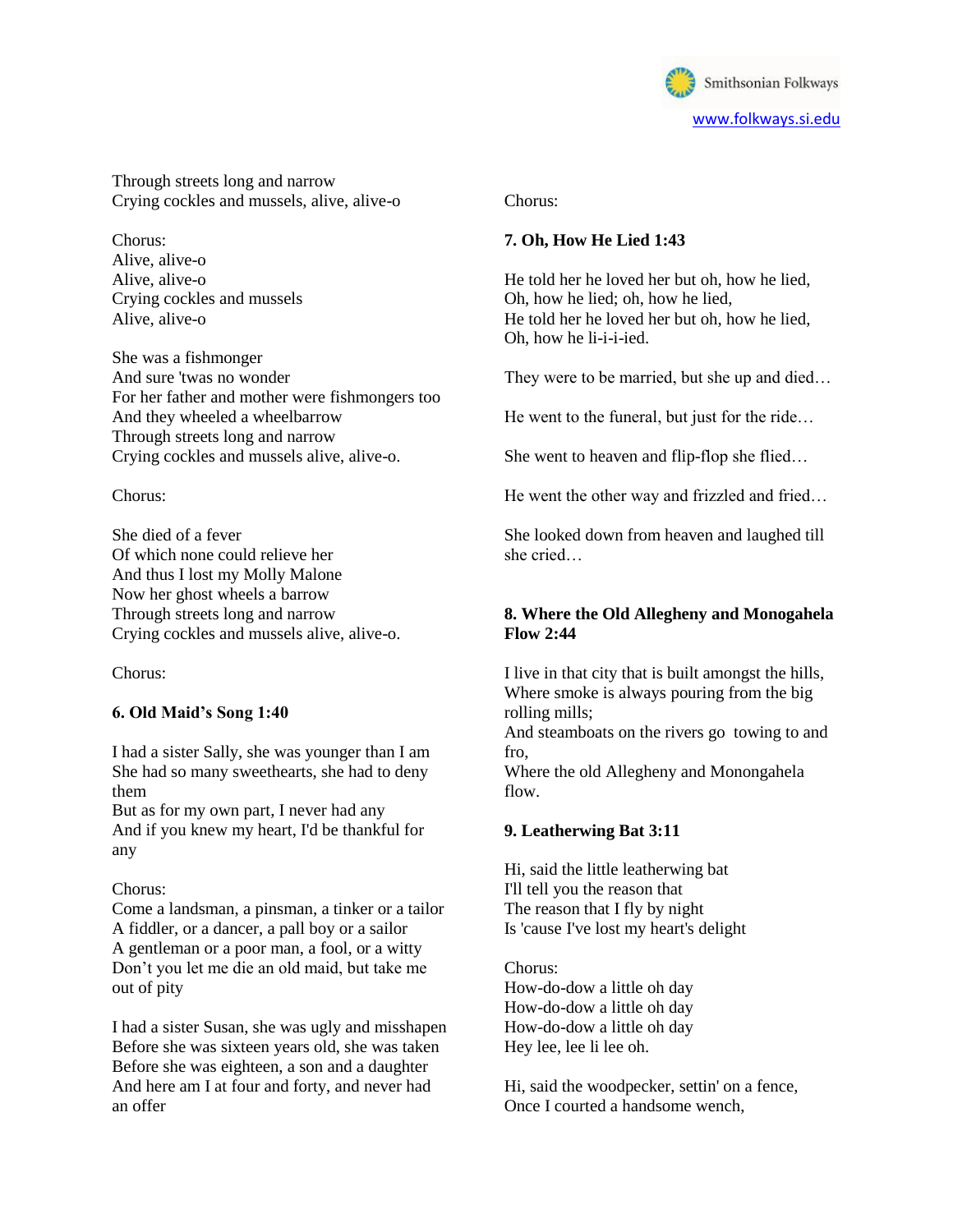Through streets long and narrow
Crying cockles and mussels, alive, alive-o

Chorus:
Alive, alive-o
Alive, alive-o
Crying cockles and mussels
Alive, alive-o

She was a fishmonger
And sure 'twas no wonder
For her father and mother were fishmongers too
And they wheeled a wheelbarrow
Through streets long and narrow
Crying cockles and mussels alive, alive-o.

Chorus:

She died of a fever
Of which none could relieve her
And thus I lost my Molly Malone
Now her ghost wheels a barrow
Through streets long and narrow
Crying cockles and mussels alive, alive-o.

Chorus:

**6. Old Maid's Song 1:40**

I had a sister Sally, she was younger than I am
She had so many sweethearts, she had to deny them
But as for my own part, I never had any
And if you knew my heart, I'd be thankful for any

Chorus:
Come a landsman, a pinsman, a tinker or a tailor
A fiddler, or a dancer, a pall boy or a sailor
A gentleman or a poor man, a fool, or a witty
Don't you let me die an old maid, but take me out of pity

I had a sister Susan, she was ugly and misshapen
Before she was sixteen years old, she was taken
Before she was eighteen, a son and a daughter
And here am I at four and forty, and never had an offer

Chorus:

**7. Oh, How He Lied 1:43**

He told her he loved her but oh, how he lied,
Oh, how he lied; oh, how he lied,
He told her he loved her but oh, how he lied,
Oh, how he li-i-i-ied.

They were to be married, but she up and died…

He went to the funeral, but just for the ride…

She went to heaven and flip-flop she flied…

He went the other way and frizzled and fried…

She looked down from heaven and laughed till she cried…

**8. Where the Old Allegheny and Monogahela Flow 2:44**

I live in that city that is built amongst the hills,
Where smoke is always pouring from the big rolling mills;
And steamboats on the rivers go towing to and fro,
Where the old Allegheny and Monongahela flow.

**9. Leatherwing Bat 3:11**

Hi, said the little leatherwing bat
I'll tell you the reason that
The reason that I fly by night
Is 'cause I've lost my heart's delight

Chorus:
How-do-dow a little oh day
How-do-dow a little oh day
How-do-dow a little oh day
Hey lee, lee li lee oh.

Hi, said the woodpecker, settin' on a fence,
Once I courted a handsome wench,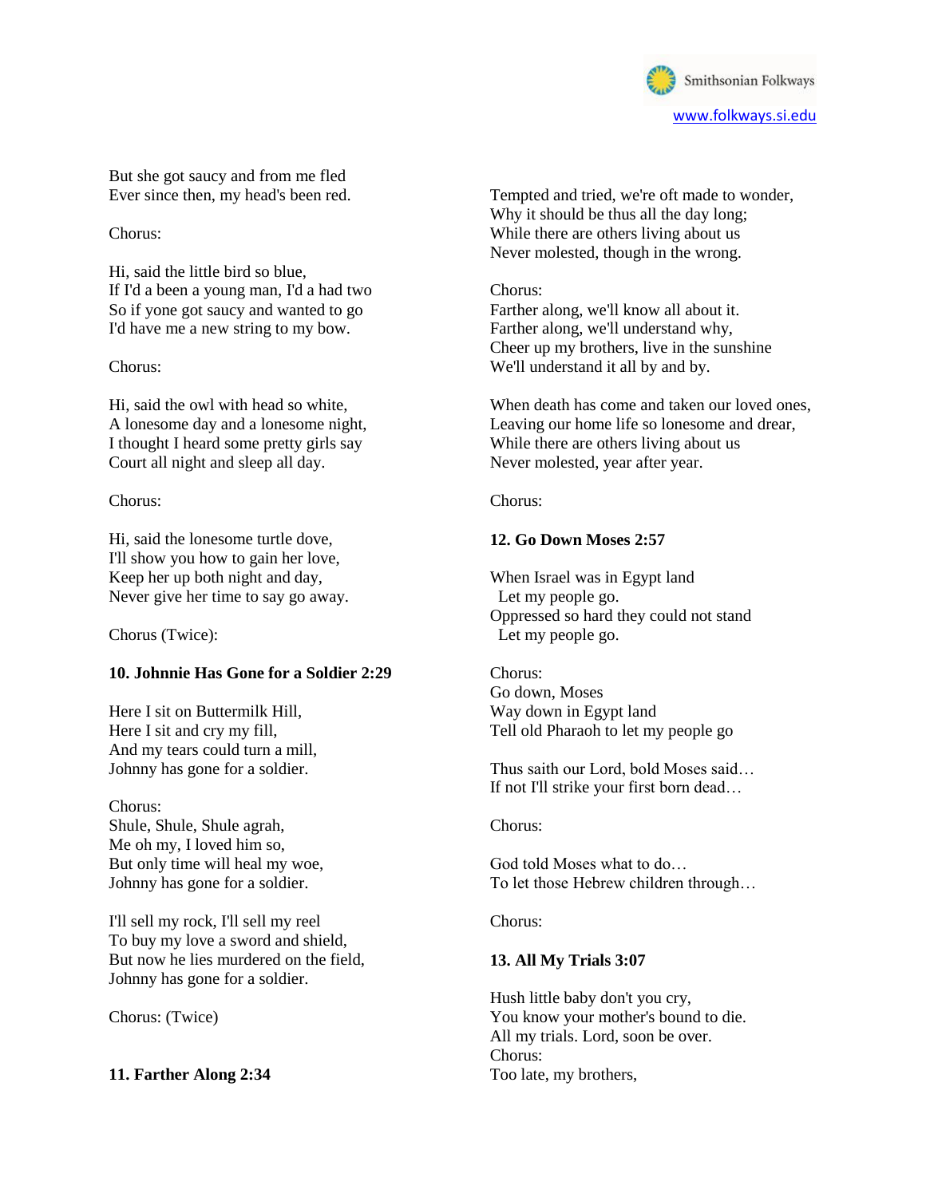But she got saucy and from me fled
Ever since then, my head's been red.

Chorus:

Hi, said the little bird so blue,
If I'd a been a young man, I'd a had two
So if yone got saucy and wanted to go
I'd have me a new string to my bow.

Chorus:

Hi, said the owl with head so white,
A lonesome day and a lonesome night,
I thought I heard some pretty girls say
Court all night and sleep all day.

Chorus:

Hi, said the lonesome turtle dove,
I'll show you how to gain her love,
Keep her up both night and day,
Never give her time to say go away.

Chorus (Twice):

**10. Johnnie Has Gone for a Soldier 2:29**

Here I sit on Buttermilk Hill,
Here I sit and cry my fill,
And my tears could turn a mill,
Johnny has gone for a soldier.

Chorus:
Shule, Shule, Shule agrah,
Me oh my, I loved him so,
But only time will heal my woe,
Johnny has gone for a soldier.

I'll sell my rock, I'll sell my reel
To buy my love a sword and shield,
But now he lies murdered on the field,
Johnny has gone for a soldier.

Chorus: (Twice)

**11. Farther Along 2:34**

Tempted and tried, we're oft made to wonder,
Why it should be thus all the day long;
While there are others living about us
Never molested, though in the wrong.

Chorus:
Farther along, we'll know all about it.
Farther along, we'll understand why,
Cheer up my brothers, live in the sunshine
We'll understand it all by and by.

When death has come and taken our loved ones,
Leaving our home life so lonesome and drear,
While there are others living about us
Never molested, year after year.

Chorus:

**12. Go Down Moses 2:57**

When Israel was in Egypt land
  Let my people go.
Oppressed so hard they could not stand
  Let my people go.

Chorus:
Go down, Moses
Way down in Egypt land
Tell old Pharaoh to let my people go

Thus saith our Lord, bold Moses said…
If not I'll strike your first born dead…

Chorus:

God told Moses what to do…
To let those Hebrew children through…

Chorus:

**13. All My Trials 3:07**

Hush little baby don't you cry,
You know your mother's bound to die.
All my trials. Lord, soon be over.
Chorus:
Too late, my brothers,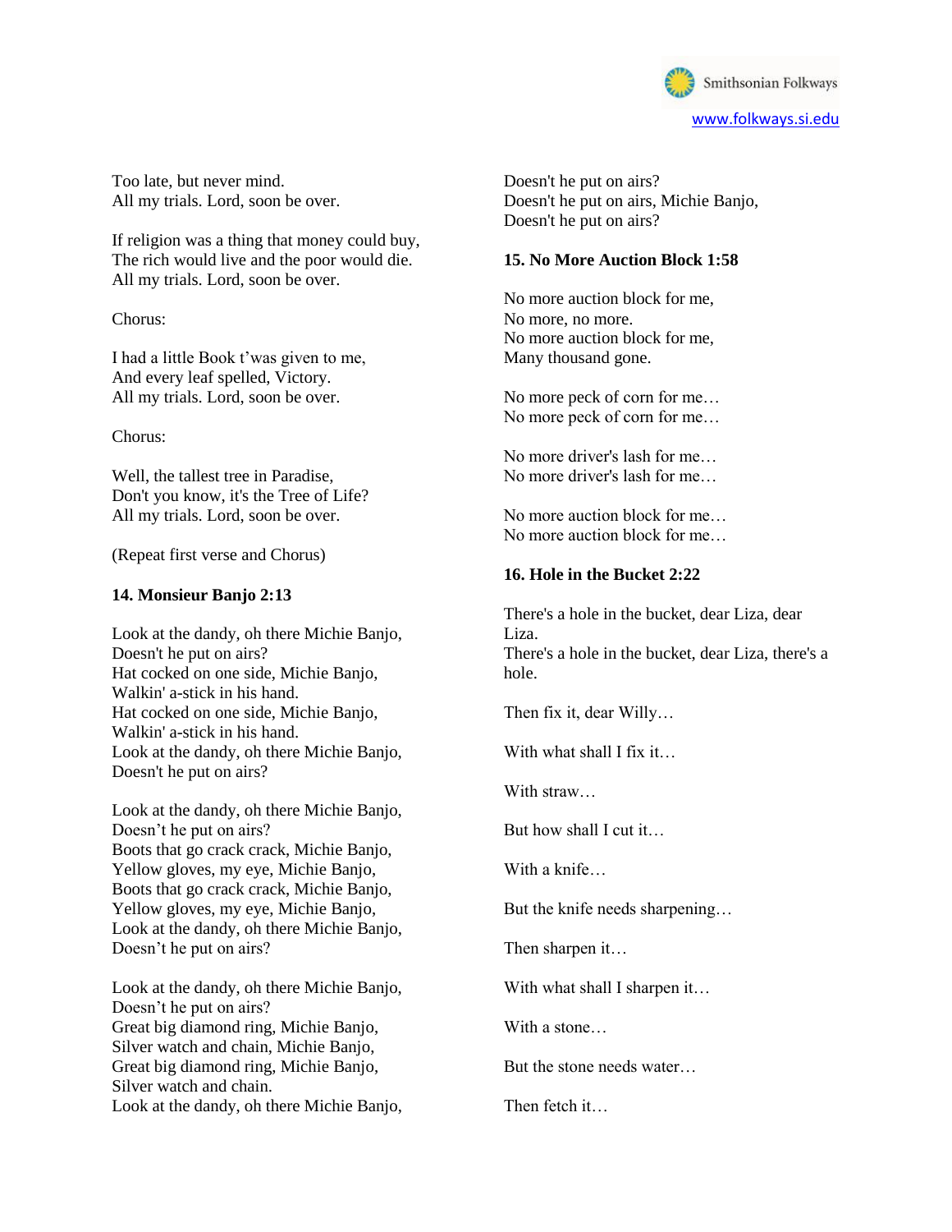Too late, but never mind.
All my trials. Lord, soon be over.

If religion was a thing that money could buy,
The rich would live and the poor would die.
All my trials. Lord, soon be over.

Chorus:

I had a little Book t'was given to me,
And every leaf spelled, Victory.
All my trials. Lord, soon be over.

Chorus:

Well, the tallest tree in Paradise,
Don't you know, it's the Tree of Life?
All my trials. Lord, soon be over.

(Repeat first verse and Chorus)

### 14. Monsieur Banjo 2:13

Look at the dandy, oh there Michie Banjo,
Doesn't he put on airs?
Hat cocked on one side, Michie Banjo,
Walkin' a-stick in his hand.
Hat cocked on one side, Michie Banjo,
Walkin' a-stick in his hand.
Look at the dandy, oh there Michie Banjo,
Doesn't he put on airs?

Look at the dandy, oh there Michie Banjo,
Doesn't he put on airs?
Boots that go crack crack, Michie Banjo,
Yellow gloves, my eye, Michie Banjo,
Boots that go crack crack, Michie Banjo,
Yellow gloves, my eye, Michie Banjo,
Look at the dandy, oh there Michie Banjo,
Doesn't he put on airs?

Look at the dandy, oh there Michie Banjo,
Doesn't he put on airs?
Great big diamond ring, Michie Banjo,
Silver watch and chain, Michie Banjo,
Great big diamond ring, Michie Banjo,
Silver watch and chain.
Look at the dandy, oh there Michie Banjo,
Doesn't he put on airs?
Doesn't he put on airs, Michie Banjo,
Doesn't he put on airs?

### 15. No More Auction Block 1:58

No more auction block for me,
No more, no more.
No more auction block for me,
Many thousand gone.

No more peck of corn for me…
No more peck of corn for me…

No more driver's lash for me…
No more driver's lash for me…

No more auction block for me…
No more auction block for me…

### 16. Hole in the Bucket 2:22

There's a hole in the bucket, dear Liza, dear Liza.
There's a hole in the bucket, dear Liza, there's a hole.

Then fix it, dear Willy…

With what shall I fix it…

With straw…

But how shall I cut it…

With a knife…

But the knife needs sharpening…

Then sharpen it…

With what shall I sharpen it…

With a stone…

But the stone needs water…

Then fetch it…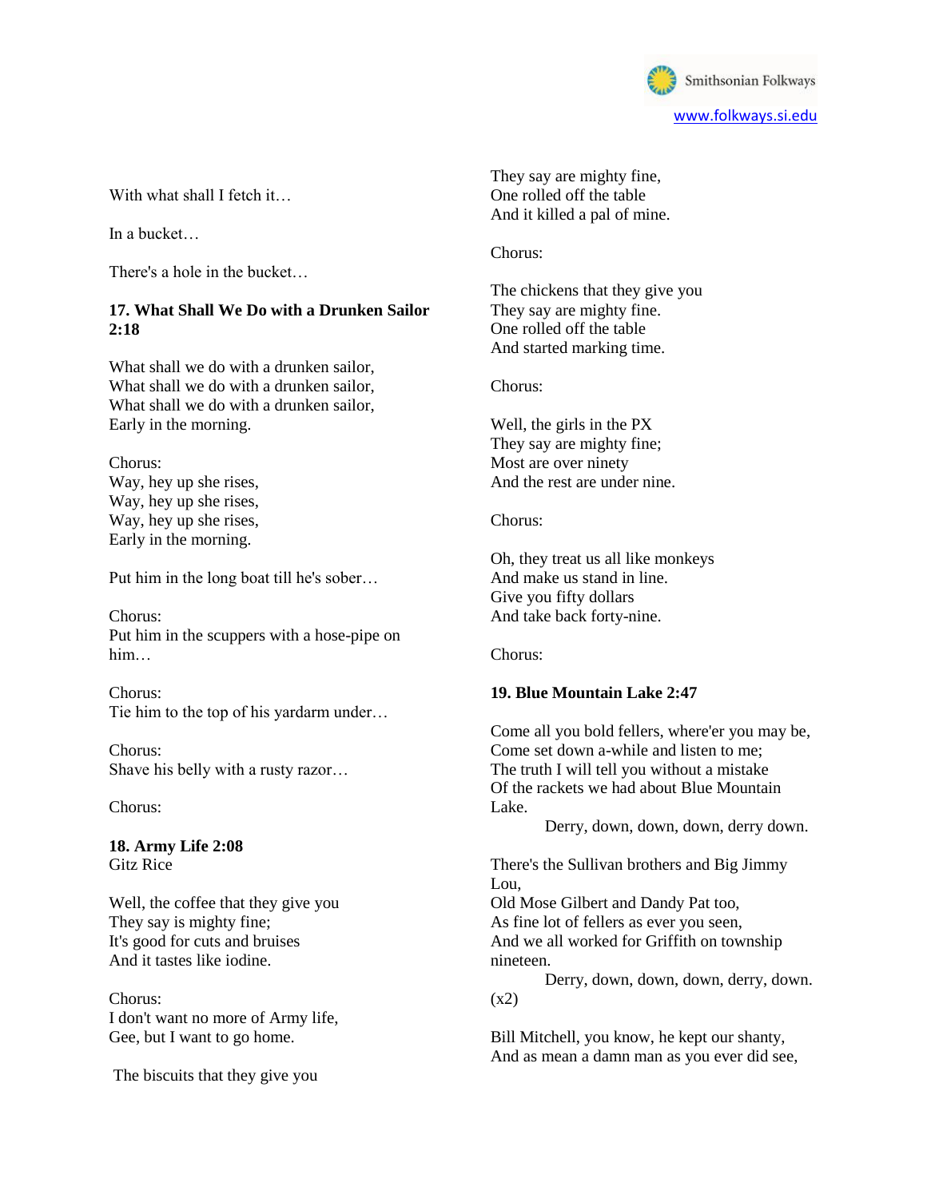With what shall I fetch it…

In a bucket…

There's a hole in the bucket…

**17. What Shall We Do with a Drunken Sailor 2:18**

What shall we do with a drunken sailor,
What shall we do with a drunken sailor,
What shall we do with a drunken sailor,
Early in the morning.

Chorus:
Way, hey up she rises,
Way, hey up she rises,
Way, hey up she rises,
Early in the morning.

Put him in the long boat till he's sober…

Chorus:
Put him in the scuppers with a hose-pipe on him…

Chorus:
Tie him to the top of his yardarm under…

Chorus:
Shave his belly with a rusty razor…

Chorus:

**18. Army Life 2:08**
Gitz Rice

Well, the coffee that they give you
They say is mighty fine;
It's good for cuts and bruises
And it tastes like iodine.

Chorus:
I don't want no more of Army life,
Gee, but I want to go home.

The biscuits that they give you
They say are mighty fine,
One rolled off the table
And it killed a pal of mine.

Chorus:

The chickens that they give you
They say are mighty fine.
One rolled off the table
And started marking time.

Chorus:

Well, the girls in the PX
They say are mighty fine;
Most are over ninety
And the rest are under nine.

Chorus:

Oh, they treat us all like monkeys
And make us stand in line.
Give you fifty dollars
And take back forty-nine.

Chorus:

**19. Blue Mountain Lake 2:47**

Come all you bold fellers, where'er you may be,
Come set down a-while and listen to me;
The truth I will tell you without a mistake
Of the rackets we had about Blue Mountain Lake.
Derry, down, down, down, derry down.

There's the Sullivan brothers and Big Jimmy Lou,
Old Mose Gilbert and Dandy Pat too,
As fine lot of fellers as ever you seen,
And we all worked for Griffith on township nineteen.
Derry, down, down, down, derry, down. (x2)

Bill Mitchell, you know, he kept our shanty,
And as mean a damn man as you ever did see,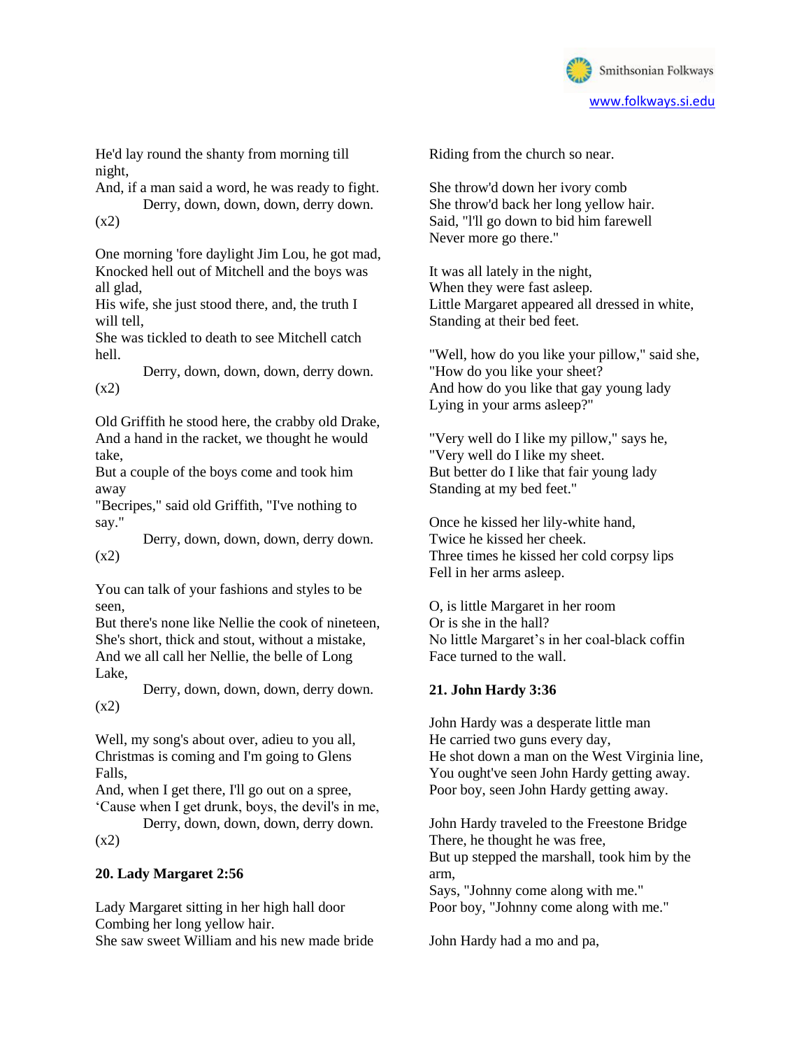He'd lay round the shanty from morning till night,
And, if a man said a word, he was ready to fight.
Derry, down, down, down, derry down.
(x2)

One morning 'fore daylight Jim Lou, he got mad,
Knocked hell out of Mitchell and the boys was all glad,
His wife, she just stood there, and, the truth I will tell,
She was tickled to death to see Mitchell catch hell.
Derry, down, down, down, derry down.
(x2)

Old Griffith he stood here, the crabby old Drake,
And a hand in the racket, we thought he would take,
But a couple of the boys come and took him away
"Becripes," said old Griffith, "I've nothing to say."
Derry, down, down, down, derry down.
(x2)

You can talk of your fashions and styles to be seen,
But there's none like Nellie the cook of nineteen,
She's short, thick and stout, without a mistake,
And we all call her Nellie, the belle of Long Lake,
Derry, down, down, down, derry down.
(x2)

Well, my song's about over, adieu to you all,
Christmas is coming and I'm going to Glens Falls,
And, when I get there, I'll go out on a spree,
'Cause when I get drunk, boys, the devil's in me,
Derry, down, down, down, derry down.
(x2)

**20. Lady Margaret 2:56**

Lady Margaret sitting in her high hall door
Combing her long yellow hair.
She saw sweet William and his new made bride
Riding from the church so near.

She throw'd down her ivory comb
She throw'd back her long yellow hair.
Said, "I'll go down to bid him farewell
Never more go there."

It was all lately in the night,
When they were fast asleep.
Little Margaret appeared all dressed in white,
Standing at their bed feet.

"Well, how do you like your pillow," said she,
"How do you like your sheet?
And how do you like that gay young lady
Lying in your arms asleep?"

"Very well do I like my pillow," says he,
"Very well do I like my sheet.
But better do I like that fair young lady
Standing at my bed feet."

Once he kissed her lily-white hand,
Twice he kissed her cheek.
Three times he kissed her cold corpsy lips
Fell in her arms asleep.

O, is little Margaret in her room
Or is she in the hall?
No little Margaret's in her coal-black coffin
Face turned to the wall.

**21. John Hardy 3:36**

John Hardy was a desperate little man
He carried two guns every day,
He shot down a man on the West Virginia line,
You ought've seen John Hardy getting away.
Poor boy, seen John Hardy getting away.

John Hardy traveled to the Freestone Bridge
There, he thought he was free,
But up stepped the marshall, took him by the arm,
Says, "Johnny come along with me."
Poor boy, "Johnny come along with me."

John Hardy had a mo and pa,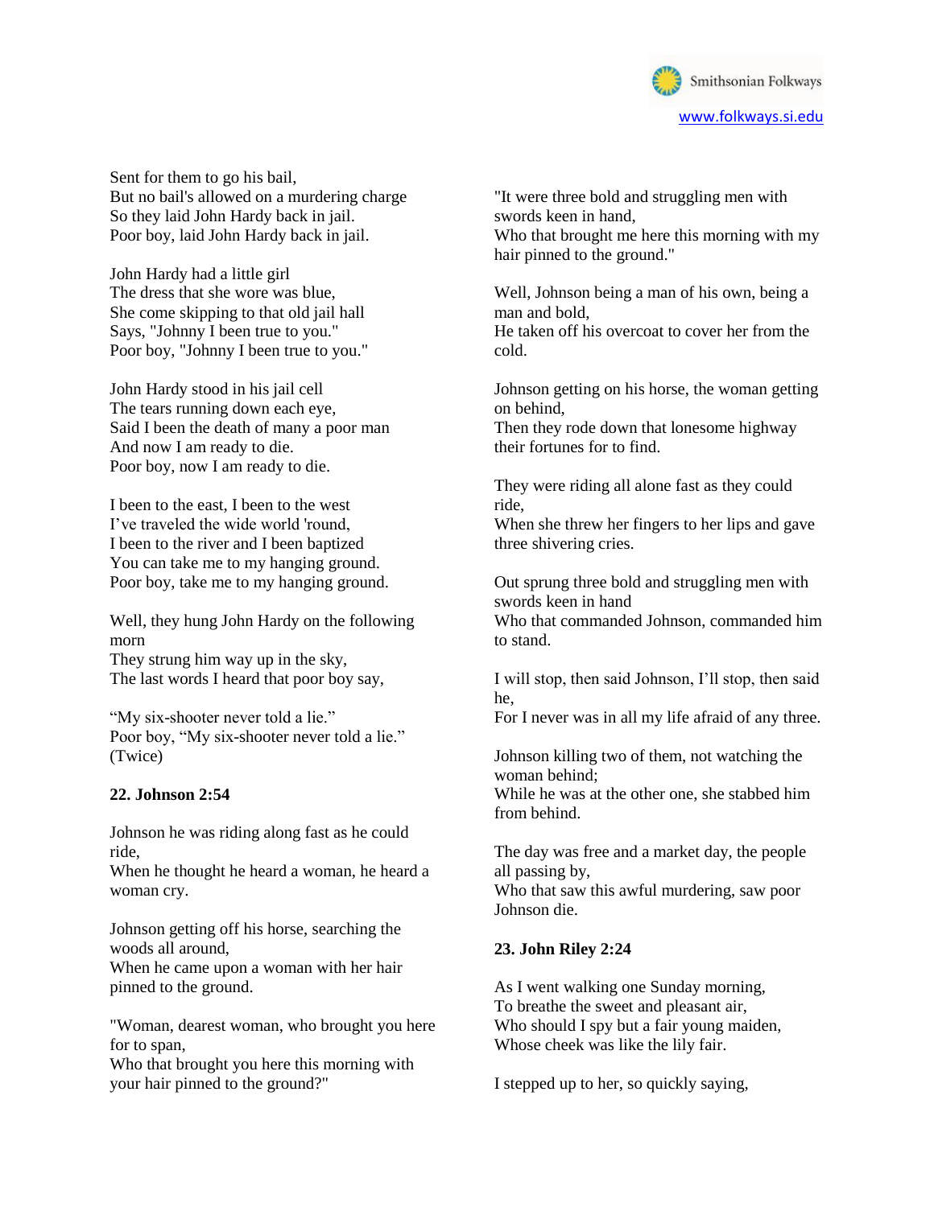Sent for them to go his bail,
But no bail's allowed on a murdering charge
So they laid John Hardy back in jail.
Poor boy, laid John Hardy back in jail.

John Hardy had a little girl
The dress that she wore was blue,
She come skipping to that old jail hall
Says, "Johnny I been true to you."
Poor boy, "Johnny I been true to you."

John Hardy stood in his jail cell
The tears running down each eye,
Said I been the death of many a poor man
And now I am ready to die.
Poor boy, now I am ready to die.

I been to the east, I been to the west
I've traveled the wide world 'round,
I been to the river and I been baptized
You can take me to my hanging ground.
Poor boy, take me to my hanging ground.

Well, they hung John Hardy on the following morn
They strung him way up in the sky,
The last words I heard that poor boy say,

"My six-shooter never told a lie."
Poor boy, "My six-shooter never told a lie."
(Twice)

**22. Johnson 2:54**

Johnson he was riding along fast as he could ride,
When he thought he heard a woman, he heard a woman cry.

Johnson getting off his horse, searching the woods all around,
When he came upon a woman with her hair pinned to the ground.

"Woman, dearest woman, who brought you here for to span,
Who that brought you here this morning with your hair pinned to the ground?"

"It were three bold and struggling men with swords keen in hand,
Who that brought me here this morning with my hair pinned to the ground."

Well, Johnson being a man of his own, being a man and bold,
He taken off his overcoat to cover her from the cold.

Johnson getting on his horse, the woman getting on behind,
Then they rode down that lonesome highway their fortunes for to find.

They were riding all alone fast as they could ride,
When she threw her fingers to her lips and gave three shivering cries.

Out sprung three bold and struggling men with swords keen in hand
Who that commanded Johnson, commanded him to stand.

I will stop, then said Johnson, I'll stop, then said he,
For I never was in all my life afraid of any three.

Johnson killing two of them, not watching the woman behind;
While he was at the other one, she stabbed him from behind.

The day was free and a market day, the people all passing by,
Who that saw this awful murdering, saw poor Johnson die.

**23. John Riley 2:24**

As I went walking one Sunday morning,
To breathe the sweet and pleasant air,
Who should I spy but a fair young maiden,
Whose cheek was like the lily fair.

I stepped up to her, so quickly saying,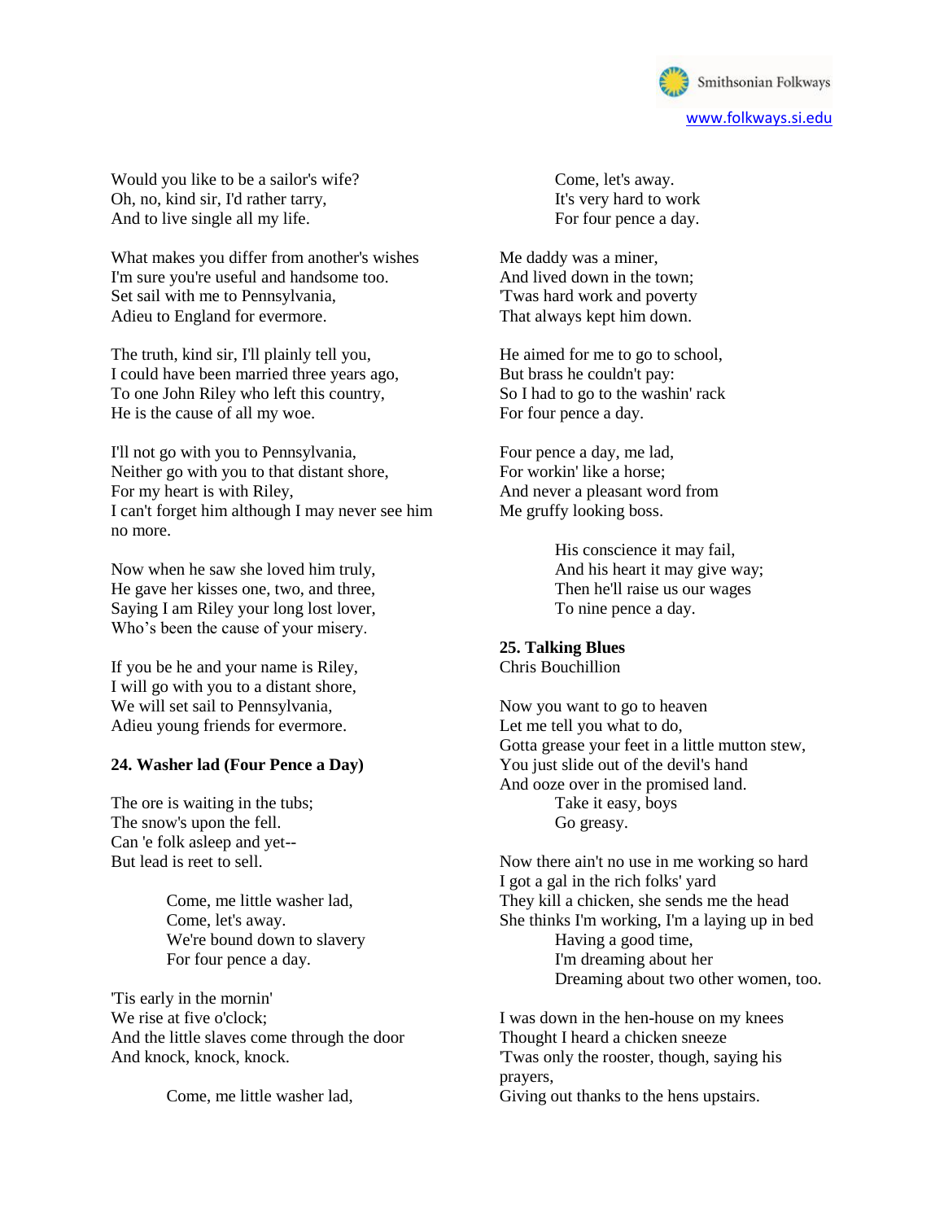Would you like to be a sailor's wife?
Oh, no, kind sir, I'd rather tarry,
And to live single all my life.

What makes you differ from another's wishes
I'm sure you're useful and handsome too.
Set sail with me to Pennsylvania,
Adieu to England for evermore.

The truth, kind sir, I'll plainly tell you,
I could have been married three years ago,
To one John Riley who left this country,
He is the cause of all my woe.

I'll not go with you to Pennsylvania,
Neither go with you to that distant shore,
For my heart is with Riley,
I can't forget him although I may never see him no more.

Now when he saw she loved him truly,
He gave her kisses one, two, and three,
Saying I am Riley your long lost lover,
Who's been the cause of your misery.

If you be he and your name is Riley,
I will go with you to a distant shore,
We will set sail to Pennsylvania,
Adieu young friends for evermore.

**24. Washer lad (Four Pence a Day)**

The ore is waiting in the tubs;
The snow's upon the fell.
Can 'e folk asleep and yet--
But lead is reet to sell.

> Come, me little washer lad,
> Come, let's away.
> We're bound down to slavery
> For four pence a day.

'Tis early in the mornin'
We rise at five o'clock;
And the little slaves come through the door
And knock, knock, knock.

> Come, me little washer lad,
> Come, let's away.
> It's very hard to work
> For four pence a day.

Me daddy was a miner,
And lived down in the town;
'Twas hard work and poverty
That always kept him down.

He aimed for me to go to school,
But brass he couldn't pay:
So I had to go to the washin' rack
For four pence a day.

Four pence a day, me lad,
For workin' like a horse;
And never a pleasant word from
Me gruffy looking boss.

> His conscience it may fail,
> And his heart it may give way;
> Then he'll raise us our wages
> To nine pence a day.

**25. Talking Blues**
Chris Bouchillion

Now you want to go to heaven
Let me tell you what to do,
Gotta grease your feet in a little mutton stew,
You just slide out of the devil's hand
And ooze over in the promised land.

> Take it easy, boys
> Go greasy.

Now there ain't no use in me working so hard
I got a gal in the rich folks' yard
They kill a chicken, she sends me the head
She thinks I'm working, I'm a laying up in bed

> Having a good time,
> I'm dreaming about her
> Dreaming about two other women, too.

I was down in the hen-house on my knees
Thought I heard a chicken sneeze
'Twas only the rooster, though, saying his prayers,
Giving out thanks to the hens upstairs.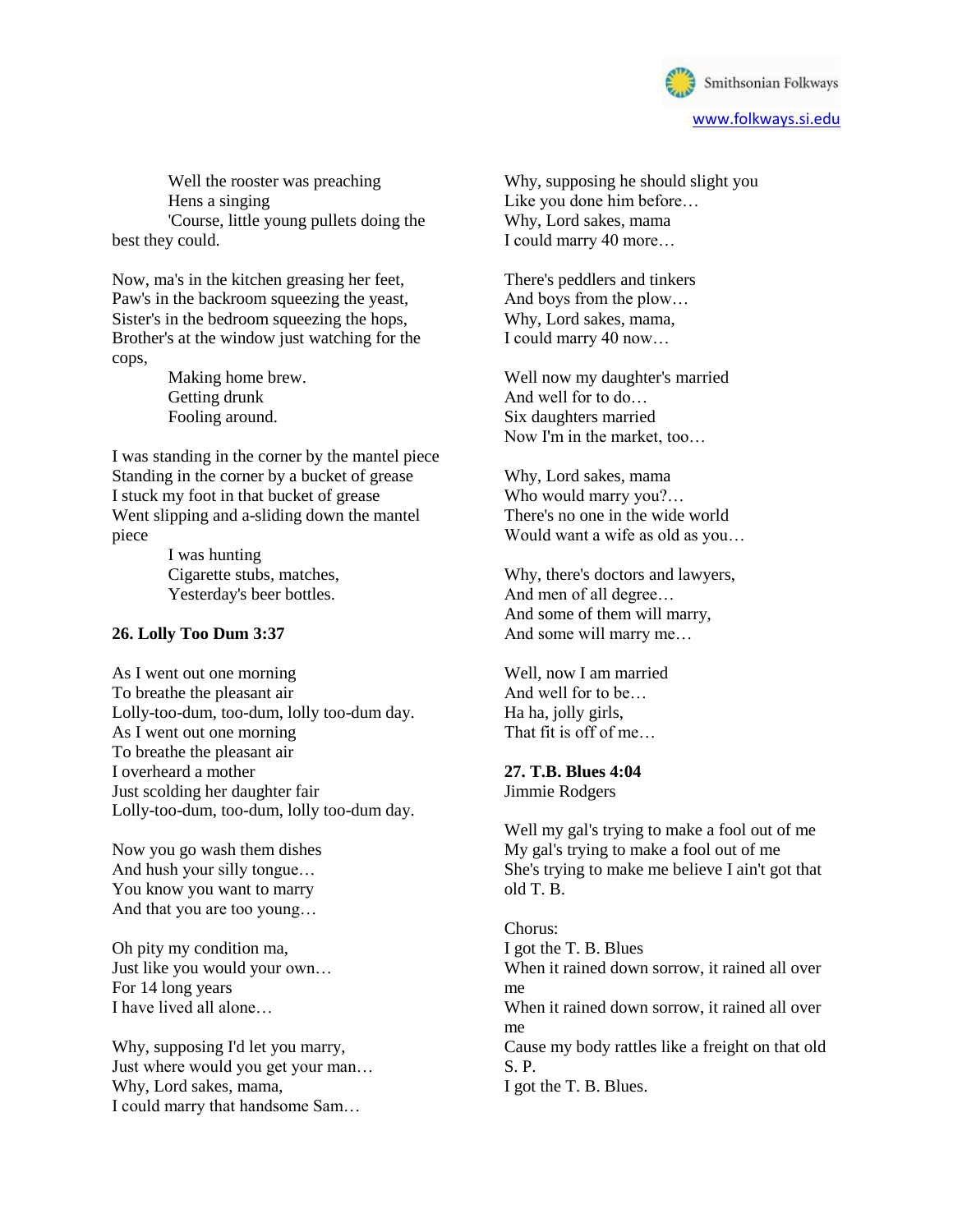Well the rooster was preaching
Hens a singing
'Course, little young pullets doing the best they could.

Now, ma's in the kitchen greasing her feet,
Paw's in the backroom squeezing the yeast,
Sister's in the bedroom squeezing the hops,
Brother's at the window just watching for the cops,
Making home brew.
Getting drunk
Fooling around.

I was standing in the corner by the mantel piece
Standing in the corner by a bucket of grease
I stuck my foot in that bucket of grease
Went slipping and a-sliding down the mantel piece
I was hunting
Cigarette stubs, matches,
Yesterday's beer bottles.

**26. Lolly Too Dum 3:37**

As I went out one morning
To breathe the pleasant air
Lolly-too-dum, too-dum, lolly too-dum day.
As I went out one morning
To breathe the pleasant air
I overheard a mother
Just scolding her daughter fair
Lolly-too-dum, too-dum, lolly too-dum day.

Now you go wash them dishes
And hush your silly tongue…
You know you want to marry
And that you are too young…

Oh pity my condition ma,
Just like you would your own…
For 14 long years
I have lived all alone…

Why, supposing I'd let you marry,
Just where would you get your man…
Why, Lord sakes, mama,
I could marry that handsome Sam…

Why, supposing he should slight you
Like you done him before…
Why, Lord sakes, mama
I could marry 40 more…

There's peddlers and tinkers
And boys from the plow…
Why, Lord sakes, mama,
I could marry 40 now…

Well now my daughter's married
And well for to do…
Six daughters married
Now I'm in the market, too…

Why, Lord sakes, mama
Who would marry you?…
There's no one in the wide world
Would want a wife as old as you…

Why, there's doctors and lawyers,
And men of all degree…
And some of them will marry,
And some will marry me…

Well, now I am married
And well for to be…
Ha ha, jolly girls,
That fit is off of me…

**27. T.B. Blues 4:04**
Jimmie Rodgers

Well my gal's trying to make a fool out of me
My gal's trying to make a fool out of me
She's trying to make me believe I ain't got that old T. B.

Chorus:
I got the T. B. Blues
When it rained down sorrow, it rained all over me
When it rained down sorrow, it rained all over me
Cause my body rattles like a freight on that old S. P.
I got the T. B. Blues.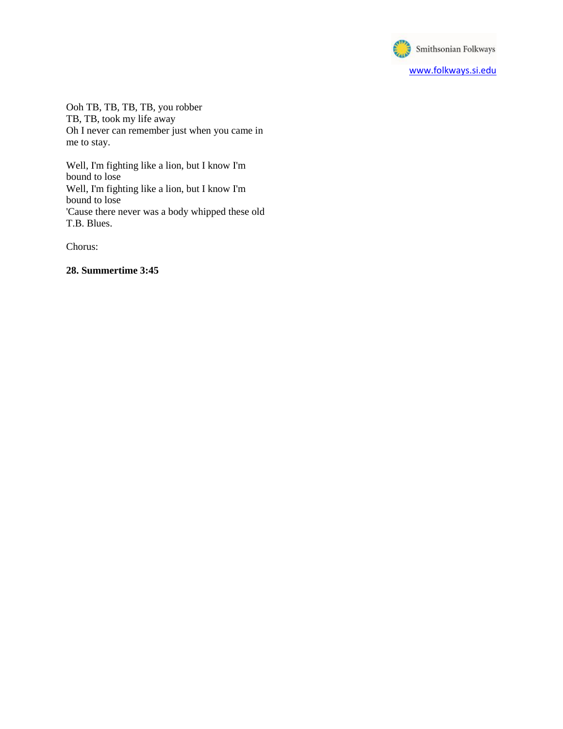Ooh TB, TB, TB, TB, you robber
TB, TB, took my life away
Oh I never can remember just when you came in me to stay.

Well, I'm fighting like a lion, but I know I'm bound to lose
Well, I'm fighting like a lion, but I know I'm bound to lose
'Cause there never was a body whipped these old T.B. Blues.

Chorus:

**28. Summertime 3:45**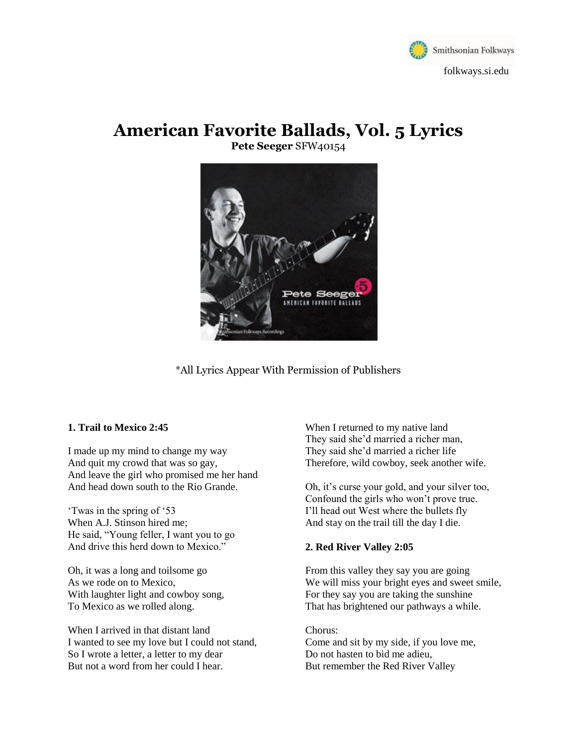Smithsonian Folkways
folkways.si.edu

# American Favorite Ballads, Vol. 5 Lyrics

**Pete Seeger** SFW40154

*All Lyrics Appear With Permission of Publishers

**1. Trail to Mexico 2:45**

I made up my mind to change my way
And quit my crowd that was so gay,
And leave the girl who promised me her hand
And head down south to the Rio Grande.

'Twas in the spring of '53
When A.J. Stinson hired me;
He said, "Young feller, I want you to go
And drive this herd down to Mexico."

Oh, it was a long and toilsome go
As we rode on to Mexico,
With laughter light and cowboy song,
To Mexico as we rolled along.

When I arrived in that distant land
I wanted to see my love but I could not stand,
So I wrote a letter, a letter to my dear
But not a word from her could I hear.

When I returned to my native land
They said she'd married a richer man,
They said she'd married a richer life
Therefore, wild cowboy, seek another wife.

Oh, it's curse your gold, and your silver too,
Confound the girls who won't prove true.
I'll head out West where the bullets fly
And stay on the trail till the day I die.

**2. Red River Valley 2:05**

From this valley they say you are going
We will miss your bright eyes and sweet smile,
For they say you are taking the sunshine
That has brightened our pathways a while.

Chorus:
Come and sit by my side, if you love me,
Do not hasten to bid me adieu,
But remember the Red River Valley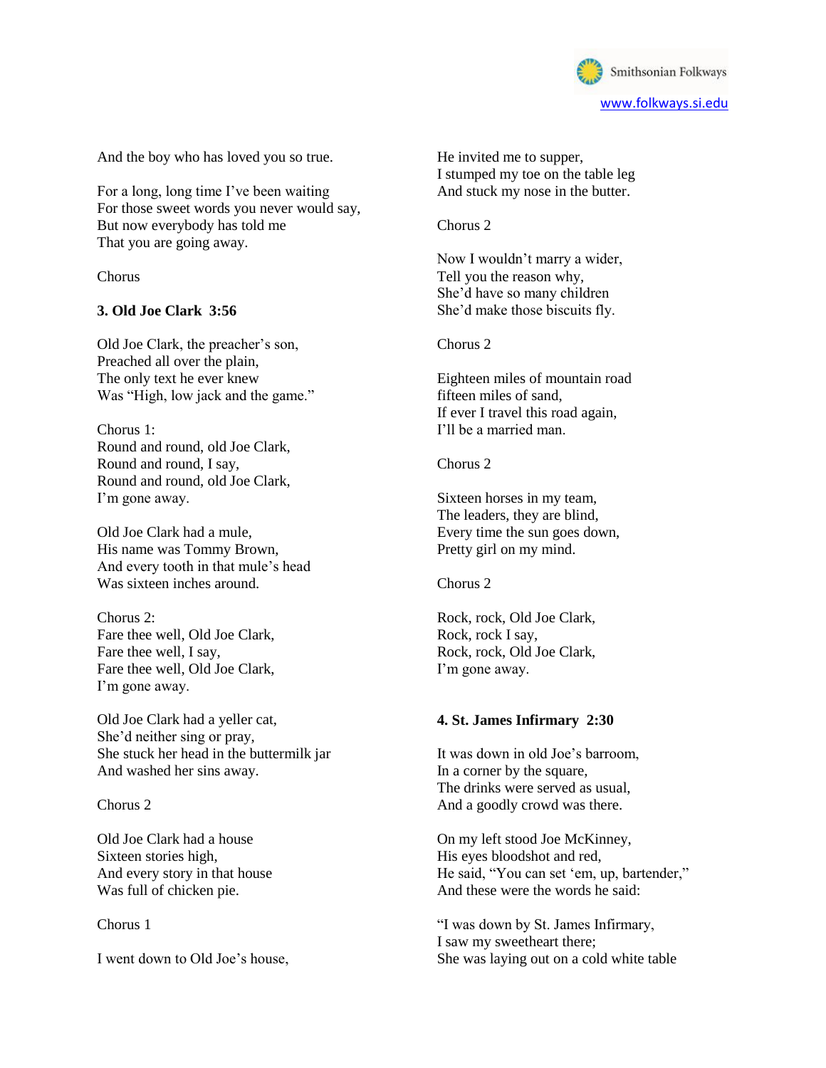And the boy who has loved you so true.

For a long, long time I've been waiting
For those sweet words you never would say,
But now everybody has told me
That you are going away.

Chorus

**3. Old Joe Clark 3:56**

Old Joe Clark, the preacher's son,
Preached all over the plain,
The only text he ever knew
Was "High, low jack and the game."

Chorus 1:
Round and round, old Joe Clark,
Round and round, I say,
Round and round, old Joe Clark,
I'm gone away.

Old Joe Clark had a mule,
His name was Tommy Brown,
And every tooth in that mule's head
Was sixteen inches around.

Chorus 2:
Fare thee well, Old Joe Clark,
Fare thee well, I say,
Fare thee well, Old Joe Clark,
I'm gone away.

Old Joe Clark had a yeller cat,
She'd neither sing or pray,
She stuck her head in the buttermilk jar
And washed her sins away.

Chorus 2

Old Joe Clark had a house
Sixteen stories high,
And every story in that house
Was full of chicken pie.

Chorus 1

I went down to Old Joe's house,
He invited me to supper,
I stumped my toe on the table leg
And stuck my nose in the butter.

Chorus 2

Now I wouldn't marry a wider,
Tell you the reason why,
She'd have so many children
She'd make those biscuits fly.

Chorus 2

Eighteen miles of mountain road
fifteen miles of sand,
If ever I travel this road again,
I'll be a married man.

Chorus 2

Sixteen horses in my team,
The leaders, they are blind,
Every time the sun goes down,
Pretty girl on my mind.

Chorus 2

Rock, rock, Old Joe Clark,
Rock, rock I say,
Rock, rock, Old Joe Clark,
I'm gone away.

**4. St. James Infirmary 2:30**

It was down in old Joe's barroom,
In a corner by the square,
The drinks were served as usual,
And a goodly crowd was there.

On my left stood Joe McKinney,
His eyes bloodshot and red,
He said, "You can set 'em, up, bartender,"
And these were the words he said:

"I was down by St. James Infirmary,
I saw my sweetheart there;
She was laying out on a cold white table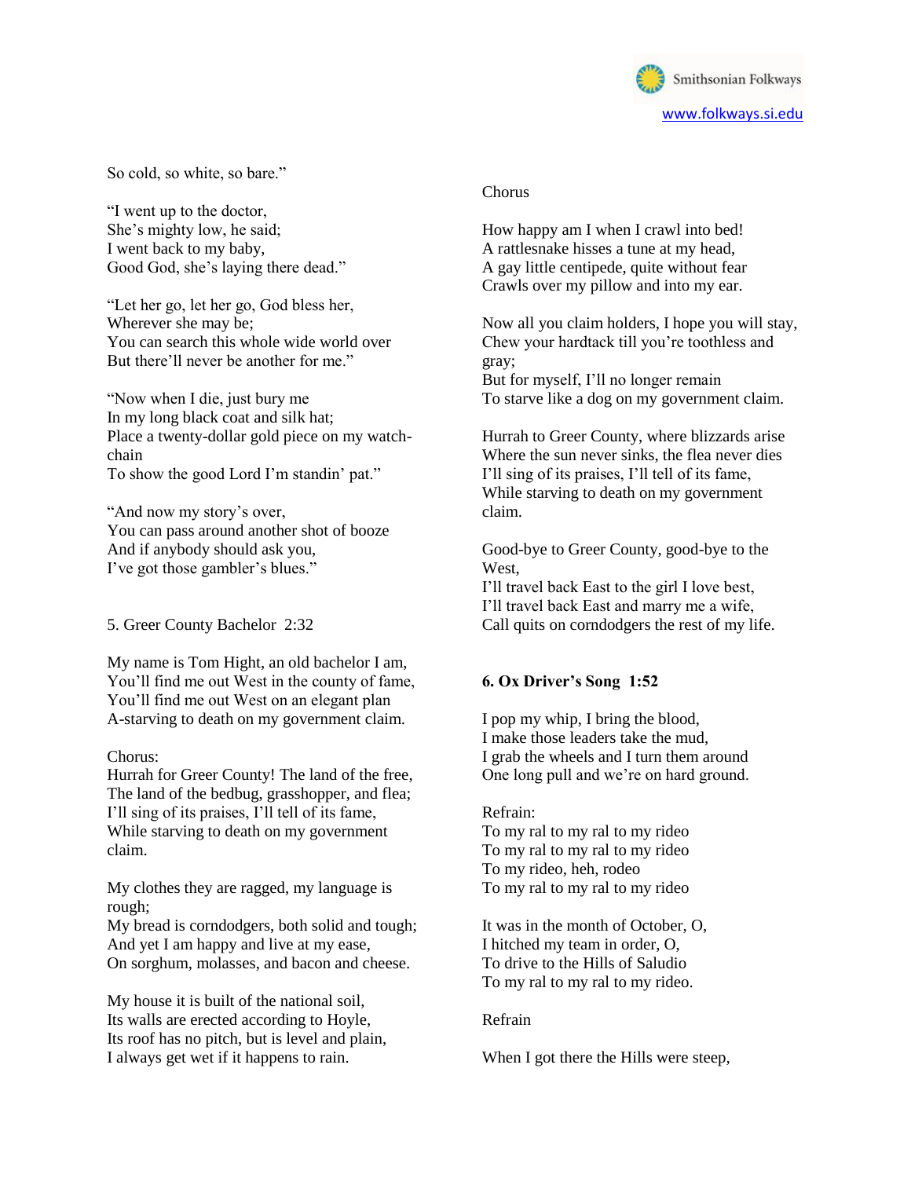So cold, so white, so bare."

"I went up to the doctor,
She's mighty low, he said;
I went back to my baby,
Good God, she's laying there dead."

"Let her go, let her go, God bless her,
Wherever she may be;
You can search this whole wide world over
But there'll never be another for me."

"Now when I die, just bury me
In my long black coat and silk hat;
Place a twenty-dollar gold piece on my watch-chain
To show the good Lord I'm standin' pat."

"And now my story's over,
You can pass around another shot of booze
And if anybody should ask you,
I've got those gambler's blues."

5. Greer County Bachelor 2:32

My name is Tom Hight, an old bachelor I am,
You'll find me out West in the county of fame,
You'll find me out West on an elegant plan
A-starving to death on my government claim.

Chorus:
Hurrah for Greer County! The land of the free,
The land of the bedbug, grasshopper, and flea;
I'll sing of its praises, I'll tell of its fame,
While starving to death on my government claim.

My clothes they are ragged, my language is rough;
My bread is corndodgers, both solid and tough;
And yet I am happy and live at my ease,
On sorghum, molasses, and bacon and cheese.

My house it is built of the national soil,
Its walls are erected according to Hoyle,
Its roof has no pitch, but is level and plain,
I always get wet if it happens to rain.

Chorus

How happy am I when I crawl into bed!
A rattlesnake hisses a tune at my head,
A gay little centipede, quite without fear
Crawls over my pillow and into my ear.

Now all you claim holders, I hope you will stay,
Chew your hardtack till you're toothless and gray;
But for myself, I'll no longer remain
To starve like a dog on my government claim.

Hurrah to Greer County, where blizzards arise
Where the sun never sinks, the flea never dies
I'll sing of its praises, I'll tell of its fame,
While starving to death on my government claim.

Good-bye to Greer County, good-bye to the West,
I'll travel back East to the girl I love best,
I'll travel back East and marry me a wife,
Call quits on corndodgers the rest of my life.

**6. Ox Driver's Song 1:52**

I pop my whip, I bring the blood,
I make those leaders take the mud,
I grab the wheels and I turn them around
One long pull and we're on hard ground.

Refrain:
To my ral to my ral to my rideo
To my ral to my ral to my rideo
To my rideo, heh, rodeo
To my ral to my ral to my rideo

It was in the month of October, O,
I hitched my team in order, O,
To drive to the Hills of Saludio
To my ral to my ral to my rideo.

Refrain

When I got there the Hills were steep,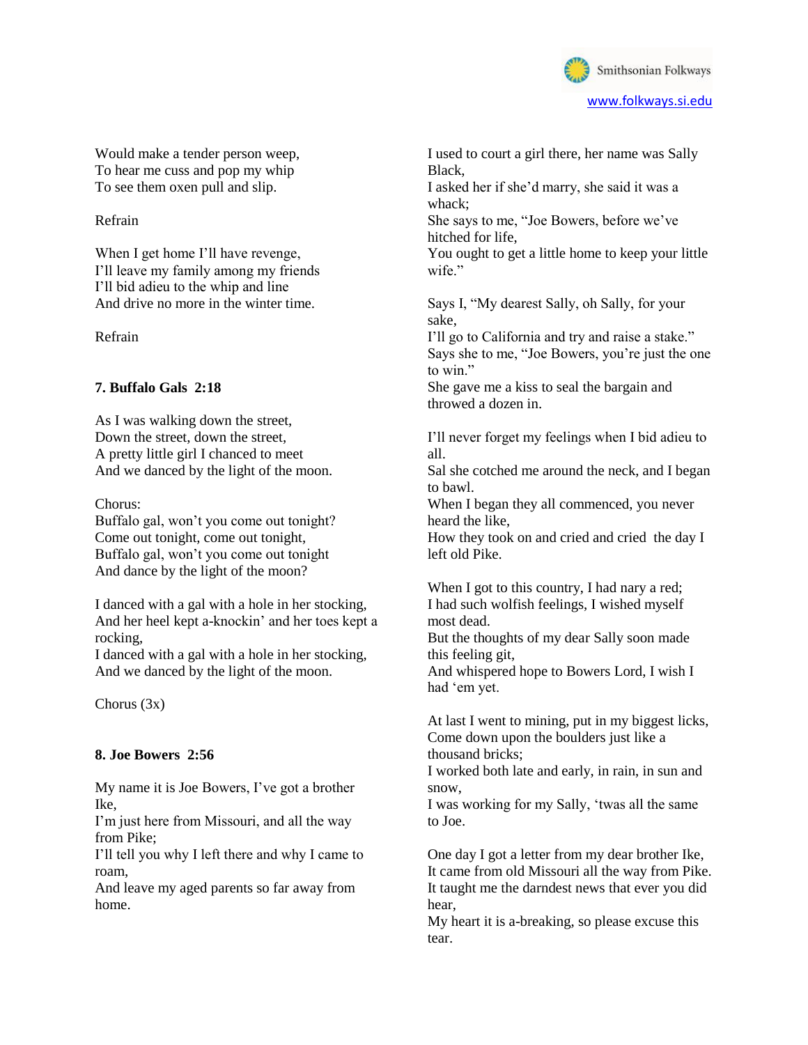Would make a tender person weep,
To hear me cuss and pop my whip
To see them oxen pull and slip.

Refrain

When I get home I'll have revenge,
I'll leave my family among my friends
I'll bid adieu to the whip and line
And drive no more in the winter time.

Refrain

**7. Buffalo Gals 2:18**

As I was walking down the street,
Down the street, down the street,
A pretty little girl I chanced to meet
And we danced by the light of the moon.

Chorus:
Buffalo gal, won't you come out tonight?
Come out tonight, come out tonight,
Buffalo gal, won't you come out tonight
And dance by the light of the moon?

I danced with a gal with a hole in her stocking,
And her heel kept a-knockin' and her toes kept a rocking,
I danced with a gal with a hole in her stocking,
And we danced by the light of the moon.

Chorus (3x)

**8. Joe Bowers 2:56**

My name it is Joe Bowers, I've got a brother Ike,
I'm just here from Missouri, and all the way from Pike;
I'll tell you why I left there and why I came to roam,
And leave my aged parents so far away from home.

I used to court a girl there, her name was Sally Black,
I asked her if she'd marry, she said it was a whack;
She says to me, "Joe Bowers, before we've hitched for life,
You ought to get a little home to keep your little wife."

Says I, "My dearest Sally, oh Sally, for your sake,
I'll go to California and try and raise a stake."
Says she to me, "Joe Bowers, you're just the one to win."
She gave me a kiss to seal the bargain and throwed a dozen in.

I'll never forget my feelings when I bid adieu to all.
Sal she cotched me around the neck, and I began to bawl.
When I began they all commenced, you never heard the like,
How they took on and cried and cried the day I left old Pike.

When I got to this country, I had nary a red;
I had such wolfish feelings, I wished myself most dead.
But the thoughts of my dear Sally soon made this feeling git,
And whispered hope to Bowers Lord, I wish I had 'em yet.

At last I went to mining, put in my biggest licks,
Come down upon the boulders just like a thousand bricks;
I worked both late and early, in rain, in sun and snow,
I was working for my Sally, 'twas all the same to Joe.

One day I got a letter from my dear brother Ike,
It came from old Missouri all the way from Pike.
It taught me the darndest news that ever you did hear,
My heart it is a-breaking, so please excuse this tear.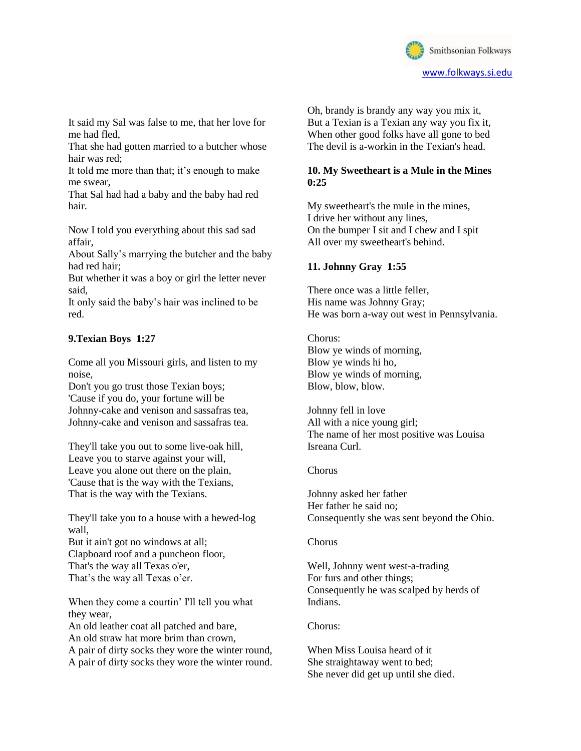It said my Sal was false to me, that her love for me had fled,
That she had gotten married to a butcher whose hair was red;
It told me more than that; it's enough to make me swear,
That Sal had had a baby and the baby had red hair.

Now I told you everything about this sad sad affair,
About Sally's marrying the butcher and the baby had red hair;
But whether it was a boy or girl the letter never said,
It only said the baby's hair was inclined to be red.

**9.Texian Boys 1:27**

Come all you Missouri girls, and listen to my noise,
Don't you go trust those Texian boys;
'Cause if you do, your fortune will be
Johnny-cake and venison and sassafras tea,
Johnny-cake and venison and sassafras tea.

They'll take you out to some live-oak hill,
Leave you to starve against your will,
Leave you alone out there on the plain,
'Cause that is the way with the Texians,
That is the way with the Texians.

They'll take you to a house with a hewed-log wall,
But it ain't got no windows at all;
Clapboard roof and a puncheon floor,
That's the way all Texas o'er,
That's the way all Texas o'er.

When they come a courtin' I'll tell you what they wear,
An old leather coat all patched and bare,
An old straw hat more brim than crown,
A pair of dirty socks they wore the winter round,
A pair of dirty socks they wore the winter round.

Oh, brandy is brandy any way you mix it,
But a Texian is a Texian any way you fix it,
When other good folks have all gone to bed
The devil is a-workin in the Texian's head.

**10. My Sweetheart is a Mule in the Mines 0:25**

My sweetheart's the mule in the mines,
I drive her without any lines,
On the bumper I sit and I chew and I spit
All over my sweetheart's behind.

**11. Johnny Gray 1:55**

There once was a little feller,
His name was Johnny Gray;
He was born a-way out west in Pennsylvania.

Chorus:
Blow ye winds of morning,
Blow ye winds hi ho,
Blow ye winds of morning,
Blow, blow, blow.

Johnny fell in love
All with a nice young girl;
The name of her most positive was Louisa Isreana Curl.

Chorus

Johnny asked her father
Her father he said no;
Consequently she was sent beyond the Ohio.

Chorus

Well, Johnny went west-a-trading
For furs and other things;
Consequently he was scalped by herds of Indians.

Chorus:

When Miss Louisa heard of it
She straightaway went to bed;
She never did get up until she died.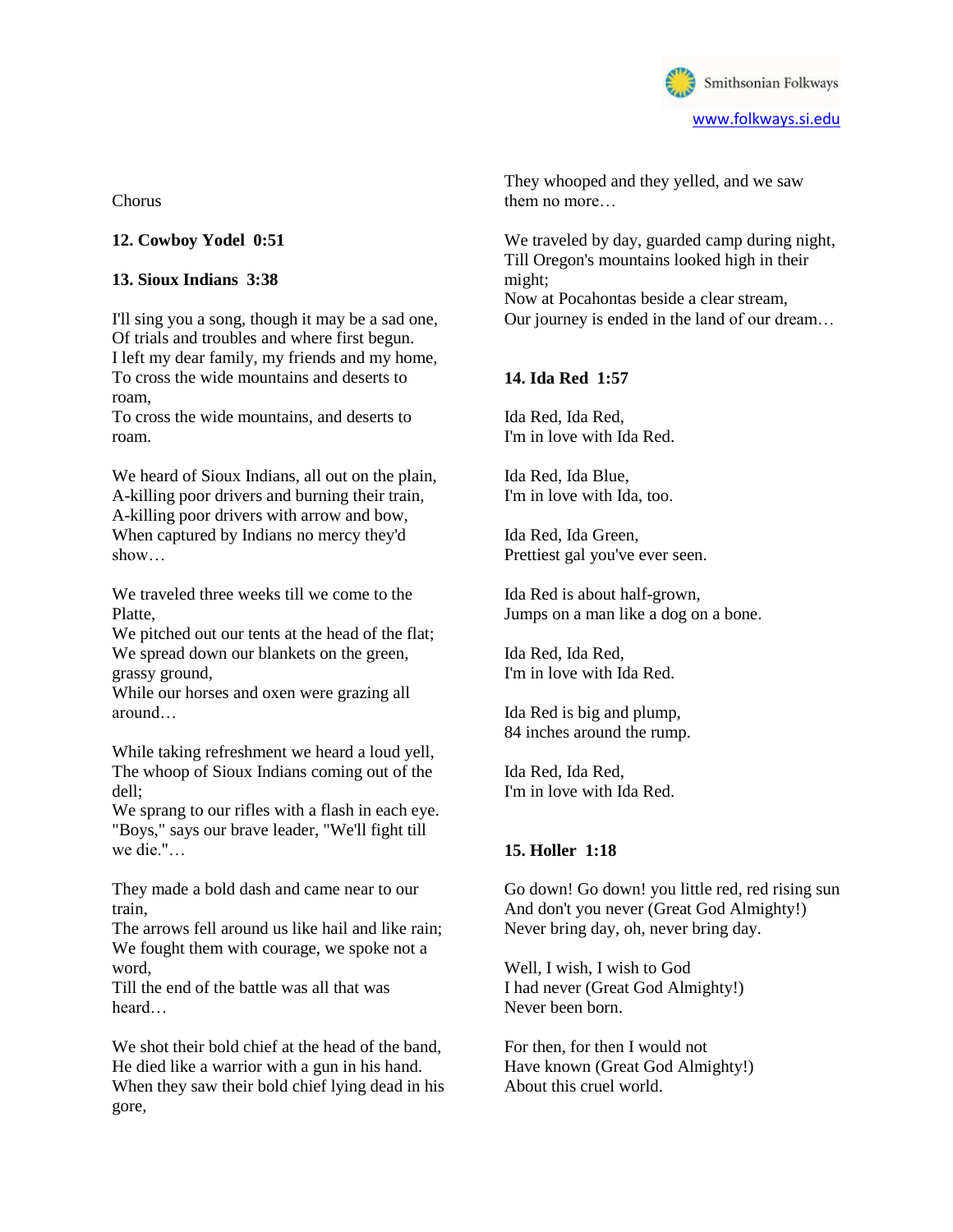Chorus

**12. Cowboy Yodel 0:51**

**13. Sioux Indians 3:38**

I'll sing you a song, though it may be a sad one,
Of trials and troubles and where first begun.
I left my dear family, my friends and my home,
To cross the wide mountains and deserts to roam,
To cross the wide mountains, and deserts to roam.

We heard of Sioux Indians, all out on the plain,
A-killing poor drivers and burning their train,
A-killing poor drivers with arrow and bow,
When captured by Indians no mercy they'd show…

We traveled three weeks till we come to the Platte,
We pitched out our tents at the head of the flat;
We spread down our blankets on the green, grassy ground,
While our horses and oxen were grazing all around…

While taking refreshment we heard a loud yell,
The whoop of Sioux Indians coming out of the dell;
We sprang to our rifles with a flash in each eye.
"Boys," says our brave leader, "We'll fight till we die."…

They made a bold dash and came near to our train,
The arrows fell around us like hail and like rain;
We fought them with courage, we spoke not a word,
Till the end of the battle was all that was heard…

We shot their bold chief at the head of the band,
He died like a warrior with a gun in his hand.
When they saw their bold chief lying dead in his gore,
They whooped and they yelled, and we saw them no more…

We traveled by day, guarded camp during night,
Till Oregon's mountains looked high in their might;
Now at Pocahontas beside a clear stream,
Our journey is ended in the land of our dream…

**14. Ida Red 1:57**

Ida Red, Ida Red,
I'm in love with Ida Red.

Ida Red, Ida Blue,
I'm in love with Ida, too.

Ida Red, Ida Green,
Prettiest gal you've ever seen.

Ida Red is about half-grown,
Jumps on a man like a dog on a bone.

Ida Red, Ida Red,
I'm in love with Ida Red.

Ida Red is big and plump,
84 inches around the rump.

Ida Red, Ida Red,
I'm in love with Ida Red.

**15. Holler 1:18**

Go down! Go down! you little red, red rising sun
And don't you never (Great God Almighty!)
Never bring day, oh, never bring day.

Well, I wish, I wish to God
I had never (Great God Almighty!)
Never been born.

For then, for then I would not
Have known (Great God Almighty!)
About this cruel world.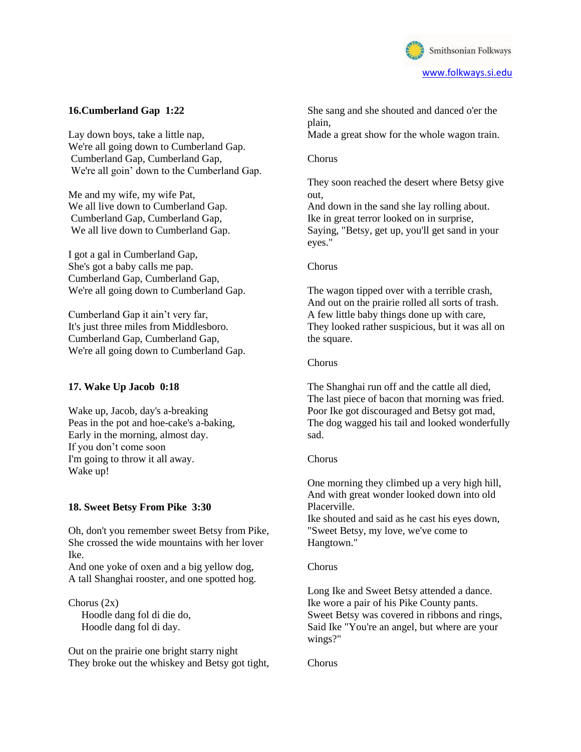### 16. Cumberland Gap 1:22

Lay down boys, take a little nap,
We're all going down to Cumberland Gap.
Cumberland Gap, Cumberland Gap,
We're all goin' down to the Cumberland Gap.

Me and my wife, my wife Pat,
We all live down to Cumberland Gap.
Cumberland Gap, Cumberland Gap,
We all live down to Cumberland Gap.

I got a gal in Cumberland Gap,
She's got a baby calls me pap.
Cumberland Gap, Cumberland Gap,
We're all going down to Cumberland Gap.

Cumberland Gap it ain't very far,
It's just three miles from Middlesboro.
Cumberland Gap, Cumberland Gap,
We're all going down to Cumberland Gap.

### 17. Wake Up Jacob 0:18

Wake up, Jacob, day's a-breaking
Peas in the pot and hoe-cake's a-baking,
Early in the morning, almost day.
If you don't come soon
I'm going to throw it all away.
Wake up!

### 18. Sweet Betsy From Pike 3:30

Oh, don't you remember sweet Betsy from Pike,
She crossed the wide mountains with her lover Ike.
And one yoke of oxen and a big yellow dog,
A tall Shanghai rooster, and one spotted hog.

Chorus (2x)
Hoodle dang fol di die do,
Hoodle dang fol di day.

Out on the prairie one bright starry night
They broke out the whiskey and Betsy got tight,
She sang and she shouted and danced o'er the plain,
Made a great show for the whole wagon train.

Chorus

They soon reached the desert where Betsy give out,
And down in the sand she lay rolling about.
Ike in great terror looked on in surprise,
Saying, "Betsy, get up, you'll get sand in your eyes."

Chorus

The wagon tipped over with a terrible crash,
And out on the prairie rolled all sorts of trash.
A few little baby things done up with care,
They looked rather suspicious, but it was all on the square.

Chorus

The Shanghai run off and the cattle all died,
The last piece of bacon that morning was fried.
Poor Ike got discouraged and Betsy got mad,
The dog wagged his tail and looked wonderfully sad.

Chorus

One morning they climbed up a very high hill,
And with great wonder looked down into old Placerville.
Ike shouted and said as he cast his eyes down,
"Sweet Betsy, my love, we've come to Hangtown."

Chorus

Long Ike and Sweet Betsy attended a dance.
Ike wore a pair of his Pike County pants.
Sweet Betsy was covered in ribbons and rings,
Said Ike "You're an angel, but where are your wings?"

Chorus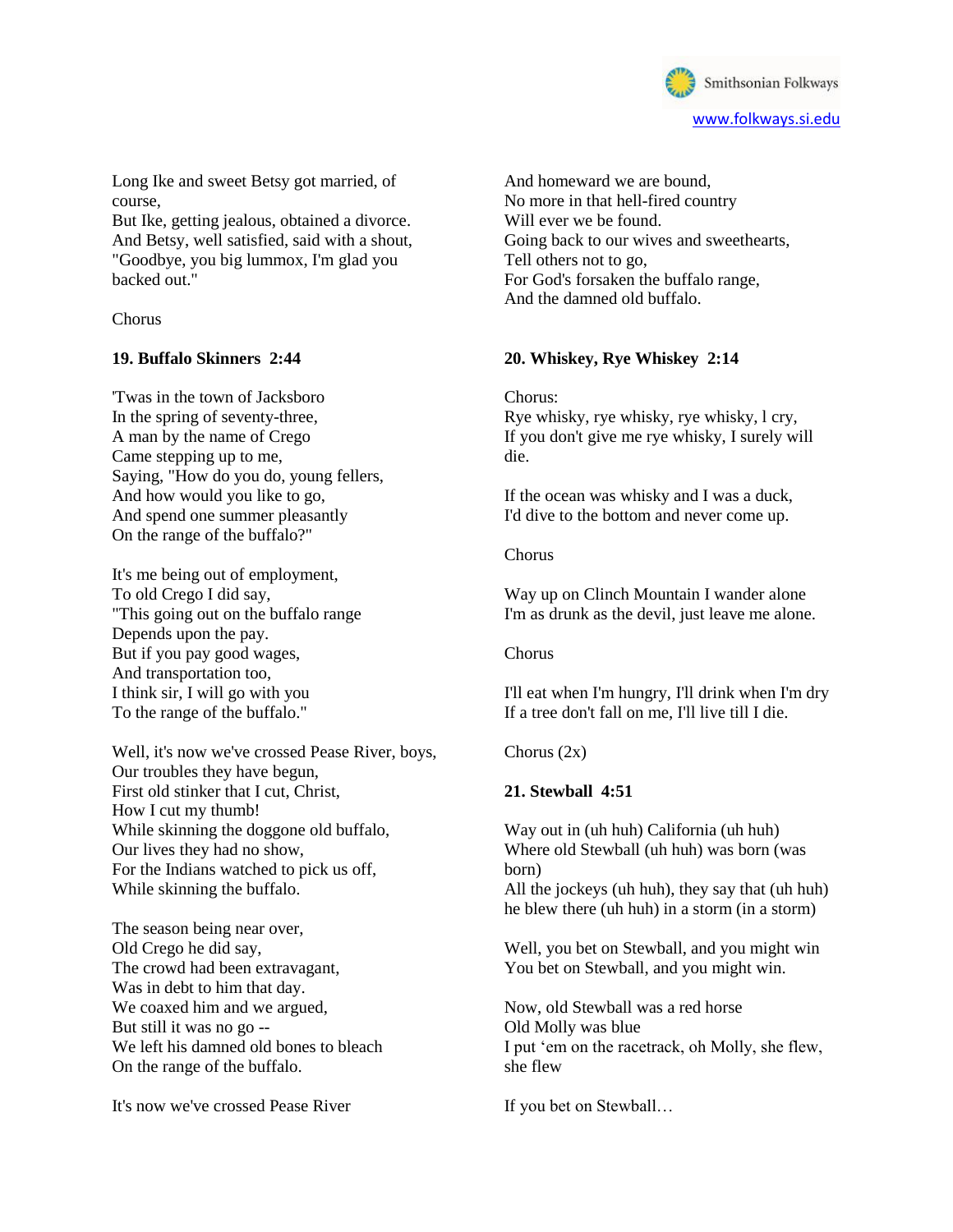Long Ike and sweet Betsy got married, of course,
But Ike, getting jealous, obtained a divorce.
And Betsy, well satisfied, said with a shout,
"Goodbye, you big lummox, I'm glad you backed out."

Chorus

**19. Buffalo Skinners 2:44**

'Twas in the town of Jacksboro
In the spring of seventy-three,
A man by the name of Crego
Came stepping up to me,
Saying, "How do you do, young fellers,
And how would you like to go,
And spend one summer pleasantly
On the range of the buffalo?"

It's me being out of employment,
To old Crego I did say,
"This going out on the buffalo range
Depends upon the pay.
But if you pay good wages,
And transportation too,
I think sir, I will go with you
To the range of the buffalo."

Well, it's now we've crossed Pease River, boys,
Our troubles they have begun,
First old stinker that I cut, Christ,
How I cut my thumb!
While skinning the doggone old buffalo,
Our lives they had no show,
For the Indians watched to pick us off,
While skinning the buffalo.

The season being near over,
Old Crego he did say,
The crowd had been extravagant,
Was in debt to him that day.
We coaxed him and we argued,
But still it was no go --
We left his damned old bones to bleach
On the range of the buffalo.

It's now we've crossed Pease River
And homeward we are bound,
No more in that hell-fired country
Will ever we be found.
Going back to our wives and sweethearts,
Tell others not to go,
For God's forsaken the buffalo range,
And the damned old buffalo.

**20. Whiskey, Rye Whiskey 2:14**

Chorus:
Rye whisky, rye whisky, rye whisky, l cry,
If you don't give me rye whisky, I surely will die.

If the ocean was whisky and I was a duck,
I'd dive to the bottom and never come up.

Chorus

Way up on Clinch Mountain I wander alone
I'm as drunk as the devil, just leave me alone.

Chorus

I'll eat when I'm hungry, I'll drink when I'm dry
If a tree don't fall on me, I'll live till I die.

Chorus (2x)

**21. Stewball 4:51**

Way out in (uh huh) California (uh huh)
Where old Stewball (uh huh) was born (was born)
All the jockeys (uh huh), they say that (uh huh) he blew there (uh huh) in a storm (in a storm)

Well, you bet on Stewball, and you might win
You bet on Stewball, and you might win.

Now, old Stewball was a red horse
Old Molly was blue
I put 'em on the racetrack, oh Molly, she flew, she flew

If you bet on Stewball…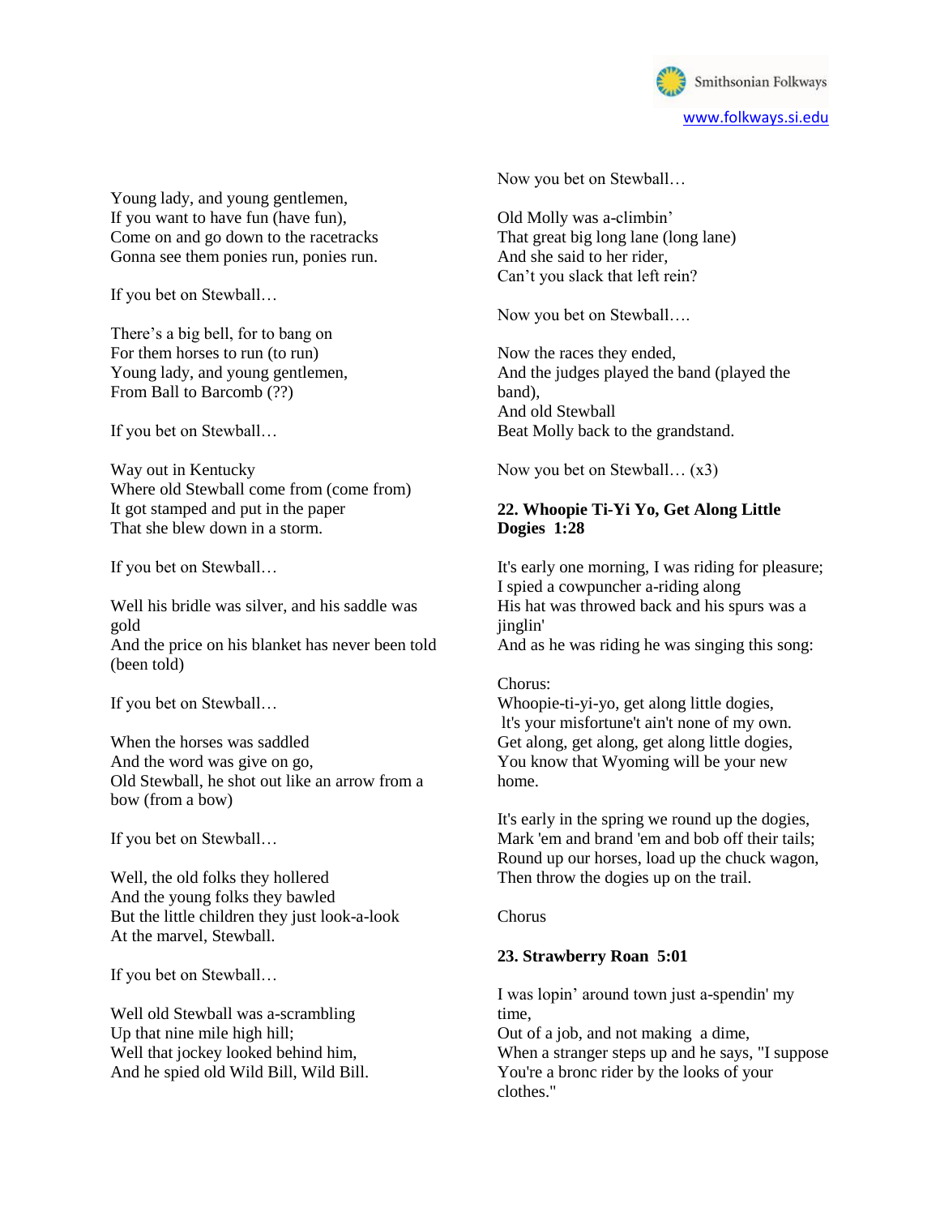Young lady, and young gentlemen,
If you want to have fun (have fun),
Come on and go down to the racetracks
Gonna see them ponies run, ponies run.

If you bet on Stewball…

There's a big bell, for to bang on
For them horses to run (to run)
Young lady, and young gentlemen,
From Ball to Barcomb (??)

If you bet on Stewball…

Way out in Kentucky
Where old Stewball come from (come from)
It got stamped and put in the paper
That she blew down in a storm.

If you bet on Stewball…

Well his bridle was silver, and his saddle was gold
And the price on his blanket has never been told (been told)

If you bet on Stewball…

When the horses was saddled
And the word was give on go,
Old Stewball, he shot out like an arrow from a bow (from a bow)

If you bet on Stewball…

Well, the old folks they hollered
And the young folks they bawled
But the little children they just look-a-look
At the marvel, Stewball.

If you bet on Stewball…

Well old Stewball was a-scrambling
Up that nine mile high hill;
Well that jockey looked behind him,
And he spied old Wild Bill, Wild Bill.

Now you bet on Stewball…

Old Molly was a-climbin'
That great big long lane (long lane)
And she said to her rider,
Can't you slack that left rein?

Now you bet on Stewball….

Now the races they ended,
And the judges played the band (played the band),
And old Stewball
Beat Molly back to the grandstand.

Now you bet on Stewball… (x3)

**22. Whoopie Ti-Yi Yo, Get Along Little Dogies 1:28**

It's early one morning, I was riding for pleasure;
I spied a cowpuncher a-riding along
His hat was throwed back and his spurs was a jinglin'
And as he was riding he was singing this song:

Chorus:
Whoopie-ti-yi-yo, get along little dogies,
It's your misfortune't ain't none of my own.
Get along, get along, get along little dogies,
You know that Wyoming will be your new home.

It's early in the spring we round up the dogies,
Mark 'em and brand 'em and bob off their tails;
Round up our horses, load up the chuck wagon,
Then throw the dogies up on the trail.

Chorus

**23. Strawberry Roan 5:01**

I was lopin' around town just a-spendin' my time,
Out of a job, and not making a dime,
When a stranger steps up and he says, "I suppose
You're a bronc rider by the looks of your clothes."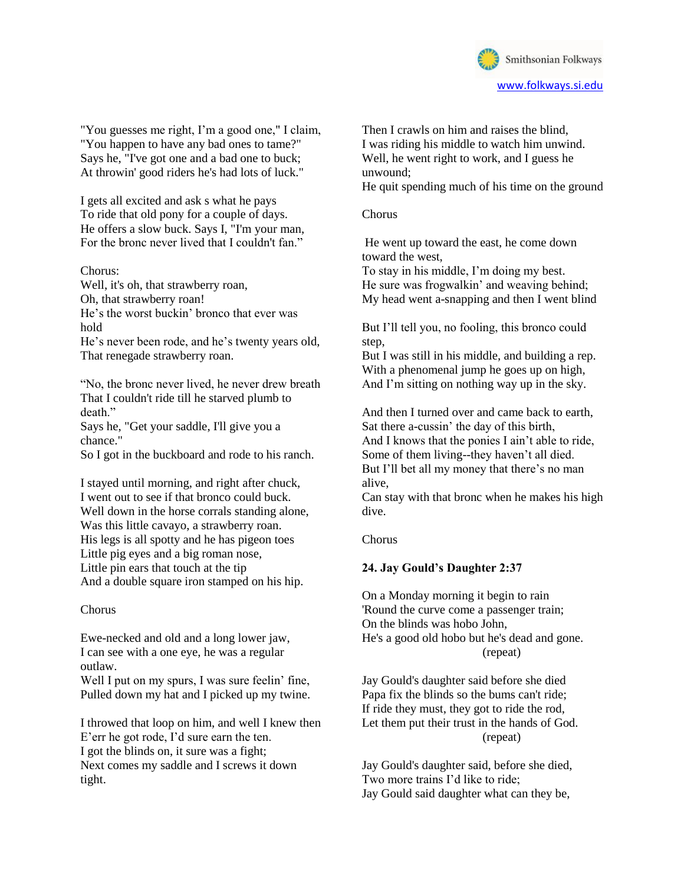"You guesses me right, I'm a good one," I claim,
"You happen to have any bad ones to tame?"
Says he, "I've got one and a bad one to buck;
At throwin' good riders he's had lots of luck."

I gets all excited and ask s what he pays
To ride that old pony for a couple of days.
He offers a slow buck. Says I, "I'm your man,
For the bronc never lived that I couldn't fan."

Chorus:
Well, it's oh, that strawberry roan,
Oh, that strawberry roan!
He's the worst buckin' bronco that ever was hold
He's never been rode, and he's twenty years old,
That renegade strawberry roan.

"No, the bronc never lived, he never drew breath
That I couldn't ride till he starved plumb to death."
Says he, "Get your saddle, I'll give you a chance."
So I got in the buckboard and rode to his ranch.

I stayed until morning, and right after chuck,
I went out to see if that bronco could buck.
Well down in the horse corrals standing alone,
Was this little cavayo, a strawberry roan.
His legs is all spotty and he has pigeon toes
Little pig eyes and a big roman nose,
Little pin ears that touch at the tip
And a double square iron stamped on his hip.

Chorus

Ewe-necked and old and a long lower jaw,
I can see with a one eye, he was a regular outlaw.
Well I put on my spurs, I was sure feelin' fine,
Pulled down my hat and I picked up my twine.

I throwed that loop on him, and well I knew then
E'err he got rode, I'd sure earn the ten.
I got the blinds on, it sure was a fight;
Next comes my saddle and I screws it down tight.

Then I crawls on him and raises the blind,
I was riding his middle to watch him unwind.
Well, he went right to work, and I guess he unwound;
He quit spending much of his time on the ground

Chorus

He went up toward the east, he come down toward the west,
To stay in his middle, I'm doing my best.
He sure was frogwalkin' and weaving behind;
My head went a-snapping and then I went blind

But I'll tell you, no fooling, this bronco could step,
But I was still in his middle, and building a rep.
With a phenomenal jump he goes up on high,
And I'm sitting on nothing way up in the sky.

And then I turned over and came back to earth,
Sat there a-cussin' the day of this birth,
And I knows that the ponies I ain't able to ride,
Some of them living--they haven't all died.
But I'll bet all my money that there's no man alive,
Can stay with that bronc when he makes his high dive.

Chorus

**24. Jay Gould's Daughter 2:37**

On a Monday morning it begin to rain
'Round the curve come a passenger train;
On the blinds was hobo John,
He's a good old hobo but he's dead and gone.
(repeat)

Jay Gould's daughter said before she died
Papa fix the blinds so the bums can't ride;
If ride they must, they got to ride the rod,
Let them put their trust in the hands of God.
(repeat)

Jay Gould's daughter said, before she died,
Two more trains I'd like to ride;
Jay Gould said daughter what can they be,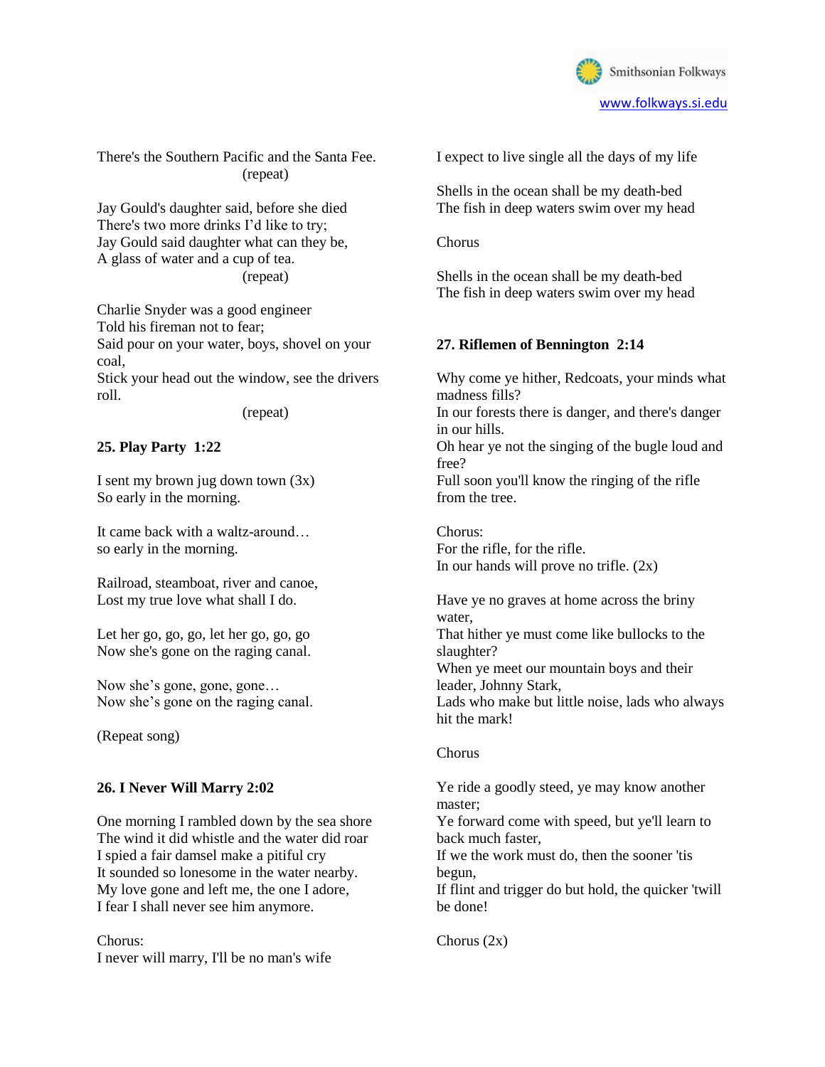There's the Southern Pacific and the Santa Fee.
(repeat)

Jay Gould's daughter said, before she died
There's two more drinks I'd like to try;
Jay Gould said daughter what can they be,
A glass of water and a cup of tea.
(repeat)

Charlie Snyder was a good engineer
Told his fireman not to fear;
Said pour on your water, boys, shovel on your coal,
Stick your head out the window, see the drivers roll.
(repeat)

**25. Play Party 1:22**

I sent my brown jug down town (3x)
So early in the morning.

It came back with a waltz-around…
so early in the morning.

Railroad, steamboat, river and canoe,
Lost my true love what shall I do.

Let her go, go, go, let her go, go, go
Now she's gone on the raging canal.

Now she's gone, gone, gone…
Now she's gone on the raging canal.

(Repeat song)

**26. I Never Will Marry 2:02**

One morning I rambled down by the sea shore
The wind it did whistle and the water did roar
I spied a fair damsel make a pitiful cry
It sounded so lonesome in the water nearby.
My love gone and left me, the one I adore,
I fear I shall never see him anymore.

Chorus:
I never will marry, I'll be no man's wife
I expect to live single all the days of my life

Shells in the ocean shall be my death-bed
The fish in deep waters swim over my head

Chorus

Shells in the ocean shall be my death-bed
The fish in deep waters swim over my head

**27. Riflemen of Bennington 2:14**

Why come ye hither, Redcoats, your minds what madness fills?
In our forests there is danger, and there's danger in our hills.
Oh hear ye not the singing of the bugle loud and free?
Full soon you'll know the ringing of the rifle from the tree.

Chorus:
For the rifle, for the rifle.
In our hands will prove no trifle. (2x)

Have ye no graves at home across the briny water,
That hither ye must come like bullocks to the slaughter?
When ye meet our mountain boys and their leader, Johnny Stark,
Lads who make but little noise, lads who always hit the mark!

Chorus

Ye ride a goodly steed, ye may know another master;
Ye forward come with speed, but ye'll learn to back much faster,
If we the work must do, then the sooner 'tis begun,
If flint and trigger do but hold, the quicker 'twill be done!

Chorus (2x)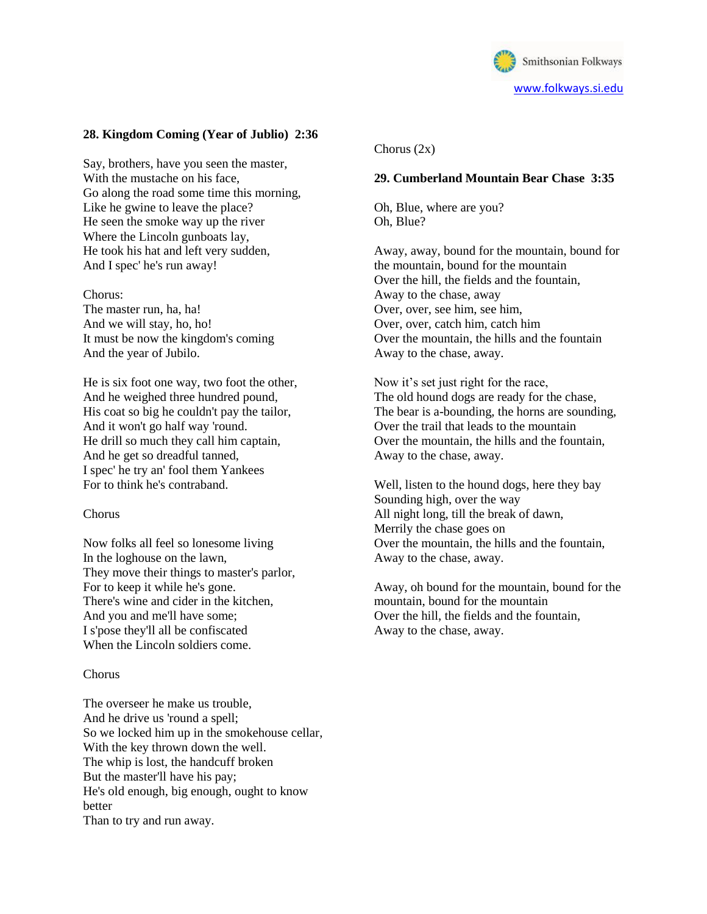### 28. Kingdom Coming (Year of Jublio) 2:36

Say, brothers, have you seen the master,
With the mustache on his face,
Go along the road some time this morning,
Like he gwine to leave the place?
He seen the smoke way up the river
Where the Lincoln gunboats lay,
He took his hat and left very sudden,
And I spec' he's run away!

Chorus:
The master run, ha, ha!
And we will stay, ho, ho!
It must be now the kingdom's coming
And the year of Jubilo.

He is six foot one way, two foot the other,
And he weighed three hundred pound,
His coat so big he couldn't pay the tailor,
And it won't go half way 'round.
He drill so much they call him captain,
And he get so dreadful tanned,
I spec' he try an' fool them Yankees
For to think he's contraband.

Chorus

Now folks all feel so lonesome living
In the loghouse on the lawn,
They move their things to master's parlor,
For to keep it while he's gone.
There's wine and cider in the kitchen,
And you and me'll have some;
I s'pose they'll all be confiscated
When the Lincoln soldiers come.

Chorus

The overseer he make us trouble,
And he drive us 'round a spell;
So we locked him up in the smokehouse cellar,
With the key thrown down the well.
The whip is lost, the handcuff broken
But the master'll have his pay;
He's old enough, big enough, ought to know better
Than to try and run away.

Chorus (2x)

### 29. Cumberland Mountain Bear Chase 3:35

Oh, Blue, where are you?
Oh, Blue?

Away, away, bound for the mountain, bound for the mountain, bound for the mountain
Over the hill, the fields and the fountain,
Away to the chase, away
Over, over, see him, see him,
Over, over, catch him, catch him
Over the mountain, the hills and the fountain
Away to the chase, away.

Now it's set just right for the race,
The old hound dogs are ready for the chase,
The bear is a-bounding, the horns are sounding,
Over the trail that leads to the mountain
Over the mountain, the hills and the fountain,
Away to the chase, away.

Well, listen to the hound dogs, here they bay
Sounding high, over the way
All night long, till the break of dawn,
Merrily the chase goes on
Over the mountain, the hills and the fountain,
Away to the chase, away.

Away, oh bound for the mountain, bound for the mountain, bound for the mountain
Over the hill, the fields and the fountain,
Away to the chase, away.